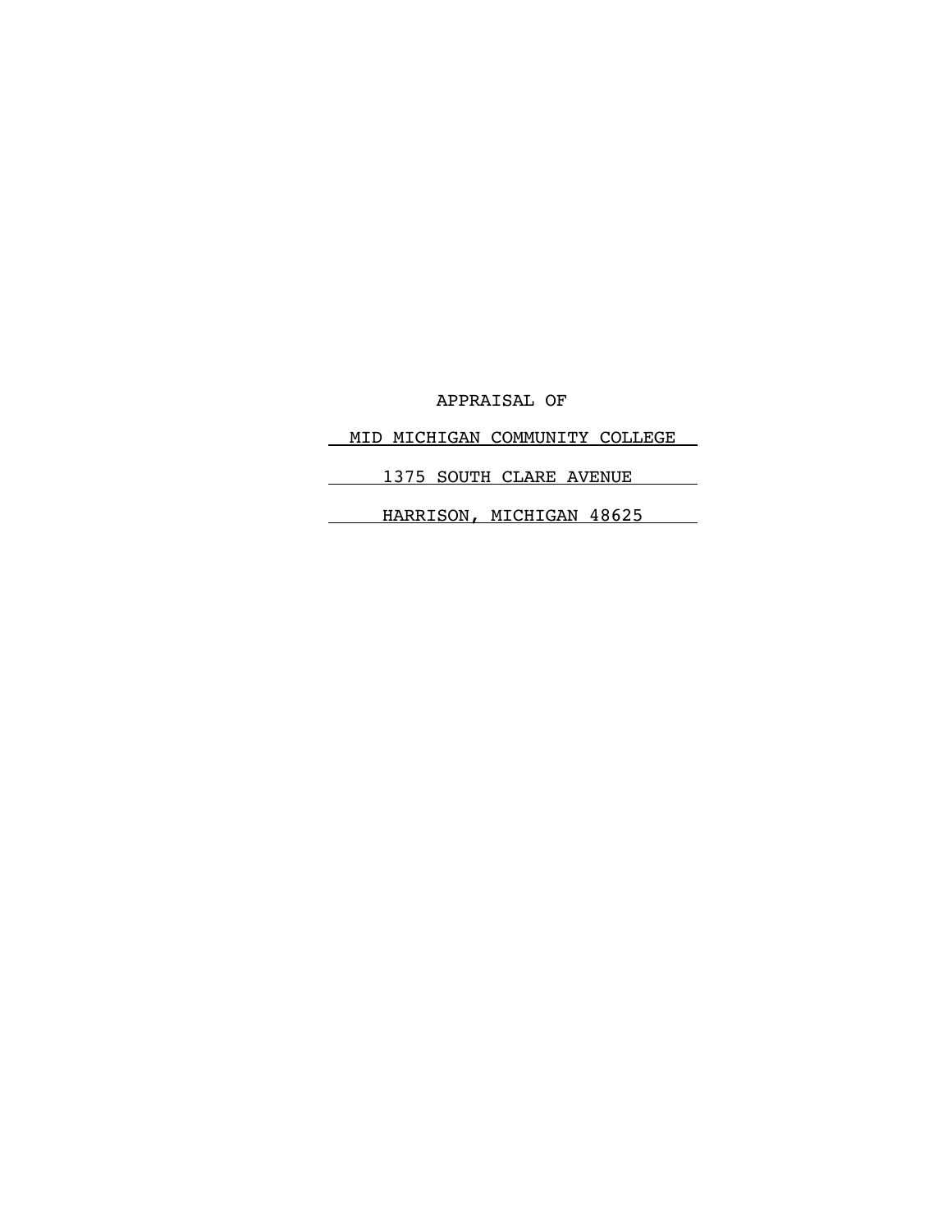APPRAISAL OF

MID MICHIGAN COMMUNITY COLLEGE

1375 SOUTH CLARE AVENUE

HARRISON, MICHIGAN 48625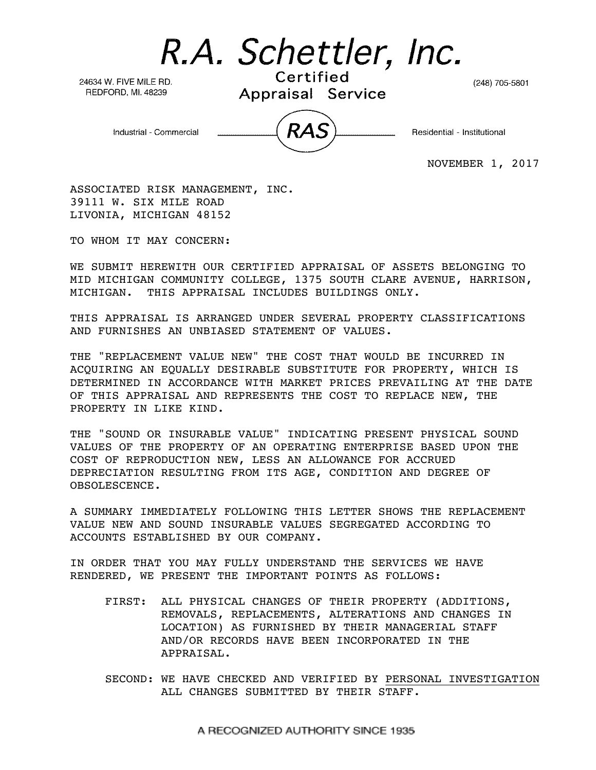# R.A. Schettler, Inc.

24634 W. FIVE MILE RD.
REDFORD, MI. 48239

Certified
Appraisal Service

(248) 705-5801

Industrial - Commercial — RAS — Residential - Institutional

NOVEMBER 1, 2017

ASSOCIATED RISK MANAGEMENT, INC.
39111 W. SIX MILE ROAD
LIVONIA, MICHIGAN 48152

TO WHOM IT MAY CONCERN:

WE SUBMIT HEREWITH OUR CERTIFIED APPRAISAL OF ASSETS BELONGING TO MID MICHIGAN COMMUNITY COLLEGE, 1375 SOUTH CLARE AVENUE, HARRISON, MICHIGAN. THIS APPRAISAL INCLUDES BUILDINGS ONLY.

THIS APPRAISAL IS ARRANGED UNDER SEVERAL PROPERTY CLASSIFICATIONS AND FURNISHES AN UNBIASED STATEMENT OF VALUES.

THE "REPLACEMENT VALUE NEW" THE COST THAT WOULD BE INCURRED IN ACQUIRING AN EQUALLY DESIRABLE SUBSTITUTE FOR PROPERTY, WHICH IS DETERMINED IN ACCORDANCE WITH MARKET PRICES PREVAILING AT THE DATE OF THIS APPRAISAL AND REPRESENTS THE COST TO REPLACE NEW, THE PROPERTY IN LIKE KIND.

THE "SOUND OR INSURABLE VALUE" INDICATING PRESENT PHYSICAL SOUND VALUES OF THE PROPERTY OF AN OPERATING ENTERPRISE BASED UPON THE COST OF REPRODUCTION NEW, LESS AN ALLOWANCE FOR ACCRUED DEPRECIATION RESULTING FROM ITS AGE, CONDITION AND DEGREE OF OBSOLESCENCE.

A SUMMARY IMMEDIATELY FOLLOWING THIS LETTER SHOWS THE REPLACEMENT VALUE NEW AND SOUND INSURABLE VALUES SEGREGATED ACCORDING TO ACCOUNTS ESTABLISHED BY OUR COMPANY.

IN ORDER THAT YOU MAY FULLY UNDERSTAND THE SERVICES WE HAVE RENDERED, WE PRESENT THE IMPORTANT POINTS AS FOLLOWS:

FIRST: ALL PHYSICAL CHANGES OF THEIR PROPERTY (ADDITIONS, REMOVALS, REPLACEMENTS, ALTERATIONS AND CHANGES IN LOCATION) AS FURNISHED BY THEIR MANAGERIAL STAFF AND/OR RECORDS HAVE BEEN INCORPORATED IN THE APPRAISAL.

SECOND: WE HAVE CHECKED AND VERIFIED BY PERSONAL INVESTIGATION ALL CHANGES SUBMITTED BY THEIR STAFF.

A RECOGNIZED AUTHORITY SINCE 1935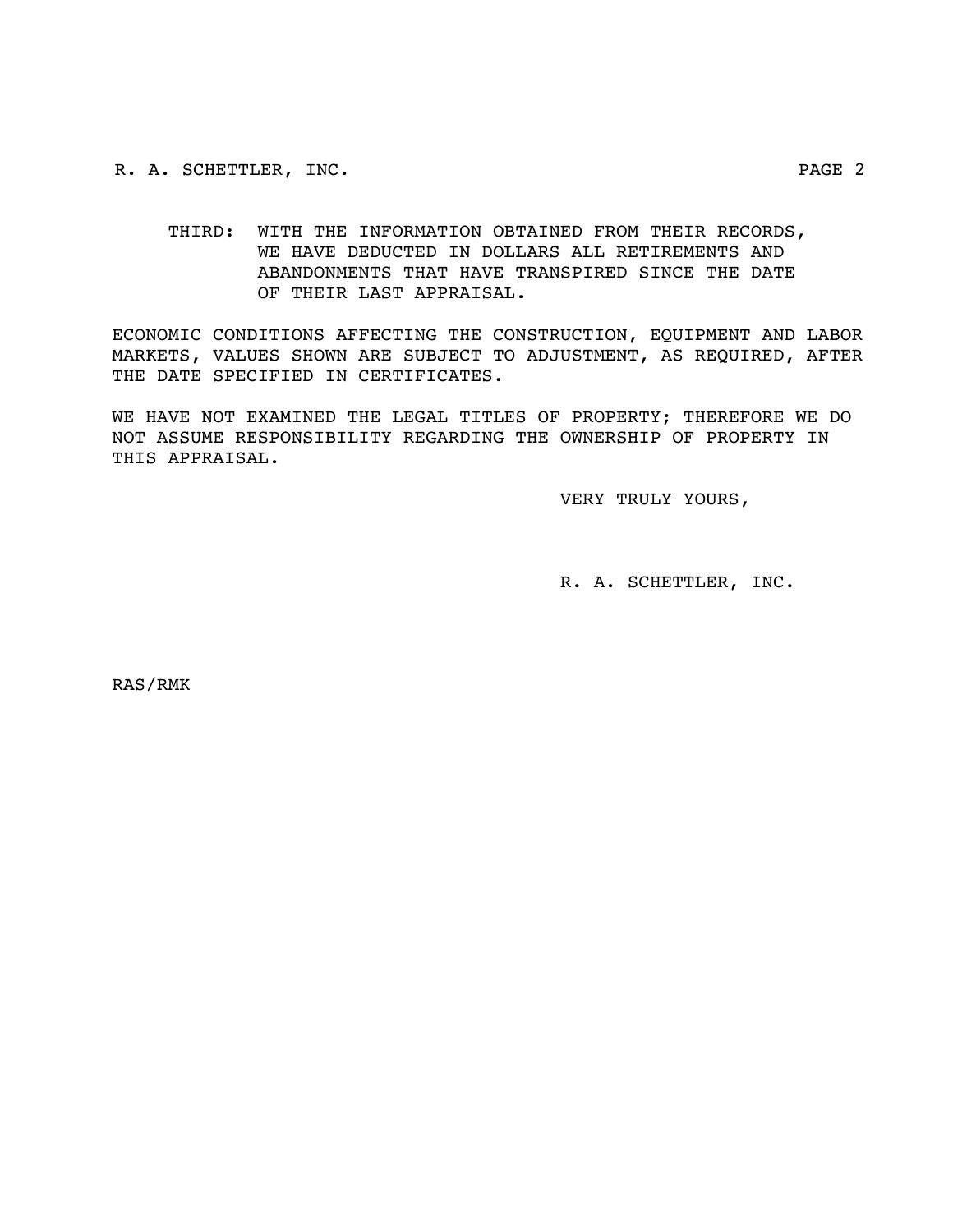THIRD: WITH THE INFORMATION OBTAINED FROM THEIR RECORDS, WE HAVE DEDUCTED IN DOLLARS ALL RETIREMENTS AND ABANDONMENTS THAT HAVE TRANSPIRED SINCE THE DATE OF THEIR LAST APPRAISAL.

ECONOMIC CONDITIONS AFFECTING THE CONSTRUCTION, EQUIPMENT AND LABOR MARKETS, VALUES SHOWN ARE SUBJECT TO ADJUSTMENT, AS REQUIRED, AFTER THE DATE SPECIFIED IN CERTIFICATES.

WE HAVE NOT EXAMINED THE LEGAL TITLES OF PROPERTY; THEREFORE WE DO NOT ASSUME RESPONSIBILITY REGARDING THE OWNERSHIP OF PROPERTY IN THIS APPRAISAL.

VERY TRULY YOURS,

R. A. SCHETTLER, INC.

RAS/RMK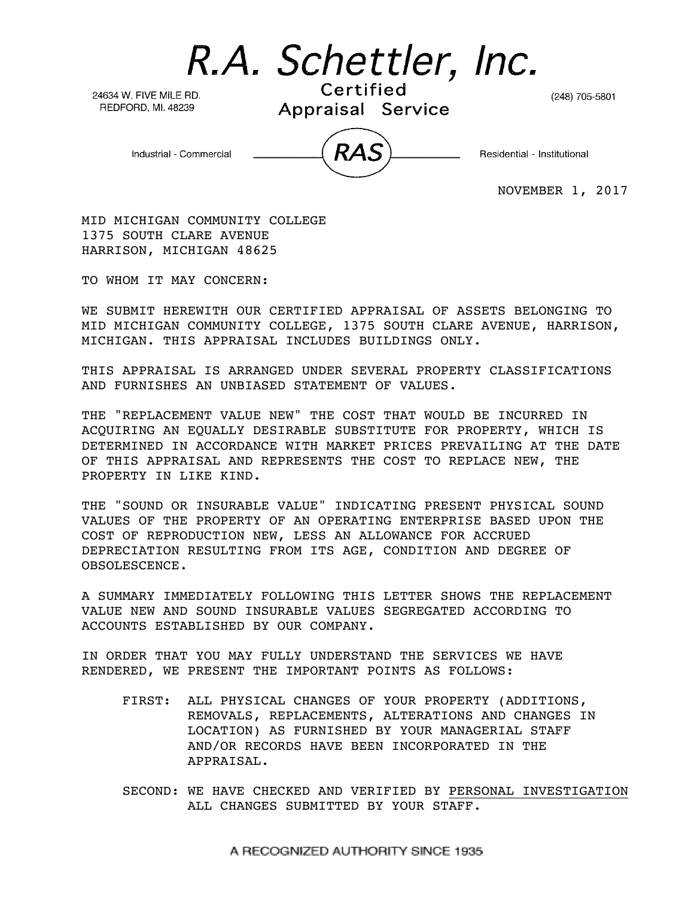# R.A. Schettler, Inc.

24634 W. FIVE MILE RD.
REDFORD, MI. 48239

Certified
Appraisal Service

(248) 705-5801

Industrial - Commercial — RAS — Residential - Institutional

NOVEMBER 1, 2017

MID MICHIGAN COMMUNITY COLLEGE
1375 SOUTH CLARE AVENUE
HARRISON, MICHIGAN 48625

TO WHOM IT MAY CONCERN:

WE SUBMIT HEREWITH OUR CERTIFIED APPRAISAL OF ASSETS BELONGING TO MID MICHIGAN COMMUNITY COLLEGE, 1375 SOUTH CLARE AVENUE, HARRISON, MICHIGAN. THIS APPRAISAL INCLUDES BUILDINGS ONLY.

THIS APPRAISAL IS ARRANGED UNDER SEVERAL PROPERTY CLASSIFICATIONS AND FURNISHES AN UNBIASED STATEMENT OF VALUES.

THE "REPLACEMENT VALUE NEW" THE COST THAT WOULD BE INCURRED IN ACQUIRING AN EQUALLY DESIRABLE SUBSTITUTE FOR PROPERTY, WHICH IS DETERMINED IN ACCORDANCE WITH MARKET PRICES PREVAILING AT THE DATE OF THIS APPRAISAL AND REPRESENTS THE COST TO REPLACE NEW, THE PROPERTY IN LIKE KIND.

THE "SOUND OR INSURABLE VALUE" INDICATING PRESENT PHYSICAL SOUND VALUES OF THE PROPERTY OF AN OPERATING ENTERPRISE BASED UPON THE COST OF REPRODUCTION NEW, LESS AN ALLOWANCE FOR ACCRUED DEPRECIATION RESULTING FROM ITS AGE, CONDITION AND DEGREE OF OBSOLESCENCE.

A SUMMARY IMMEDIATELY FOLLOWING THIS LETTER SHOWS THE REPLACEMENT VALUE NEW AND SOUND INSURABLE VALUES SEGREGATED ACCORDING TO ACCOUNTS ESTABLISHED BY OUR COMPANY.

IN ORDER THAT YOU MAY FULLY UNDERSTAND THE SERVICES WE HAVE RENDERED, WE PRESENT THE IMPORTANT POINTS AS FOLLOWS:

FIRST: ALL PHYSICAL CHANGES OF YOUR PROPERTY (ADDITIONS, REMOVALS, REPLACEMENTS, ALTERATIONS AND CHANGES IN LOCATION) AS FURNISHED BY YOUR MANAGERIAL STAFF AND/OR RECORDS HAVE BEEN INCORPORATED IN THE APPRAISAL.

SECOND: WE HAVE CHECKED AND VERIFIED BY PERSONAL INVESTIGATION ALL CHANGES SUBMITTED BY YOUR STAFF.

A RECOGNIZED AUTHORITY SINCE 1935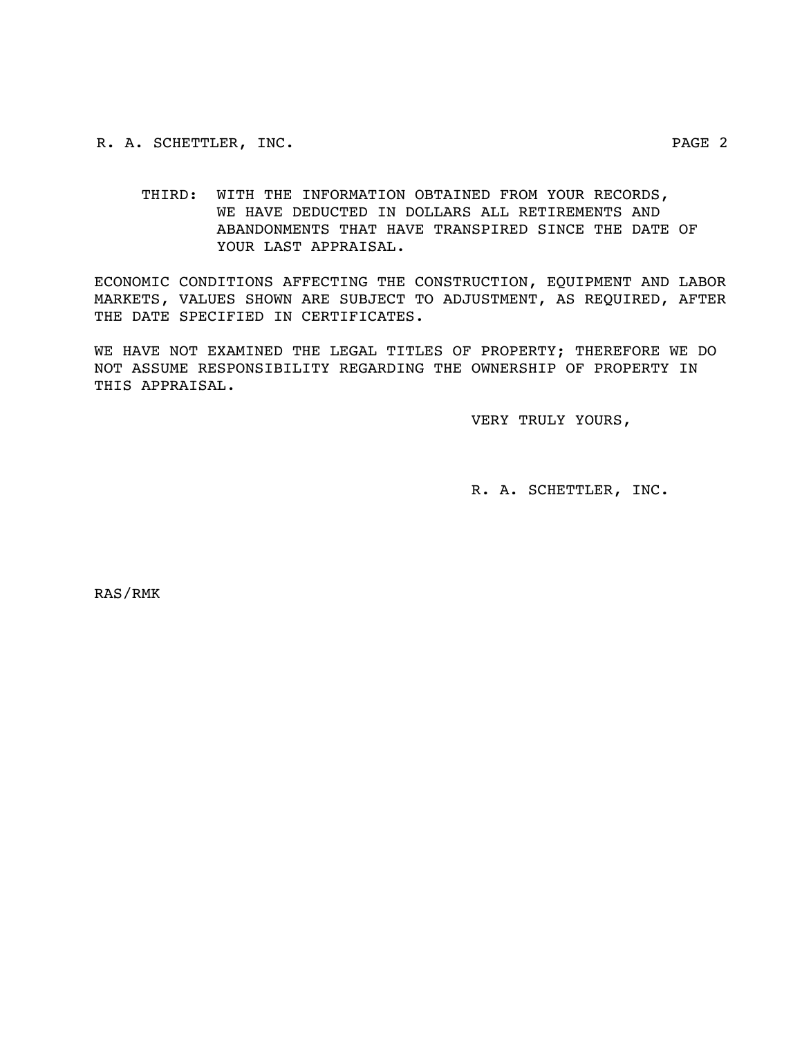THIRD: WITH THE INFORMATION OBTAINED FROM YOUR RECORDS, WE HAVE DEDUCTED IN DOLLARS ALL RETIREMENTS AND ABANDONMENTS THAT HAVE TRANSPIRED SINCE THE DATE OF YOUR LAST APPRAISAL.

ECONOMIC CONDITIONS AFFECTING THE CONSTRUCTION, EQUIPMENT AND LABOR MARKETS, VALUES SHOWN ARE SUBJECT TO ADJUSTMENT, AS REQUIRED, AFTER THE DATE SPECIFIED IN CERTIFICATES.

WE HAVE NOT EXAMINED THE LEGAL TITLES OF PROPERTY; THEREFORE WE DO NOT ASSUME RESPONSIBILITY REGARDING THE OWNERSHIP OF PROPERTY IN THIS APPRAISAL.

VERY TRULY YOURS,

R. A. SCHETTLER, INC.

RAS/RMK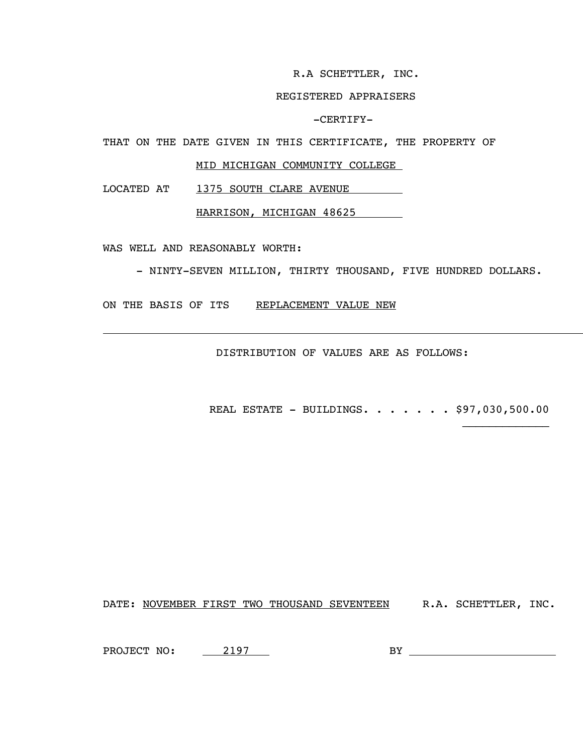R.A SCHETTLER, INC.

REGISTERED APPRAISERS

-CERTIFY-

THAT ON THE DATE GIVEN IN THIS CERTIFICATE, THE PROPERTY OF

MID MICHIGAN COMMUNITY COLLEGE

LOCATED AT 1375 SOUTH CLARE AVENUE

HARRISON, MICHIGAN 48625

WAS WELL AND REASONABLY WORTH:

- NINTY-SEVEN MILLION, THIRTY THOUSAND, FIVE HUNDRED DOLLARS.

ON THE BASIS OF ITS REPLACEMENT VALUE NEW

---

DISTRIBUTION OF VALUES ARE AS FOLLOWS:

REAL ESTATE - BUILDINGS. . . . . . . $97,030,500.00

DATE: NOVEMBER FIRST TWO THOUSAND SEVENTEEN R.A. SCHETTLER, INC.

PROJECT NO: 2197 BY ______________________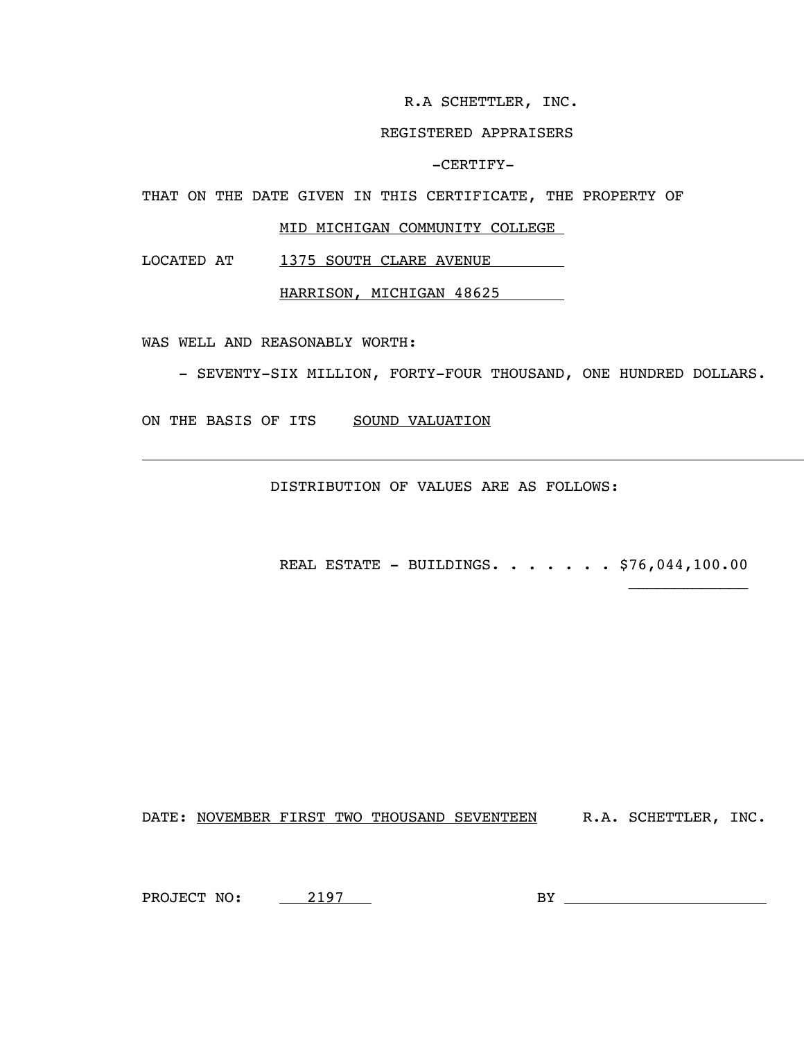R.A SCHETTLER, INC.

REGISTERED APPRAISERS

-CERTIFY-

THAT ON THE DATE GIVEN IN THIS CERTIFICATE, THE PROPERTY OF

MID MICHIGAN COMMUNITY COLLEGE

LOCATED AT 1375 SOUTH CLARE AVENUE

HARRISON, MICHIGAN 48625

WAS WELL AND REASONABLY WORTH:

- SEVENTY-SIX MILLION, FORTY-FOUR THOUSAND, ONE HUNDRED DOLLARS.

ON THE BASIS OF ITS SOUND VALUATION

---

DISTRIBUTION OF VALUES ARE AS FOLLOWS:

REAL ESTATE - BUILDINGS. . . . . . . $76,044,100.00

DATE: NOVEMBER FIRST TWO THOUSAND SEVENTEEN R.A. SCHETTLER, INC.

PROJECT NO: 2197 BY ____________________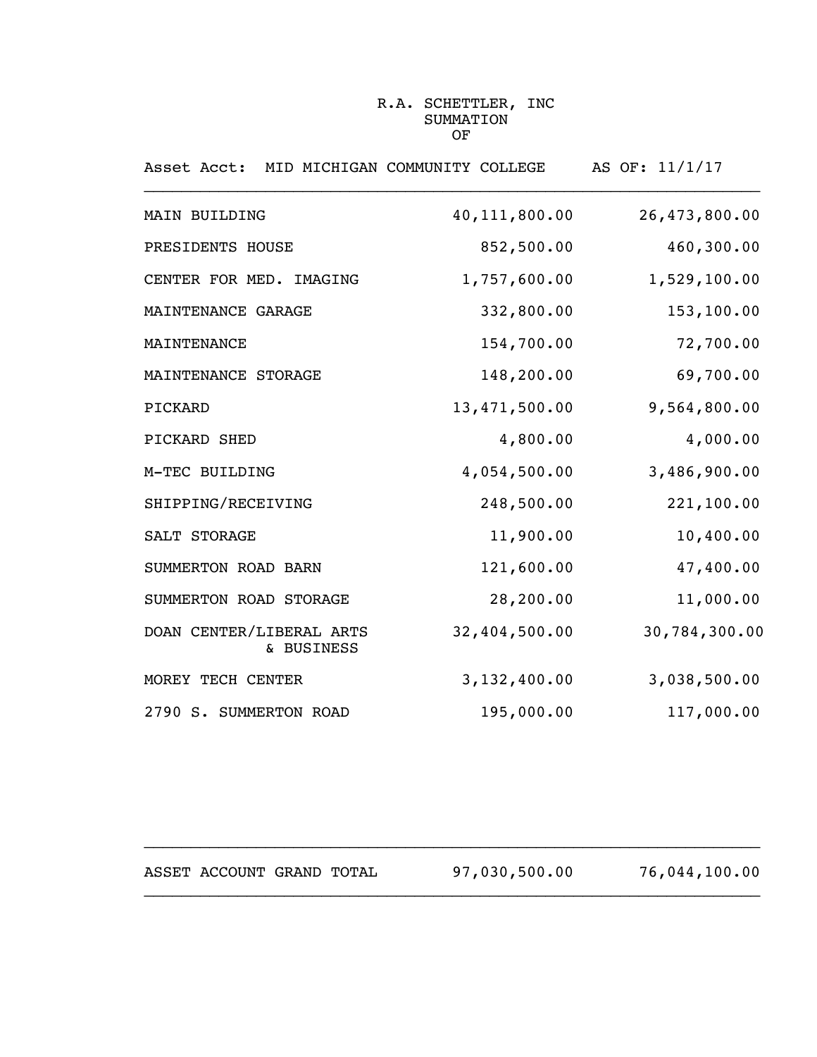R.A. SCHETTLER, INC
SUMMATION
OF

Asset Acct: MID MICHIGAN COMMUNITY COLLEGE    AS OF: 11/1/17

| | | |
|---|---:|---:|
| MAIN BUILDING | 40,111,800.00 | 26,473,800.00 |
| PRESIDENTS HOUSE | 852,500.00 | 460,300.00 |
| CENTER FOR MED. IMAGING | 1,757,600.00 | 1,529,100.00 |
| MAINTENANCE GARAGE | 332,800.00 | 153,100.00 |
| MAINTENANCE | 154,700.00 | 72,700.00 |
| MAINTENANCE STORAGE | 148,200.00 | 69,700.00 |
| PICKARD | 13,471,500.00 | 9,564,800.00 |
| PICKARD SHED | 4,800.00 | 4,000.00 |
| M-TEC BUILDING | 4,054,500.00 | 3,486,900.00 |
| SHIPPING/RECEIVING | 248,500.00 | 221,100.00 |
| SALT STORAGE | 11,900.00 | 10,400.00 |
| SUMMERTON ROAD BARN | 121,600.00 | 47,400.00 |
| SUMMERTON ROAD STORAGE | 28,200.00 | 11,000.00 |
| DOAN CENTER/LIBERAL ARTS & BUSINESS | 32,404,500.00 | 30,784,300.00 |
| MOREY TECH CENTER | 3,132,400.00 | 3,038,500.00 |
| 2790 S. SUMMERTON ROAD | 195,000.00 | 117,000.00 |
| ASSET ACCOUNT GRAND TOTAL | 97,030,500.00 | 76,044,100.00 |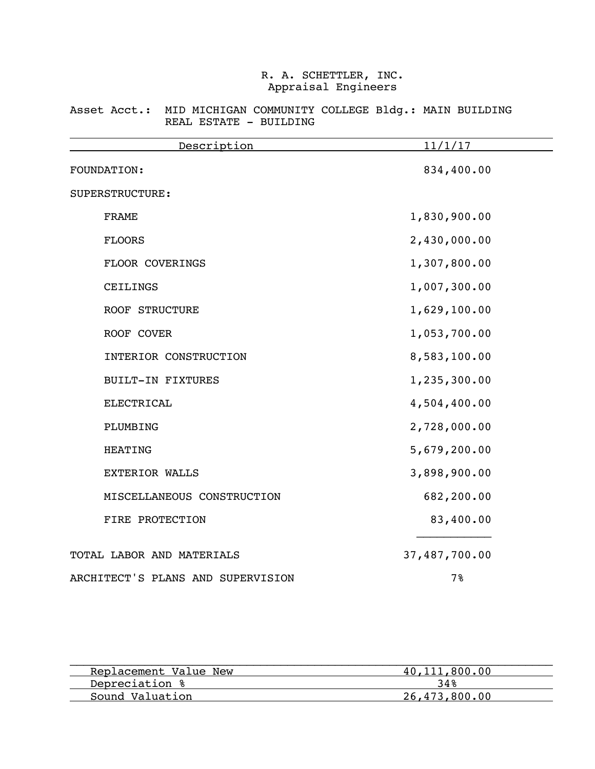R. A. SCHETTLER, INC.
Appraisal Engineers

Asset Acct.: MID MICHIGAN COMMUNITY COLLEGE Bldg.: MAIN BUILDING
REAL ESTATE - BUILDING

| Description | 11/1/17 |
|---|---|
| FOUNDATION: | 834,400.00 |
| SUPERSTRUCTURE: | |
| FRAME | 1,830,900.00 |
| FLOORS | 2,430,000.00 |
| FLOOR COVERINGS | 1,307,800.00 |
| CEILINGS | 1,007,300.00 |
| ROOF STRUCTURE | 1,629,100.00 |
| ROOF COVER | 1,053,700.00 |
| INTERIOR CONSTRUCTION | 8,583,100.00 |
| BUILT-IN FIXTURES | 1,235,300.00 |
| ELECTRICAL | 4,504,400.00 |
| PLUMBING | 2,728,000.00 |
| HEATING | 5,679,200.00 |
| EXTERIOR WALLS | 3,898,900.00 |
| MISCELLANEOUS CONSTRUCTION | 682,200.00 |
| FIRE PROTECTION | 83,400.00 |
| TOTAL LABOR AND MATERIALS | 37,487,700.00 |
| ARCHITECT'S PLANS AND SUPERVISION | 7% |

| | |
|---|---|
| Replacement Value New | 40,111,800.00 |
| Depreciation % | 34% |
| Sound Valuation | 26,473,800.00 |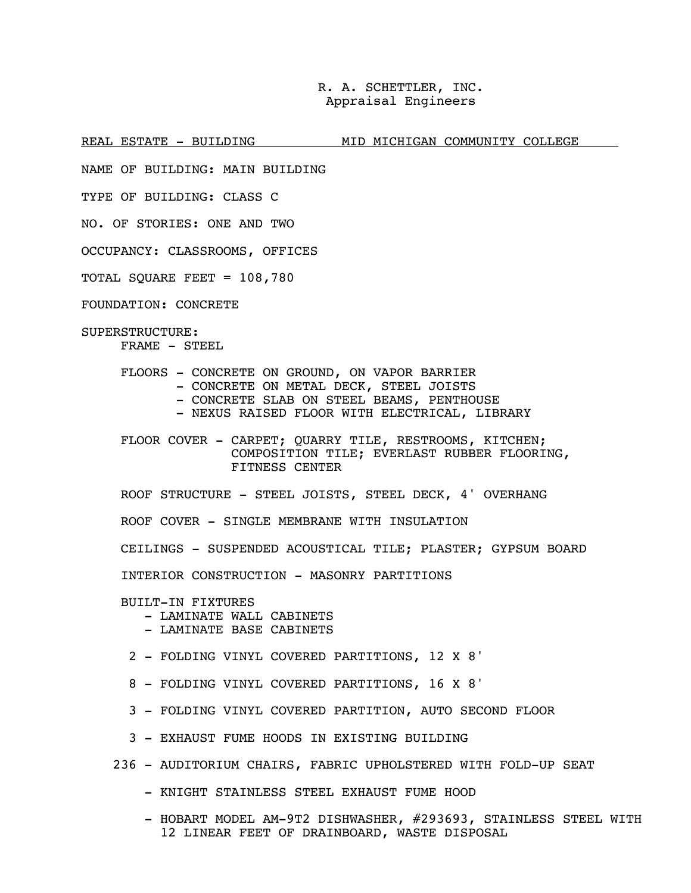R. A. SCHETTLER, INC.
Appraisal Engineers

REAL ESTATE - BUILDING MID MICHIGAN COMMUNITY COLLEGE

NAME OF BUILDING: MAIN BUILDING

TYPE OF BUILDING: CLASS C

NO. OF STORIES: ONE AND TWO

OCCUPANCY: CLASSROOMS, OFFICES

TOTAL SQUARE FEET = 108,780

FOUNDATION: CONCRETE

SUPERSTRUCTURE:

FRAME - STEEL

FLOORS - CONCRETE ON GROUND, ON VAPOR BARRIER
- CONCRETE ON METAL DECK, STEEL JOISTS
- CONCRETE SLAB ON STEEL BEAMS, PENTHOUSE
- NEXUS RAISED FLOOR WITH ELECTRICAL, LIBRARY

FLOOR COVER - CARPET; QUARRY TILE, RESTROOMS, KITCHEN; COMPOSITION TILE; EVERLAST RUBBER FLOORING, FITNESS CENTER

ROOF STRUCTURE - STEEL JOISTS, STEEL DECK, 4' OVERHANG

ROOF COVER - SINGLE MEMBRANE WITH INSULATION

CEILINGS - SUSPENDED ACOUSTICAL TILE; PLASTER; GYPSUM BOARD

INTERIOR CONSTRUCTION - MASONRY PARTITIONS

BUILT-IN FIXTURES
- LAMINATE WALL CABINETS
- LAMINATE BASE CABINETS

2 - FOLDING VINYL COVERED PARTITIONS, 12 X 8'

8 - FOLDING VINYL COVERED PARTITIONS, 16 X 8'

3 - FOLDING VINYL COVERED PARTITION, AUTO SECOND FLOOR

3 - EXHAUST FUME HOODS IN EXISTING BUILDING

236 - AUDITORIUM CHAIRS, FABRIC UPHOLSTERED WITH FOLD-UP SEAT

- KNIGHT STAINLESS STEEL EXHAUST FUME HOOD

- HOBART MODEL AM-9T2 DISHWASHER, #293693, STAINLESS STEEL WITH 12 LINEAR FEET OF DRAINBOARD, WASTE DISPOSAL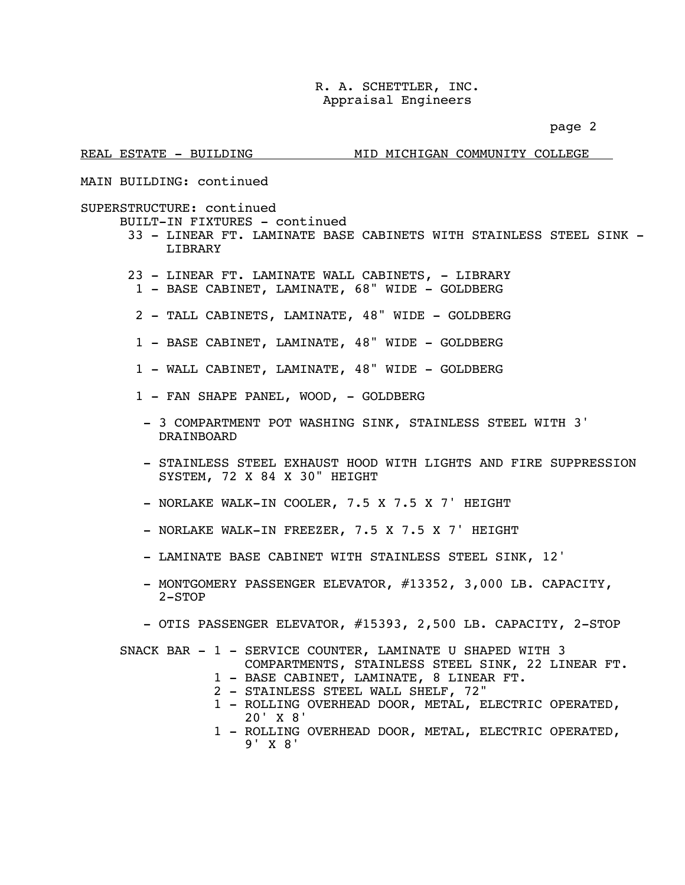R. A. SCHETTLER, INC.
Appraisal Engineers

REAL ESTATE - BUILDING MID MICHIGAN COMMUNITY COLLEGE

MAIN BUILDING: continued

SUPERSTRUCTURE: continued

BUILT-IN FIXTURES - continued

- 33 - LINEAR FT. LAMINATE BASE CABINETS WITH STAINLESS STEEL SINK - LIBRARY
- 23 - LINEAR FT. LAMINATE WALL CABINETS, - LIBRARY
- 1 - BASE CABINET, LAMINATE, 68" WIDE - GOLDBERG
- 2 - TALL CABINETS, LAMINATE, 48" WIDE - GOLDBERG
- 1 - BASE CABINET, LAMINATE, 48" WIDE - GOLDBERG
- 1 - WALL CABINET, LAMINATE, 48" WIDE - GOLDBERG
- 1 - FAN SHAPE PANEL, WOOD, - GOLDBERG
- 3 COMPARTMENT POT WASHING SINK, STAINLESS STEEL WITH 3' DRAINBOARD
- STAINLESS STEEL EXHAUST HOOD WITH LIGHTS AND FIRE SUPPRESSION SYSTEM, 72 X 84 X 30" HEIGHT
- NORLAKE WALK-IN COOLER, 7.5 X 7.5 X 7' HEIGHT
- NORLAKE WALK-IN FREEZER, 7.5 X 7.5 X 7' HEIGHT
- LAMINATE BASE CABINET WITH STAINLESS STEEL SINK, 12'
- MONTGOMERY PASSENGER ELEVATOR, #13352, 3,000 LB. CAPACITY, 2-STOP
- OTIS PASSENGER ELEVATOR, #15393, 2,500 LB. CAPACITY, 2-STOP

SNACK BAR -

- 1 - SERVICE COUNTER, LAMINATE U SHAPED WITH 3 COMPARTMENTS, STAINLESS STEEL SINK, 22 LINEAR FT.
- 1 - BASE CABINET, LAMINATE, 8 LINEAR FT.
- 2 - STAINLESS STEEL WALL SHELF, 72"
- 1 - ROLLING OVERHEAD DOOR, METAL, ELECTRIC OPERATED, 20' X 8'
- 1 - ROLLING OVERHEAD DOOR, METAL, ELECTRIC OPERATED, 9' X 8'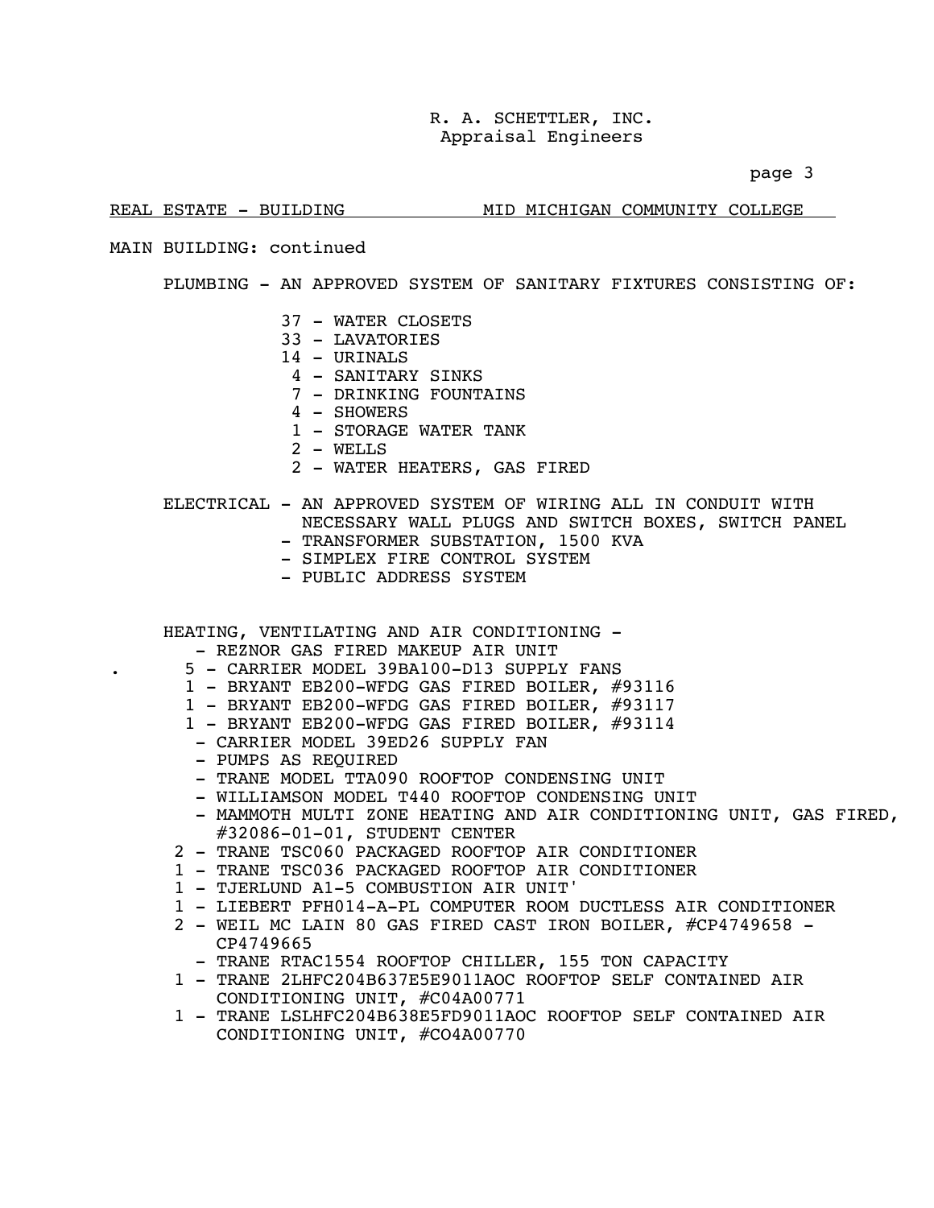REAL ESTATE - BUILDING MID MICHIGAN COMMUNITY COLLEGE

MAIN BUILDING: continued

PLUMBING - AN APPROVED SYSTEM OF SANITARY FIXTURES CONSISTING OF:

- 37 - WATER CLOSETS
- 33 - LAVATORIES
- 14 - URINALS
- 4 - SANITARY SINKS
- 7 - DRINKING FOUNTAINS
- 4 - SHOWERS
- 1 - STORAGE WATER TANK
- 2 - WELLS
- 2 - WATER HEATERS, GAS FIRED

ELECTRICAL - AN APPROVED SYSTEM OF WIRING ALL IN CONDUIT WITH NECESSARY WALL PLUGS AND SWITCH BOXES, SWITCH PANEL

- TRANSFORMER SUBSTATION, 1500 KVA
- SIMPLEX FIRE CONTROL SYSTEM
- PUBLIC ADDRESS SYSTEM

HEATING, VENTILATING AND AIR CONDITIONING -

- REZNOR GAS FIRED MAKEUP AIR UNIT
- 5 - CARRIER MODEL 39BA100-D13 SUPPLY FANS
- 1 - BRYANT EB200-WFDG GAS FIRED BOILER, #93116
- 1 - BRYANT EB200-WFDG GAS FIRED BOILER, #93117
- 1 - BRYANT EB200-WFDG GAS FIRED BOILER, #93114
- CARRIER MODEL 39ED26 SUPPLY FAN
- PUMPS AS REQUIRED
- TRANE MODEL TTA090 ROOFTOP CONDENSING UNIT
- WILLIAMSON MODEL T440 ROOFTOP CONDENSING UNIT
- MAMMOTH MULTI ZONE HEATING AND AIR CONDITIONING UNIT, GAS FIRED, #32086-01-01, STUDENT CENTER
- 2 - TRANE TSC060 PACKAGED ROOFTOP AIR CONDITIONER
- 1 - TRANE TSC036 PACKAGED ROOFTOP AIR CONDITIONER
- 1 - TJERLUND A1-5 COMBUSTION AIR UNIT'
- 1 - LIEBERT PFH014-A-PL COMPUTER ROOM DUCTLESS AIR CONDITIONER
- 2 - WEIL MC LAIN 80 GAS FIRED CAST IRON BOILER, #CP4749658 - CP4749665
- TRANE RTAC1554 ROOFTOP CHILLER, 155 TON CAPACITY
- 1 - TRANE 2LHFC204B637E5E9011AOC ROOFTOP SELF CONTAINED AIR CONDITIONING UNIT, #C04A00771
- 1 - TRANE LSLHFC204B638E5FD9011AOC ROOFTOP SELF CONTAINED AIR CONDITIONING UNIT, #CO4A00770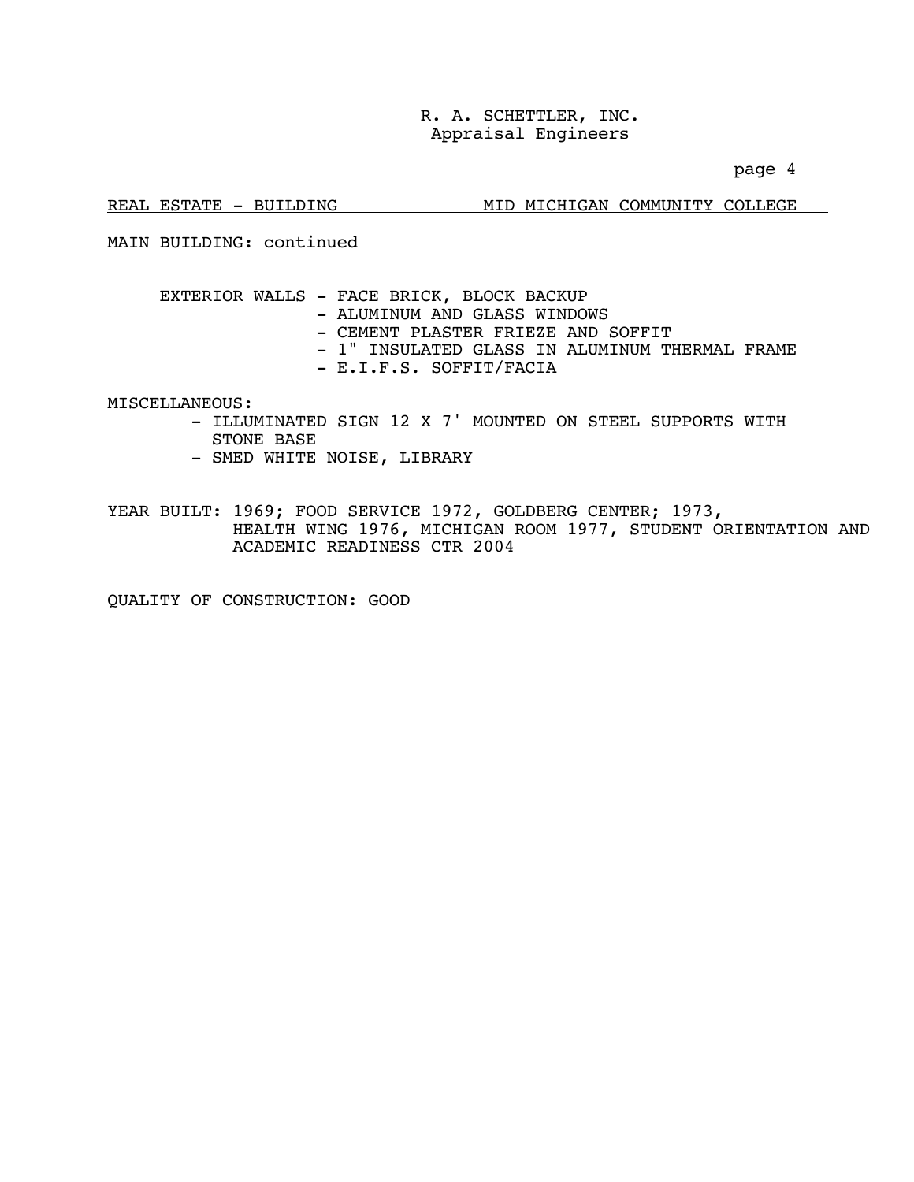REAL ESTATE - BUILDING MID MICHIGAN COMMUNITY COLLEGE

MAIN BUILDING: continued

EXTERIOR WALLS
- FACE BRICK, BLOCK BACKUP
- ALUMINUM AND GLASS WINDOWS
- CEMENT PLASTER FRIEZE AND SOFFIT
- 1" INSULATED GLASS IN ALUMINUM THERMAL FRAME
- E.I.F.S. SOFFIT/FACIA

MISCELLANEOUS:
- ILLUMINATED SIGN 12 X 7' MOUNTED ON STEEL SUPPORTS WITH STONE BASE
- SMED WHITE NOISE, LIBRARY

YEAR BUILT: 1969; FOOD SERVICE 1972, GOLDBERG CENTER; 1973, HEALTH WING 1976, MICHIGAN ROOM 1977, STUDENT ORIENTATION AND ACADEMIC READINESS CTR 2004

QUALITY OF CONSTRUCTION: GOOD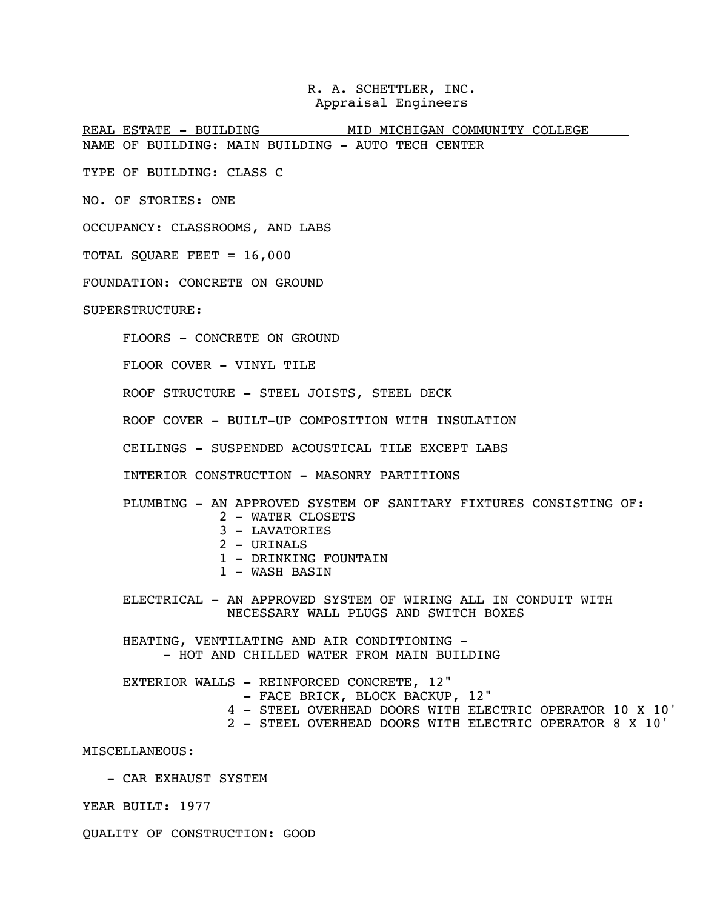R. A. SCHETTLER, INC.
Appraisal Engineers

REAL ESTATE - BUILDING MID MICHIGAN COMMUNITY COLLEGE

NAME OF BUILDING: MAIN BUILDING - AUTO TECH CENTER

TYPE OF BUILDING: CLASS C

NO. OF STORIES: ONE

OCCUPANCY: CLASSROOMS, AND LABS

TOTAL SQUARE FEET = 16,000

FOUNDATION: CONCRETE ON GROUND

SUPERSTRUCTURE:

FLOORS - CONCRETE ON GROUND

FLOOR COVER - VINYL TILE

ROOF STRUCTURE - STEEL JOISTS, STEEL DECK

ROOF COVER - BUILT-UP COMPOSITION WITH INSULATION

CEILINGS - SUSPENDED ACOUSTICAL TILE EXCEPT LABS

INTERIOR CONSTRUCTION - MASONRY PARTITIONS

PLUMBING - AN APPROVED SYSTEM OF SANITARY FIXTURES CONSISTING OF:
- 2 - WATER CLOSETS
- 3 - LAVATORIES
- 2 - URINALS
- 1 - DRINKING FOUNTAIN
- 1 - WASH BASIN

ELECTRICAL - AN APPROVED SYSTEM OF WIRING ALL IN CONDUIT WITH NECESSARY WALL PLUGS AND SWITCH BOXES

HEATING, VENTILATING AND AIR CONDITIONING -
- HOT AND CHILLED WATER FROM MAIN BUILDING

EXTERIOR WALLS - REINFORCED CONCRETE, 12"
- FACE BRICK, BLOCK BACKUP, 12"
- 4 - STEEL OVERHEAD DOORS WITH ELECTRIC OPERATOR 10 X 10'
- 2 - STEEL OVERHEAD DOORS WITH ELECTRIC OPERATOR 8 X 10'

MISCELLANEOUS:

- CAR EXHAUST SYSTEM

YEAR BUILT: 1977

QUALITY OF CONSTRUCTION: GOOD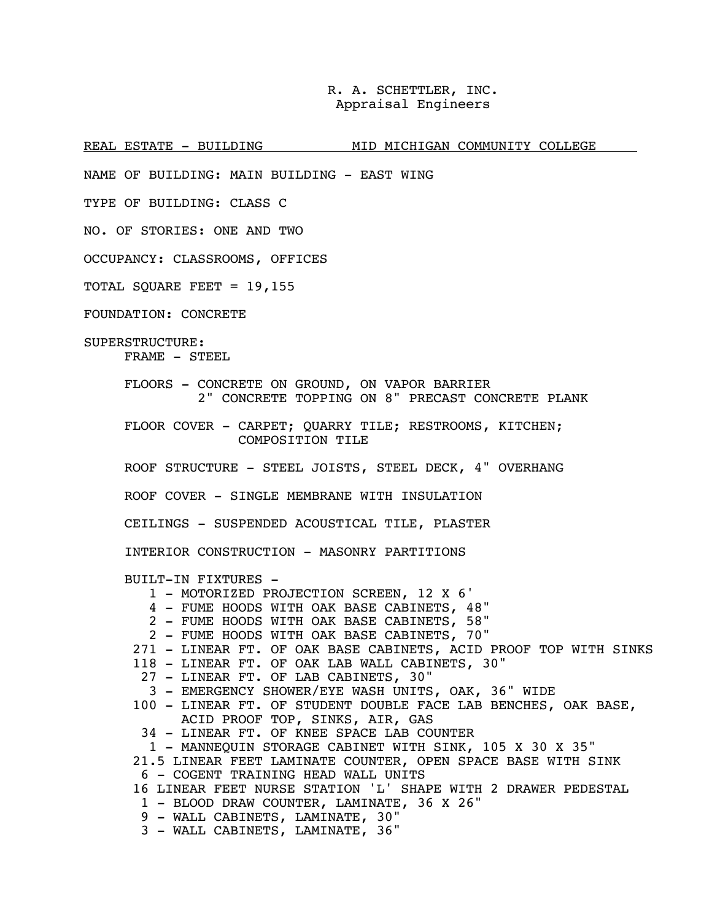R. A. SCHETTLER, INC.
Appraisal Engineers

REAL ESTATE - BUILDING MID MICHIGAN COMMUNITY COLLEGE

NAME OF BUILDING: MAIN BUILDING - EAST WING

TYPE OF BUILDING: CLASS C

NO. OF STORIES: ONE AND TWO

OCCUPANCY: CLASSROOMS, OFFICES

TOTAL SQUARE FEET = 19,155

FOUNDATION: CONCRETE

SUPERSTRUCTURE:

FRAME - STEEL

FLOORS - CONCRETE ON GROUND, ON VAPOR BARRIER
2" CONCRETE TOPPING ON 8" PRECAST CONCRETE PLANK

FLOOR COVER - CARPET; QUARRY TILE; RESTROOMS, KITCHEN; COMPOSITION TILE

ROOF STRUCTURE - STEEL JOISTS, STEEL DECK, 4" OVERHANG

ROOF COVER - SINGLE MEMBRANE WITH INSULATION

CEILINGS - SUSPENDED ACOUSTICAL TILE, PLASTER

INTERIOR CONSTRUCTION - MASONRY PARTITIONS

BUILT-IN FIXTURES -

- 1 - MOTORIZED PROJECTION SCREEN, 12 X 6'
- 4 - FUME HOODS WITH OAK BASE CABINETS, 48"
- 2 - FUME HOODS WITH OAK BASE CABINETS, 58"
- 2 - FUME HOODS WITH OAK BASE CABINETS, 70"
- 271 - LINEAR FT. OF OAK BASE CABINETS, ACID PROOF TOP WITH SINKS
- 118 - LINEAR FT. OF OAK LAB WALL CABINETS, 30"
- 27 - LINEAR FT. OF LAB CABINETS, 30"
- 3 - EMERGENCY SHOWER/EYE WASH UNITS, OAK, 36" WIDE
- 100 - LINEAR FT. OF STUDENT DOUBLE FACE LAB BENCHES, OAK BASE, ACID PROOF TOP, SINKS, AIR, GAS
- 34 - LINEAR FT. OF KNEE SPACE LAB COUNTER
- 1 - MANNEQUIN STORAGE CABINET WITH SINK, 105 X 30 X 35"
- 21.5 LINEAR FEET LAMINATE COUNTER, OPEN SPACE BASE WITH SINK
- 6 - COGENT TRAINING HEAD WALL UNITS
- 16 LINEAR FEET NURSE STATION 'L' SHAPE WITH 2 DRAWER PEDESTAL
- 1 - BLOOD DRAW COUNTER, LAMINATE, 36 X 26"
- 9 - WALL CABINETS, LAMINATE, 30"
- 3 - WALL CABINETS, LAMINATE, 36"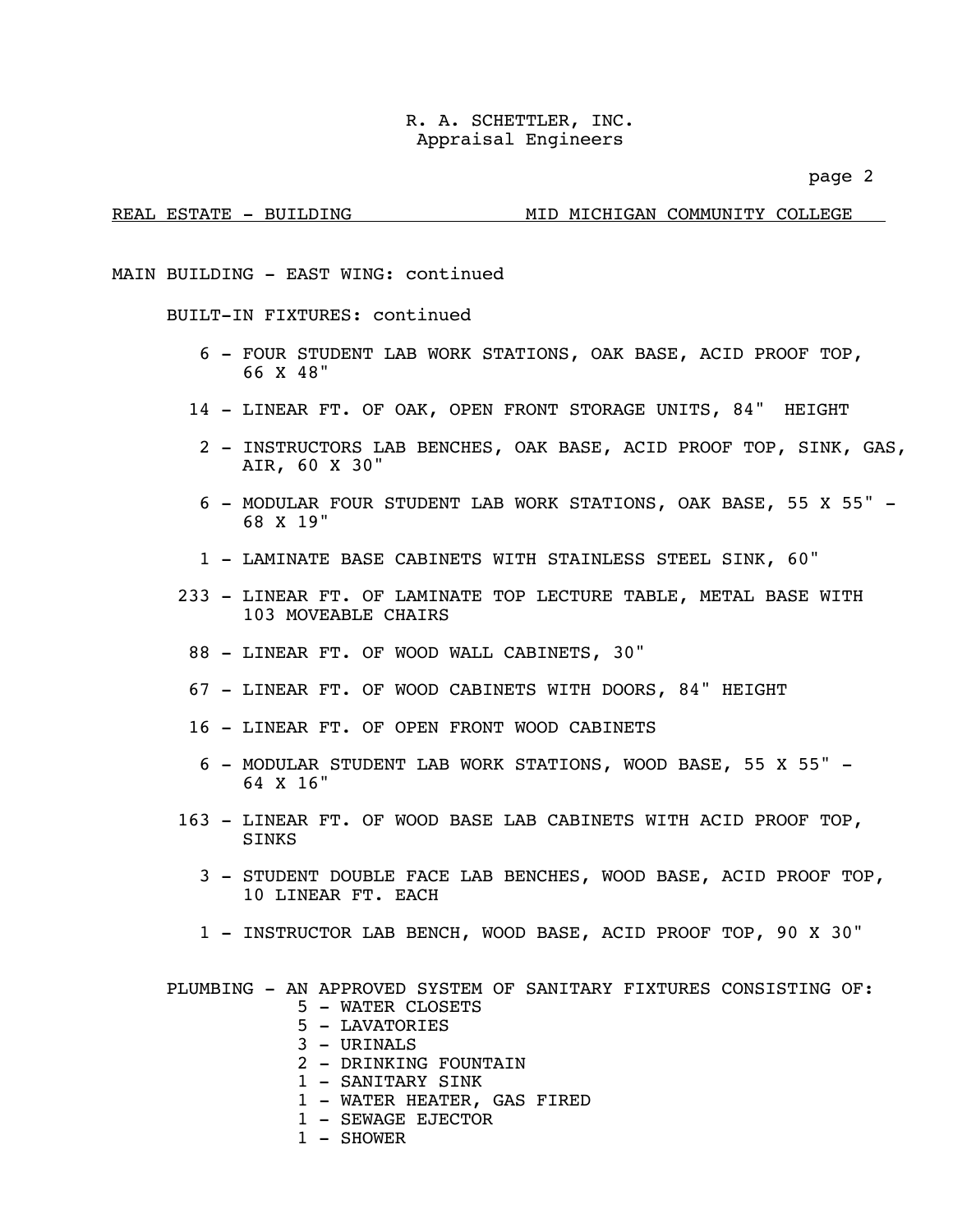R. A. SCHETTLER, INC.
Appraisal Engineers

REAL ESTATE - BUILDING MID MICHIGAN COMMUNITY COLLEGE

MAIN BUILDING - EAST WING: continued

BUILT-IN FIXTURES: continued

- 6 - FOUR STUDENT LAB WORK STATIONS, OAK BASE, ACID PROOF TOP, 66 X 48"
- 14 - LINEAR FT. OF OAK, OPEN FRONT STORAGE UNITS, 84" HEIGHT
- 2 - INSTRUCTORS LAB BENCHES, OAK BASE, ACID PROOF TOP, SINK, GAS, AIR, 60 X 30"
- 6 - MODULAR FOUR STUDENT LAB WORK STATIONS, OAK BASE, 55 X 55" - 68 X 19"
- 1 - LAMINATE BASE CABINETS WITH STAINLESS STEEL SINK, 60"
- 233 - LINEAR FT. OF LAMINATE TOP LECTURE TABLE, METAL BASE WITH 103 MOVEABLE CHAIRS
- 88 - LINEAR FT. OF WOOD WALL CABINETS, 30"
- 67 - LINEAR FT. OF WOOD CABINETS WITH DOORS, 84" HEIGHT
- 16 - LINEAR FT. OF OPEN FRONT WOOD CABINETS
- 6 - MODULAR STUDENT LAB WORK STATIONS, WOOD BASE, 55 X 55" - 64 X 16"
- 163 - LINEAR FT. OF WOOD BASE LAB CABINETS WITH ACID PROOF TOP, SINKS
- 3 - STUDENT DOUBLE FACE LAB BENCHES, WOOD BASE, ACID PROOF TOP, 10 LINEAR FT. EACH
- 1 - INSTRUCTOR LAB BENCH, WOOD BASE, ACID PROOF TOP, 90 X 30"

PLUMBING - AN APPROVED SYSTEM OF SANITARY FIXTURES CONSISTING OF:

- 5 - WATER CLOSETS
- 5 - LAVATORIES
- 3 - URINALS
- 2 - DRINKING FOUNTAIN
- 1 - SANITARY SINK
- 1 - WATER HEATER, GAS FIRED
- 1 - SEWAGE EJECTOR
- 1 - SHOWER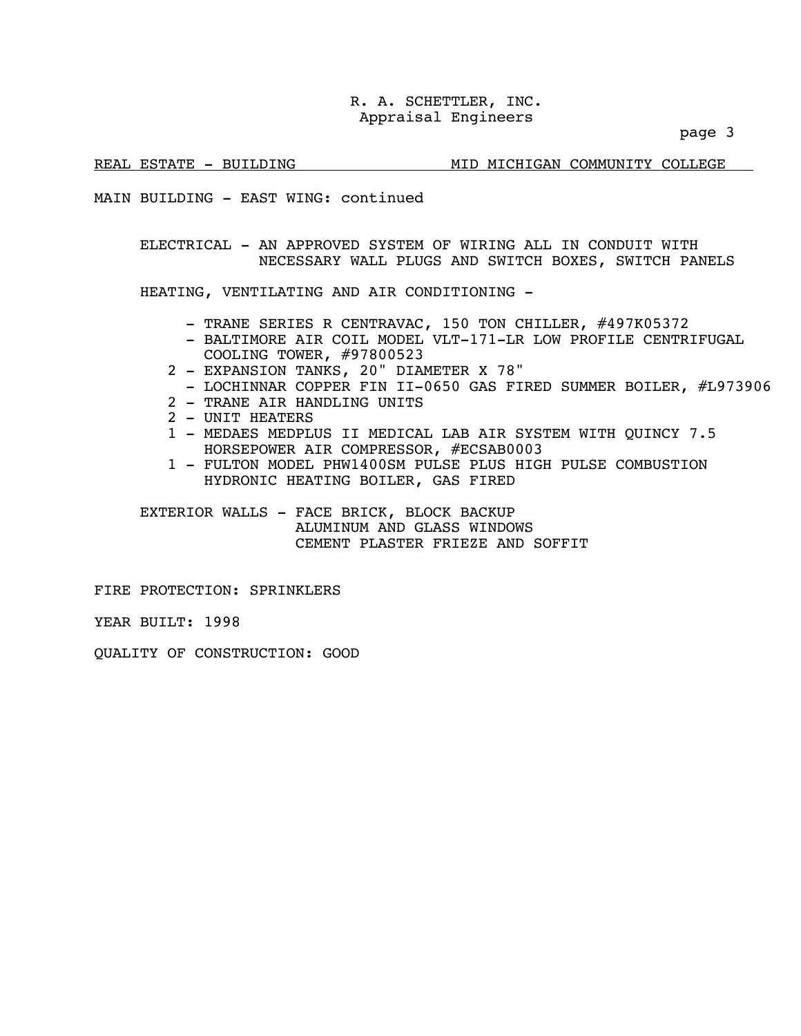REAL ESTATE - BUILDING MID MICHIGAN COMMUNITY COLLEGE

MAIN BUILDING - EAST WING: continued

ELECTRICAL - AN APPROVED SYSTEM OF WIRING ALL IN CONDUIT WITH NECESSARY WALL PLUGS AND SWITCH BOXES, SWITCH PANELS

HEATING, VENTILATING AND AIR CONDITIONING -

- - TRANE SERIES R CENTRAVAC, 150 TON CHILLER, #497K05372
- - BALTIMORE AIR COIL MODEL VLT-171-LR LOW PROFILE CENTRIFUGAL COOLING TOWER, #97800523
- 2 - EXPANSION TANKS, 20" DIAMETER X 78"
- - LOCHINNAR COPPER FIN II-0650 GAS FIRED SUMMER BOILER, #L973906
- 2 - TRANE AIR HANDLING UNITS
- 2 - UNIT HEATERS
- 1 - MEDAES MEDPLUS II MEDICAL LAB AIR SYSTEM WITH QUINCY 7.5 HORSEPOWER AIR COMPRESSOR, #ECSAB0003
- 1 - FULTON MODEL PHW1400SM PULSE PLUS HIGH PULSE COMBUSTION HYDRONIC HEATING BOILER, GAS FIRED

EXTERIOR WALLS - FACE BRICK, BLOCK BACKUP
ALUMINUM AND GLASS WINDOWS
CEMENT PLASTER FRIEZE AND SOFFIT

FIRE PROTECTION: SPRINKLERS

YEAR BUILT: 1998

QUALITY OF CONSTRUCTION: GOOD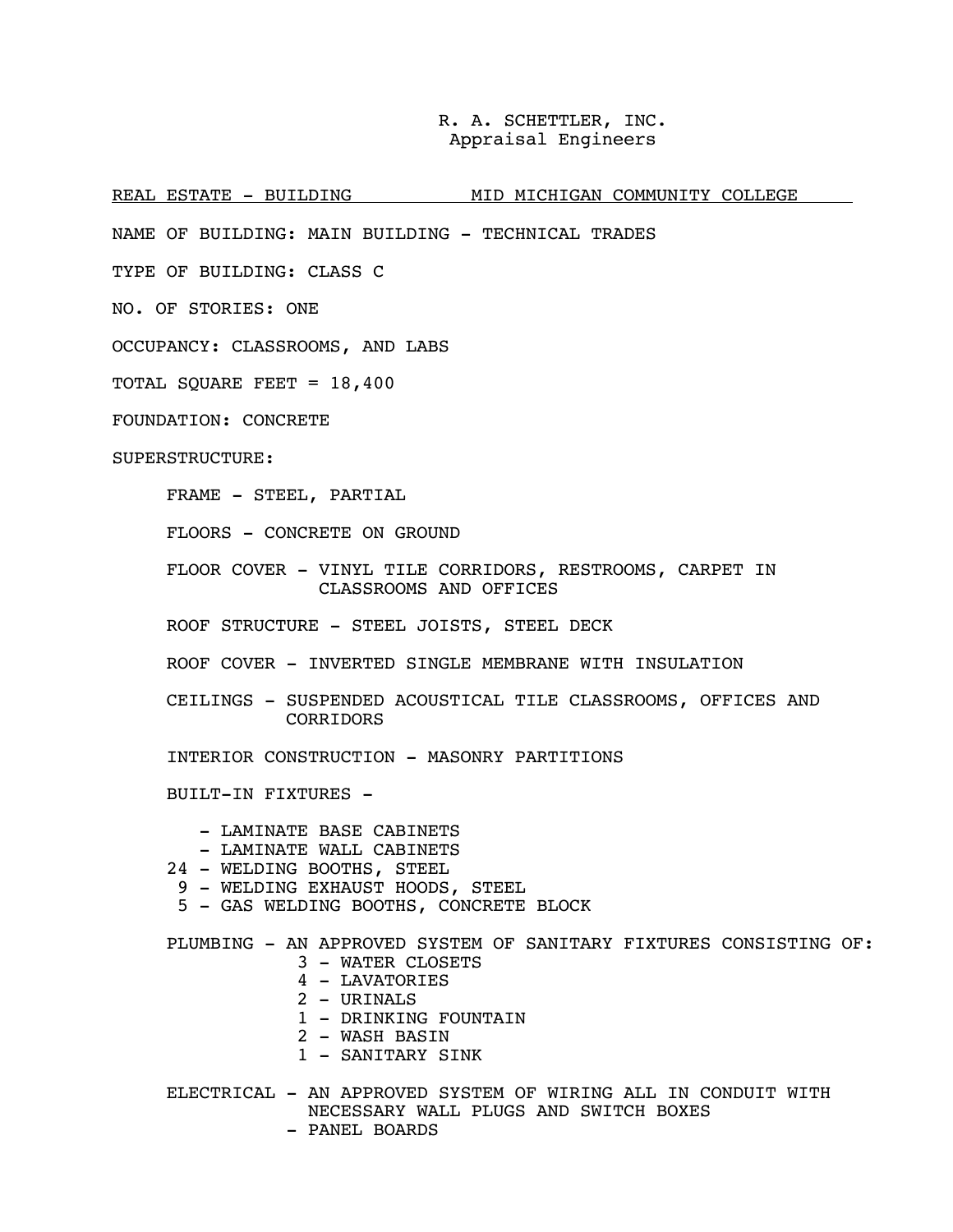R. A. SCHETTLER, INC.
Appraisal Engineers

REAL ESTATE - BUILDING MID MICHIGAN COMMUNITY COLLEGE

NAME OF BUILDING: MAIN BUILDING - TECHNICAL TRADES

TYPE OF BUILDING: CLASS C

NO. OF STORIES: ONE

OCCUPANCY: CLASSROOMS, AND LABS

TOTAL SQUARE FEET = 18,400

FOUNDATION: CONCRETE

SUPERSTRUCTURE:

FRAME - STEEL, PARTIAL

FLOORS - CONCRETE ON GROUND

FLOOR COVER - VINYL TILE CORRIDORS, RESTROOMS, CARPET IN CLASSROOMS AND OFFICES

ROOF STRUCTURE - STEEL JOISTS, STEEL DECK

ROOF COVER - INVERTED SINGLE MEMBRANE WITH INSULATION

CEILINGS - SUSPENDED ACOUSTICAL TILE CLASSROOMS, OFFICES AND CORRIDORS

INTERIOR CONSTRUCTION - MASONRY PARTITIONS

BUILT-IN FIXTURES -

- LAMINATE BASE CABINETS
- LAMINATE WALL CABINETS

24 - WELDING BOOTHS, STEEL
9 - WELDING EXHAUST HOODS, STEEL
5 - GAS WELDING BOOTHS, CONCRETE BLOCK

PLUMBING - AN APPROVED SYSTEM OF SANITARY FIXTURES CONSISTING OF:

3 - WATER CLOSETS
4 - LAVATORIES
2 - URINALS
1 - DRINKING FOUNTAIN
2 - WASH BASIN
1 - SANITARY SINK

ELECTRICAL - AN APPROVED SYSTEM OF WIRING ALL IN CONDUIT WITH NECESSARY WALL PLUGS AND SWITCH BOXES

- PANEL BOARDS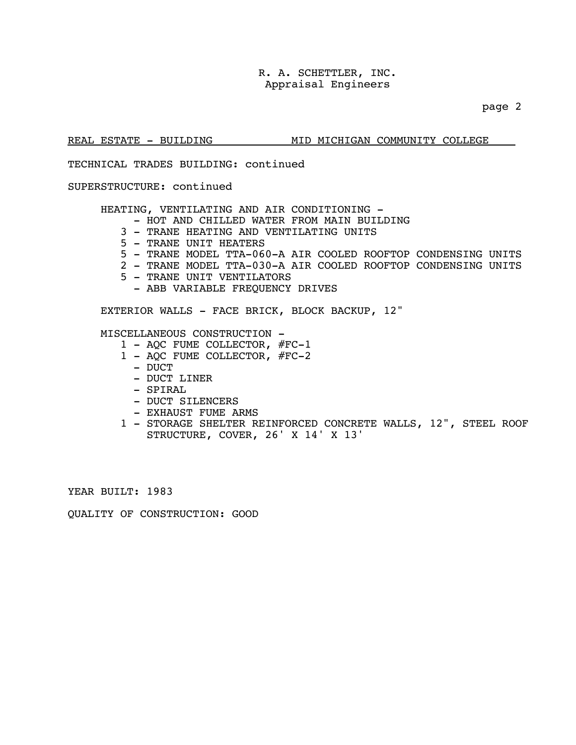R. A. SCHETTLER, INC.
Appraisal Engineers

REAL ESTATE - BUILDING MID MICHIGAN COMMUNITY COLLEGE

TECHNICAL TRADES BUILDING: continued

SUPERSTRUCTURE: continued

HEATING, VENTILATING AND AIR CONDITIONING -
- HOT AND CHILLED WATER FROM MAIN BUILDING
- 3 - TRANE HEATING AND VENTILATING UNITS
- 5 - TRANE UNIT HEATERS
- 5 - TRANE MODEL TTA-060-A AIR COOLED ROOFTOP CONDENSING UNITS
- 2 - TRANE MODEL TTA-030-A AIR COOLED ROOFTOP CONDENSING UNITS
- 5 - TRANE UNIT VENTILATORS
- ABB VARIABLE FREQUENCY DRIVES

EXTERIOR WALLS - FACE BRICK, BLOCK BACKUP, 12"

MISCELLANEOUS CONSTRUCTION -
- 1 - AQC FUME COLLECTOR, #FC-1
- 1 - AQC FUME COLLECTOR, #FC-2
- DUCT
- DUCT LINER
- SPIRAL
- DUCT SILENCERS
- EXHAUST FUME ARMS
- 1 - STORAGE SHELTER REINFORCED CONCRETE WALLS, 12", STEEL ROOF STRUCTURE, COVER, 26' X 14' X 13'

YEAR BUILT: 1983

QUALITY OF CONSTRUCTION: GOOD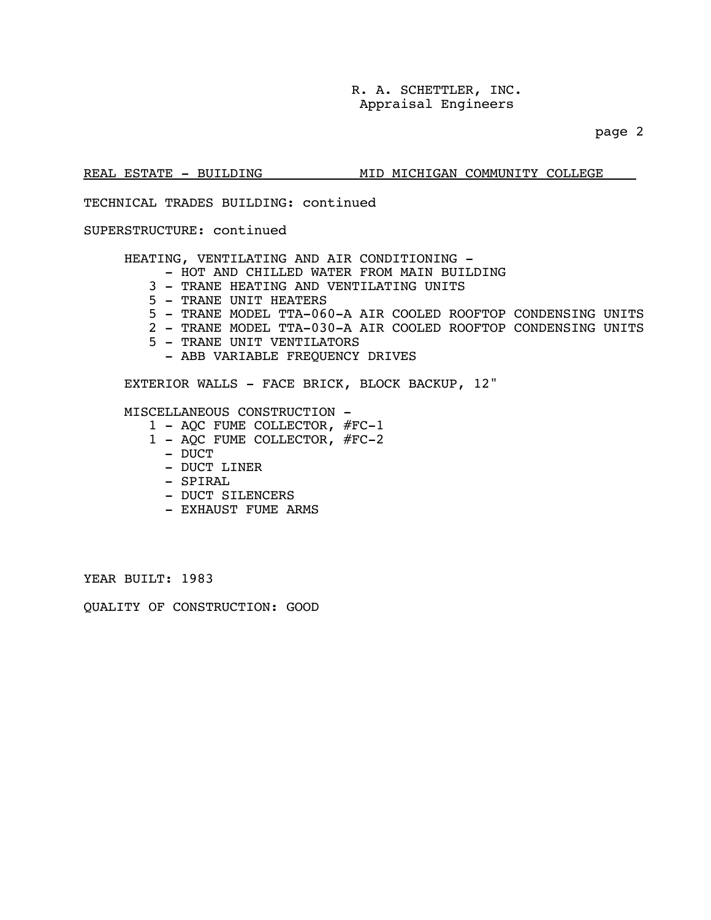R. A. SCHETTLER, INC.
Appraisal Engineers

REAL ESTATE - BUILDING          MID MICHIGAN COMMUNITY COLLEGE

TECHNICAL TRADES BUILDING: continued

SUPERSTRUCTURE: continued

HEATING, VENTILATING AND AIR CONDITIONING -
- HOT AND CHILLED WATER FROM MAIN BUILDING
3 - TRANE HEATING AND VENTILATING UNITS
5 - TRANE UNIT HEATERS
5 - TRANE MODEL TTA-060-A AIR COOLED ROOFTOP CONDENSING UNITS
2 - TRANE MODEL TTA-030-A AIR COOLED ROOFTOP CONDENSING UNITS
5 - TRANE UNIT VENTILATORS
- ABB VARIABLE FREQUENCY DRIVES

EXTERIOR WALLS - FACE BRICK, BLOCK BACKUP, 12"

MISCELLANEOUS CONSTRUCTION -
1 - AQC FUME COLLECTOR, #FC-1
1 - AQC FUME COLLECTOR, #FC-2
- DUCT
- DUCT LINER
- SPIRAL
- DUCT SILENCERS
- EXHAUST FUME ARMS

YEAR BUILT: 1983

QUALITY OF CONSTRUCTION: GOOD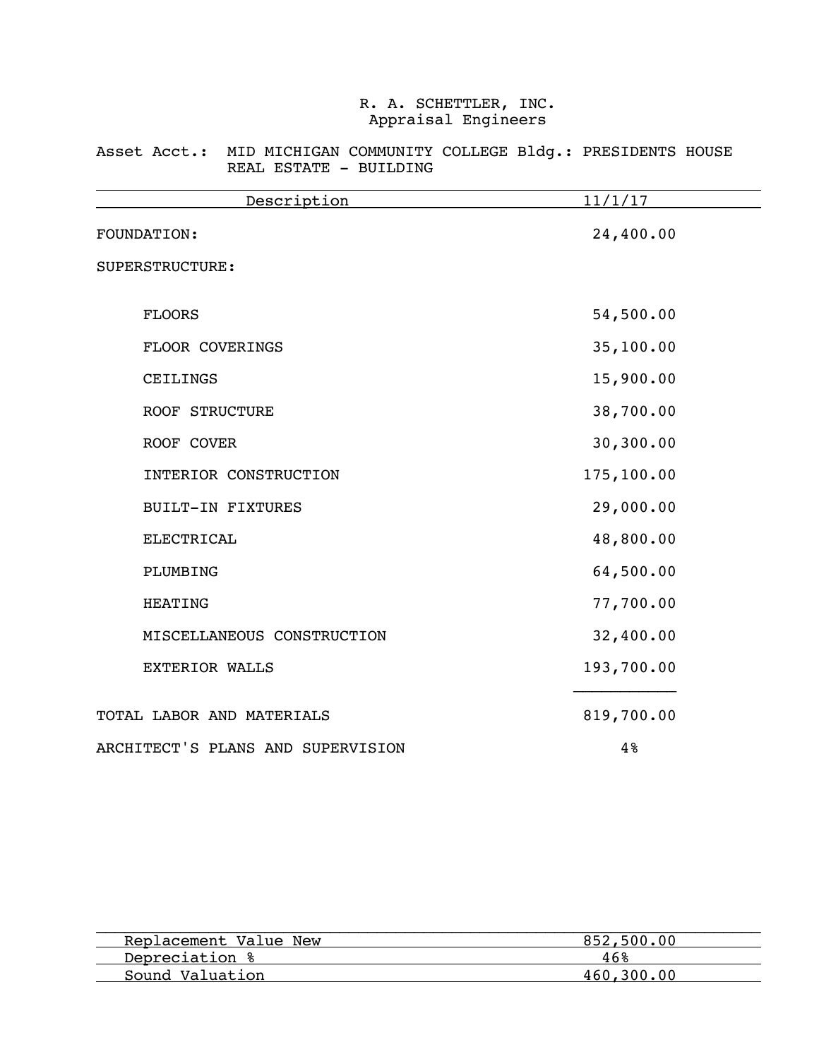R. A. SCHETTLER, INC.
Appraisal Engineers

Asset Acct.: MID MICHIGAN COMMUNITY COLLEGE Bldg.: PRESIDENTS HOUSE
REAL ESTATE - BUILDING

| Description | 11/1/17 |
|---|---|
| FOUNDATION: | 24,400.00 |
| SUPERSTRUCTURE: | |
| FLOORS | 54,500.00 |
| FLOOR COVERINGS | 35,100.00 |
| CEILINGS | 15,900.00 |
| ROOF STRUCTURE | 38,700.00 |
| ROOF COVER | 30,300.00 |
| INTERIOR CONSTRUCTION | 175,100.00 |
| BUILT-IN FIXTURES | 29,000.00 |
| ELECTRICAL | 48,800.00 |
| PLUMBING | 64,500.00 |
| HEATING | 77,700.00 |
| MISCELLANEOUS CONSTRUCTION | 32,400.00 |
| EXTERIOR WALLS | 193,700.00 |
| TOTAL LABOR AND MATERIALS | 819,700.00 |
| ARCHITECT'S PLANS AND SUPERVISION | 4% |

| | |
|---|---|
| Replacement Value New | 852,500.00 |
| Depreciation % | 46% |
| Sound Valuation | 460,300.00 |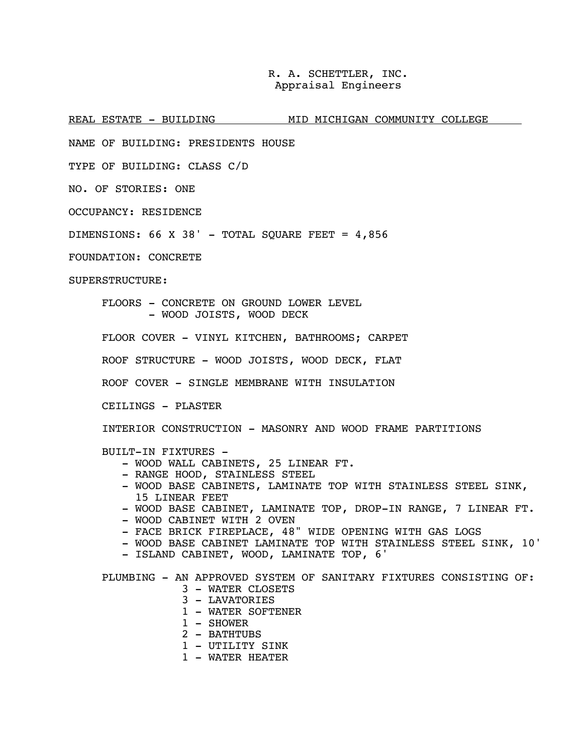R. A. SCHETTLER, INC.
Appraisal Engineers

REAL ESTATE - BUILDING MID MICHIGAN COMMUNITY COLLEGE

NAME OF BUILDING: PRESIDENTS HOUSE

TYPE OF BUILDING: CLASS C/D

NO. OF STORIES: ONE

OCCUPANCY: RESIDENCE

DIMENSIONS: 66 X 38' - TOTAL SQUARE FEET = 4,856

FOUNDATION: CONCRETE

SUPERSTRUCTURE:

FLOORS - CONCRETE ON GROUND LOWER LEVEL
- WOOD JOISTS, WOOD DECK

FLOOR COVER - VINYL KITCHEN, BATHROOMS; CARPET

ROOF STRUCTURE - WOOD JOISTS, WOOD DECK, FLAT

ROOF COVER - SINGLE MEMBRANE WITH INSULATION

CEILINGS - PLASTER

INTERIOR CONSTRUCTION - MASONRY AND WOOD FRAME PARTITIONS

BUILT-IN FIXTURES -

- WOOD WALL CABINETS, 25 LINEAR FT.
- RANGE HOOD, STAINLESS STEEL
- WOOD BASE CABINETS, LAMINATE TOP WITH STAINLESS STEEL SINK, 15 LINEAR FEET
- WOOD BASE CABINET, LAMINATE TOP, DROP-IN RANGE, 7 LINEAR FT.
- WOOD CABINET WITH 2 OVEN
- FACE BRICK FIREPLACE, 48" WIDE OPENING WITH GAS LOGS
- WOOD BASE CABINET LAMINATE TOP WITH STAINLESS STEEL SINK, 10'
- ISLAND CABINET, WOOD, LAMINATE TOP, 6'

PLUMBING - AN APPROVED SYSTEM OF SANITARY FIXTURES CONSISTING OF:

3 - WATER CLOSETS
3 - LAVATORIES
1 - WATER SOFTENER
1 - SHOWER
2 - BATHTUBS
1 - UTILITY SINK
1 - WATER HEATER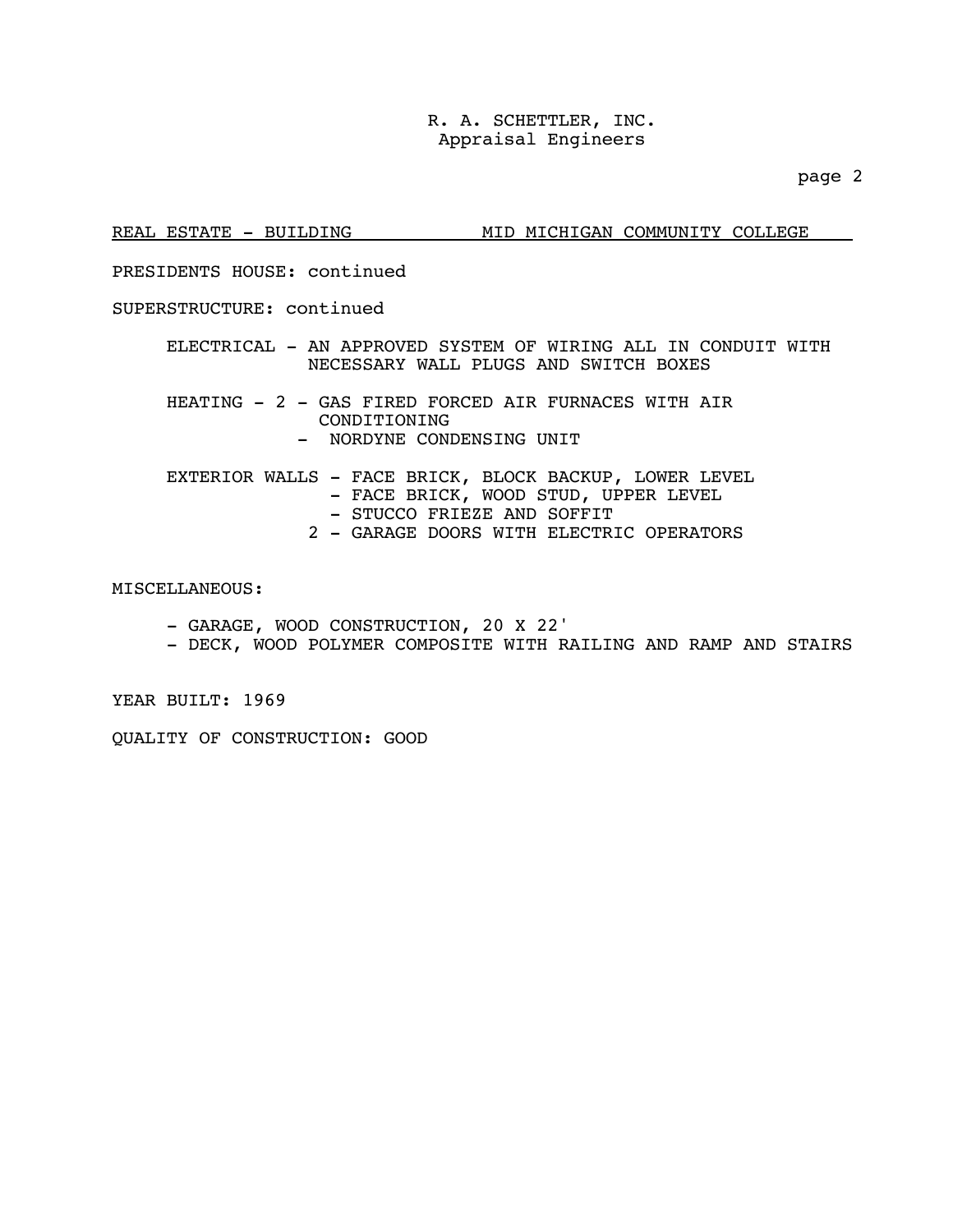REAL ESTATE - BUILDING MID MICHIGAN COMMUNITY COLLEGE

PRESIDENTS HOUSE: continued

SUPERSTRUCTURE: continued

ELECTRICAL - AN APPROVED SYSTEM OF WIRING ALL IN CONDUIT WITH NECESSARY WALL PLUGS AND SWITCH BOXES

HEATING - 2 - GAS FIRED FORCED AIR FURNACES WITH AIR CONDITIONING
- NORDYNE CONDENSING UNIT

EXTERIOR WALLS - FACE BRICK, BLOCK BACKUP, LOWER LEVEL
- FACE BRICK, WOOD STUD, UPPER LEVEL
- STUCCO FRIEZE AND SOFFIT
2 - GARAGE DOORS WITH ELECTRIC OPERATORS

MISCELLANEOUS:

- GARAGE, WOOD CONSTRUCTION, 20 X 22'
- DECK, WOOD POLYMER COMPOSITE WITH RAILING AND RAMP AND STAIRS

YEAR BUILT: 1969

QUALITY OF CONSTRUCTION: GOOD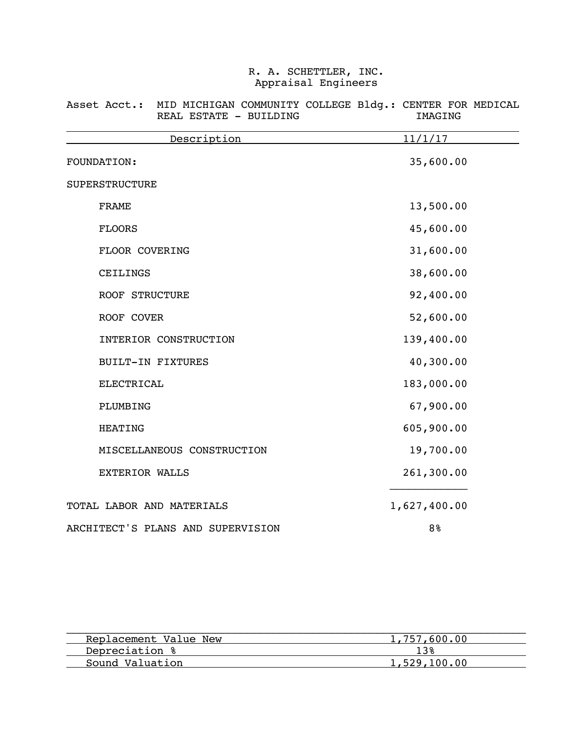R. A. SCHETTLER, INC.
Appraisal Engineers

Asset Acct.: MID MICHIGAN COMMUNITY COLLEGE REAL ESTATE - BUILDING
Bldg.: CENTER FOR MEDICAL IMAGING

| Description | 11/1/17 |
|---|---|
| FOUNDATION: | 35,600.00 |
| SUPERSTRUCTURE | |
| FRAME | 13,500.00 |
| FLOORS | 45,600.00 |
| FLOOR COVERING | 31,600.00 |
| CEILINGS | 38,600.00 |
| ROOF STRUCTURE | 92,400.00 |
| ROOF COVER | 52,600.00 |
| INTERIOR CONSTRUCTION | 139,400.00 |
| BUILT-IN FIXTURES | 40,300.00 |
| ELECTRICAL | 183,000.00 |
| PLUMBING | 67,900.00 |
| HEATING | 605,900.00 |
| MISCELLANEOUS CONSTRUCTION | 19,700.00 |
| EXTERIOR WALLS | 261,300.00 |
| TOTAL LABOR AND MATERIALS | 1,627,400.00 |
| ARCHITECT'S PLANS AND SUPERVISION | 8% |

| | |
|---|---|
| Replacement Value New | 1,757,600.00 |
| Depreciation % | 13% |
| Sound Valuation | 1,529,100.00 |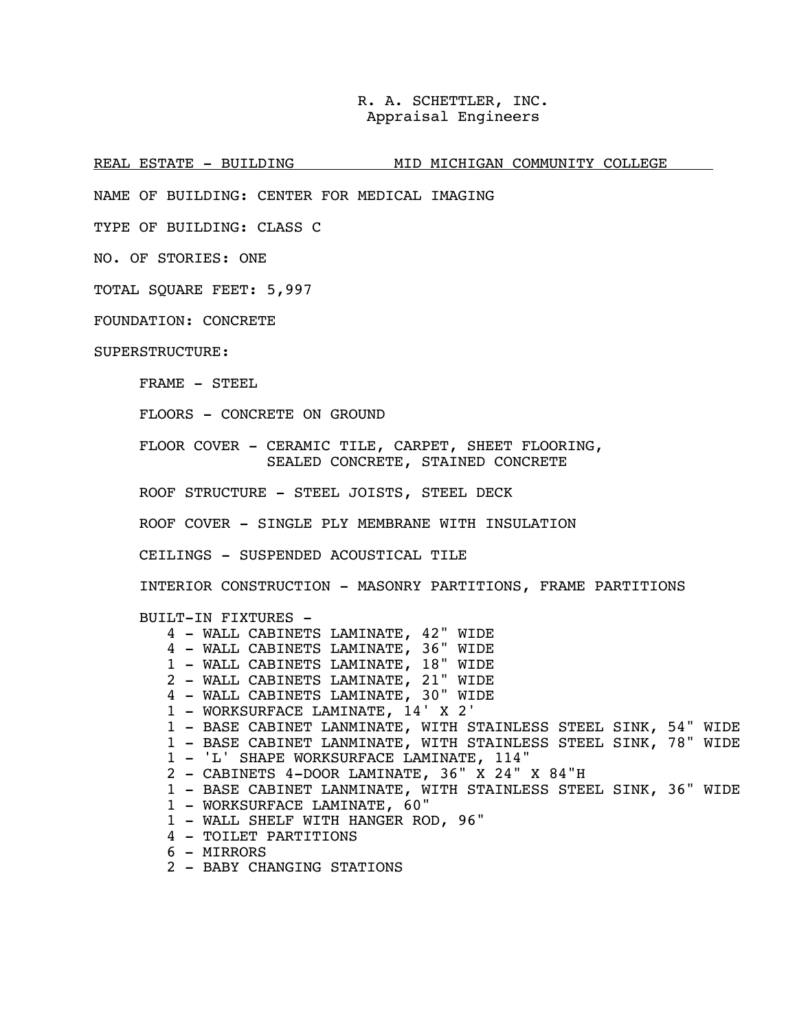R. A. SCHETTLER, INC.
Appraisal Engineers

REAL ESTATE - BUILDING MID MICHIGAN COMMUNITY COLLEGE

NAME OF BUILDING: CENTER FOR MEDICAL IMAGING

TYPE OF BUILDING: CLASS C

NO. OF STORIES: ONE

TOTAL SQUARE FEET: 5,997

FOUNDATION: CONCRETE

SUPERSTRUCTURE:

FRAME - STEEL

FLOORS - CONCRETE ON GROUND

FLOOR COVER - CERAMIC TILE, CARPET, SHEET FLOORING, SEALED CONCRETE, STAINED CONCRETE

ROOF STRUCTURE - STEEL JOISTS, STEEL DECK

ROOF COVER - SINGLE PLY MEMBRANE WITH INSULATION

CEILINGS - SUSPENDED ACOUSTICAL TILE

INTERIOR CONSTRUCTION - MASONRY PARTITIONS, FRAME PARTITIONS

BUILT-IN FIXTURES -
- 4 - WALL CABINETS LAMINATE, 42" WIDE
- 4 - WALL CABINETS LAMINATE, 36" WIDE
- 1 - WALL CABINETS LAMINATE, 18" WIDE
- 2 - WALL CABINETS LAMINATE, 21" WIDE
- 4 - WALL CABINETS LAMINATE, 30" WIDE
- 1 - WORKSURFACE LAMINATE, 14' X 2'
- 1 - BASE CABINET LANMINATE, WITH STAINLESS STEEL SINK, 54" WIDE
- 1 - BASE CABINET LANMINATE, WITH STAINLESS STEEL SINK, 78" WIDE
- 1 - 'L' SHAPE WORKSURFACE LAMINATE, 114"
- 2 - CABINETS 4-DOOR LAMINATE, 36" X 24" X 84"H
- 1 - BASE CABINET LANMINATE, WITH STAINLESS STEEL SINK, 36" WIDE
- 1 - WORKSURFACE LAMINATE, 60"
- 1 - WALL SHELF WITH HANGER ROD, 96"
- 4 - TOILET PARTITIONS
- 6 - MIRRORS
- 2 - BABY CHANGING STATIONS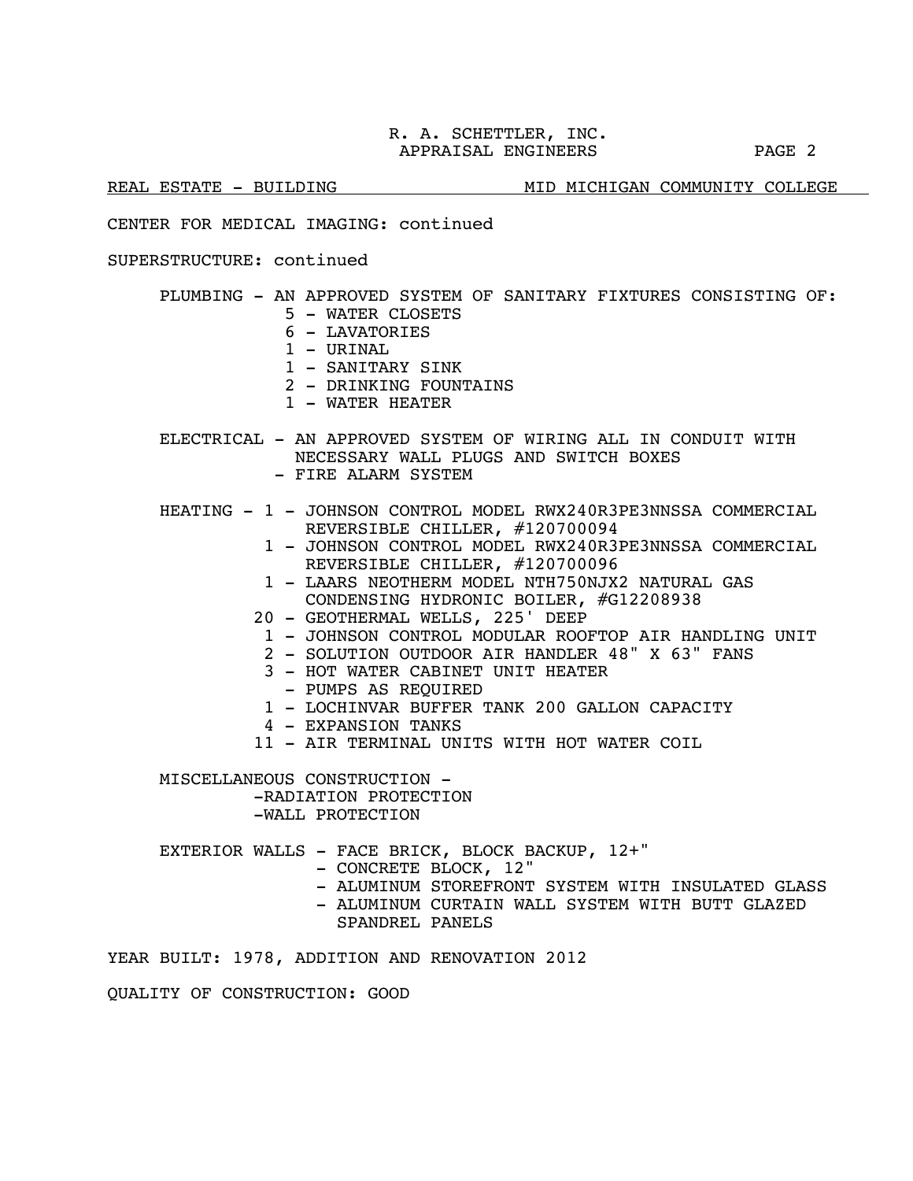REAL ESTATE - BUILDING MID MICHIGAN COMMUNITY COLLEGE

CENTER FOR MEDICAL IMAGING: continued

SUPERSTRUCTURE: continued

PLUMBING - AN APPROVED SYSTEM OF SANITARY FIXTURES CONSISTING OF:
- 5 - WATER CLOSETS
- 6 - LAVATORIES
- 1 - URINAL
- 1 - SANITARY SINK
- 2 - DRINKING FOUNTAINS
- 1 - WATER HEATER

ELECTRICAL - AN APPROVED SYSTEM OF WIRING ALL IN CONDUIT WITH NECESSARY WALL PLUGS AND SWITCH BOXES
- FIRE ALARM SYSTEM

HEATING -
- 1 - JOHNSON CONTROL MODEL RWX240R3PE3NNSSA COMMERCIAL REVERSIBLE CHILLER, #120700094
- 1 - JOHNSON CONTROL MODEL RWX240R3PE3NNSSA COMMERCIAL REVERSIBLE CHILLER, #120700096
- 1 - LAARS NEOTHERM MODEL NTH750NJX2 NATURAL GAS CONDENSING HYDRONIC BOILER, #G12208938
- 20 - GEOTHERMAL WELLS, 225' DEEP
- 1 - JOHNSON CONTROL MODULAR ROOFTOP AIR HANDLING UNIT
- 2 - SOLUTION OUTDOOR AIR HANDLER 48" X 63" FANS
- 3 - HOT WATER CABINET UNIT HEATER
- PUMPS AS REQUIRED
- 1 - LOCHINVAR BUFFER TANK 200 GALLON CAPACITY
- 4 - EXPANSION TANKS
- 11 - AIR TERMINAL UNITS WITH HOT WATER COIL

MISCELLANEOUS CONSTRUCTION -
- RADIATION PROTECTION
- WALL PROTECTION

EXTERIOR WALLS -
- FACE BRICK, BLOCK BACKUP, 12+"
- CONCRETE BLOCK, 12"
- ALUMINUM STOREFRONT SYSTEM WITH INSULATED GLASS
- ALUMINUM CURTAIN WALL SYSTEM WITH BUTT GLAZED SPANDREL PANELS

YEAR BUILT: 1978, ADDITION AND RENOVATION 2012

QUALITY OF CONSTRUCTION: GOOD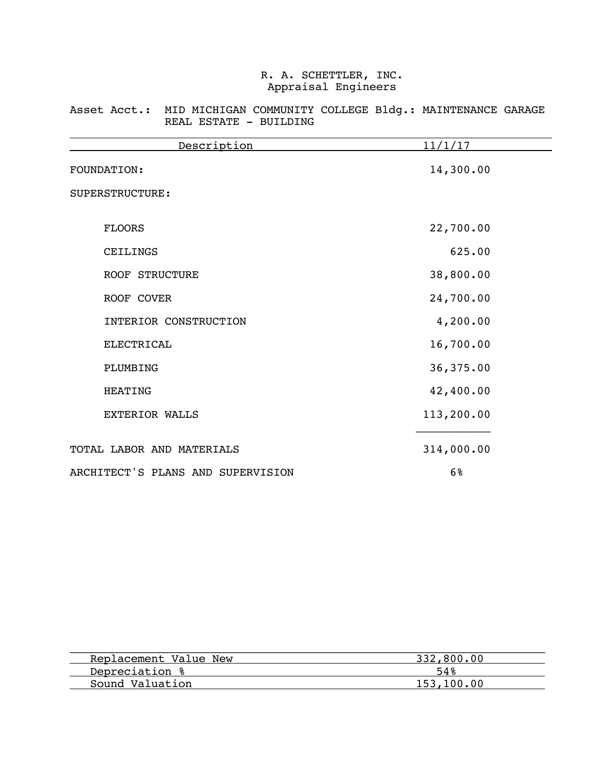R. A. SCHETTLER, INC.
Appraisal Engineers

Asset Acct.: MID MICHIGAN COMMUNITY COLLEGE Bldg.: MAINTENANCE GARAGE
REAL ESTATE - BUILDING

| Description | 11/1/17 |
|---|---|
| FOUNDATION: | 14,300.00 |
| SUPERSTRUCTURE: | |
| FLOORS | 22,700.00 |
| CEILINGS | 625.00 |
| ROOF STRUCTURE | 38,800.00 |
| ROOF COVER | 24,700.00 |
| INTERIOR CONSTRUCTION | 4,200.00 |
| ELECTRICAL | 16,700.00 |
| PLUMBING | 36,375.00 |
| HEATING | 42,400.00 |
| EXTERIOR WALLS | 113,200.00 |
| TOTAL LABOR AND MATERIALS | 314,000.00 |
| ARCHITECT'S PLANS AND SUPERVISION | 6% |

| | |
|---|---|
| Replacement Value New | 332,800.00 |
| Depreciation % | 54% |
| Sound Valuation | 153,100.00 |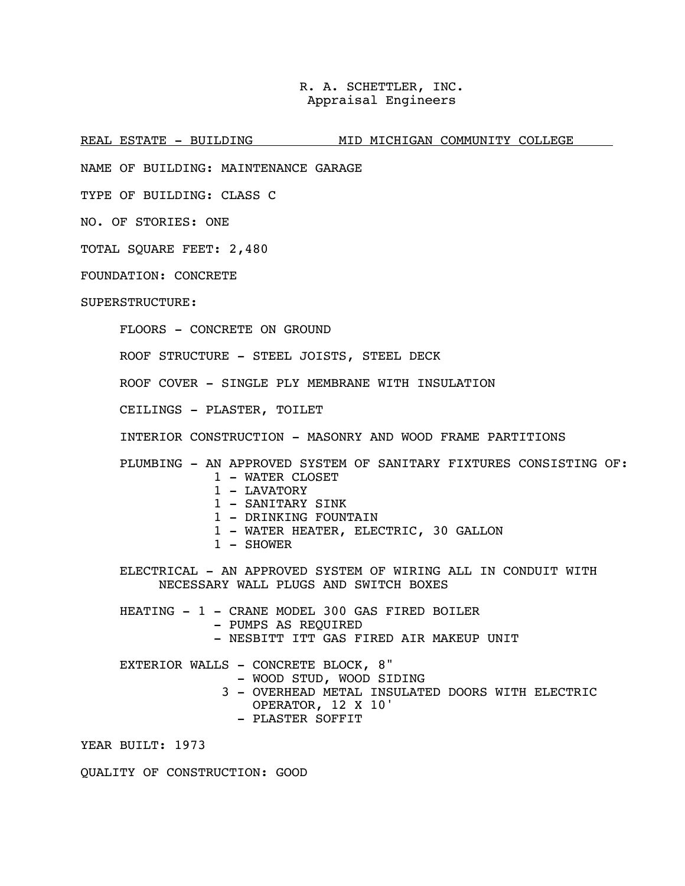R. A. SCHETTLER, INC.
Appraisal Engineers

REAL ESTATE - BUILDING MID MICHIGAN COMMUNITY COLLEGE

NAME OF BUILDING: MAINTENANCE GARAGE

TYPE OF BUILDING: CLASS C

NO. OF STORIES: ONE

TOTAL SQUARE FEET: 2,480

FOUNDATION: CONCRETE

SUPERSTRUCTURE:

FLOORS - CONCRETE ON GROUND

ROOF STRUCTURE - STEEL JOISTS, STEEL DECK

ROOF COVER - SINGLE PLY MEMBRANE WITH INSULATION

CEILINGS - PLASTER, TOILET

INTERIOR CONSTRUCTION - MASONRY AND WOOD FRAME PARTITIONS

PLUMBING - AN APPROVED SYSTEM OF SANITARY FIXTURES CONSISTING OF:
- 1 - WATER CLOSET
- 1 - LAVATORY
- 1 - SANITARY SINK
- 1 - DRINKING FOUNTAIN
- 1 - WATER HEATER, ELECTRIC, 30 GALLON
- 1 - SHOWER

ELECTRICAL - AN APPROVED SYSTEM OF WIRING ALL IN CONDUIT WITH NECESSARY WALL PLUGS AND SWITCH BOXES

HEATING - 1 - CRANE MODEL 300 GAS FIRED BOILER
- PUMPS AS REQUIRED
- NESBITT ITT GAS FIRED AIR MAKEUP UNIT

EXTERIOR WALLS - CONCRETE BLOCK, 8"
- WOOD STUD, WOOD SIDING
- 3 - OVERHEAD METAL INSULATED DOORS WITH ELECTRIC OPERATOR, 12 X 10'
- PLASTER SOFFIT

YEAR BUILT: 1973

QUALITY OF CONSTRUCTION: GOOD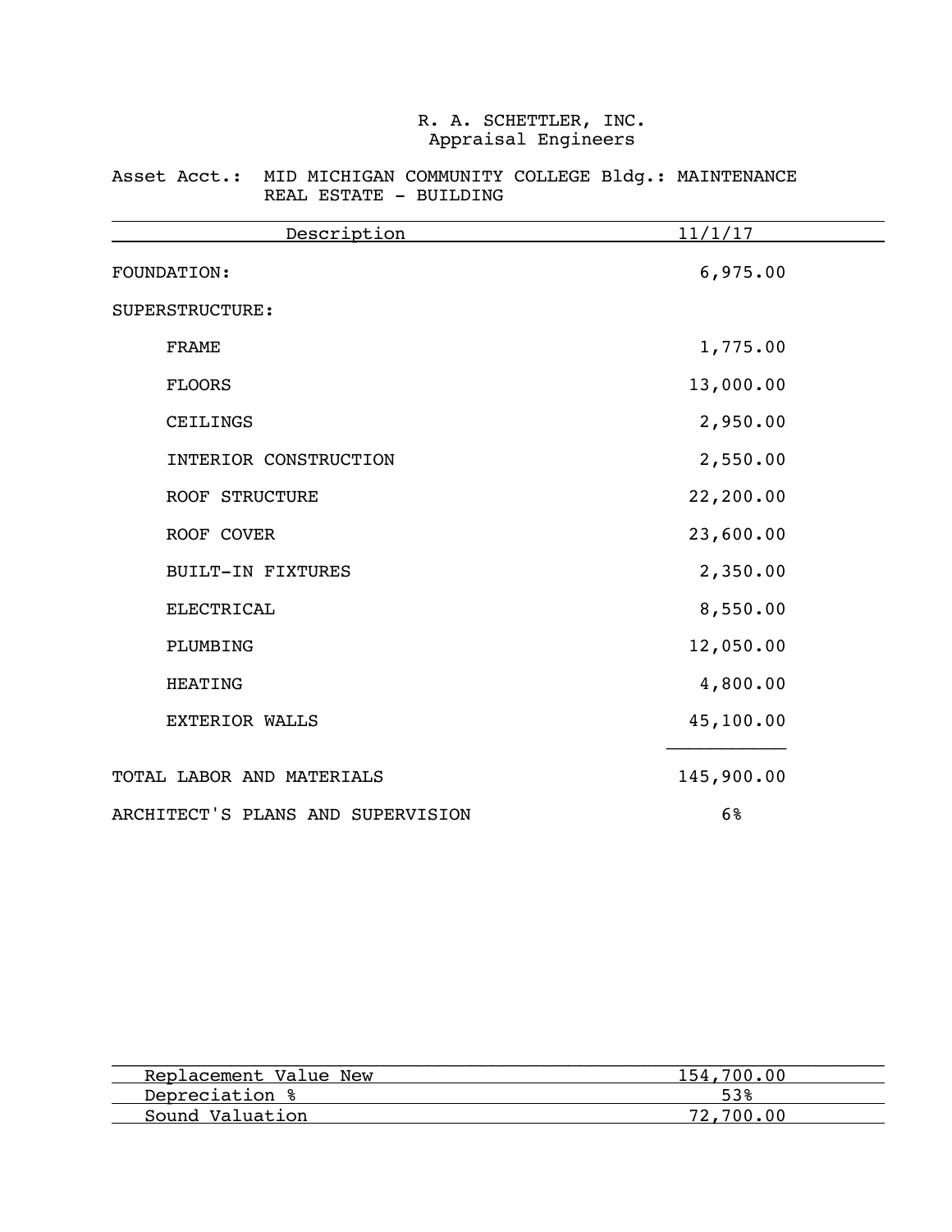R. A. SCHETTLER, INC.
Appraisal Engineers

Asset Acct.: MID MICHIGAN COMMUNITY COLLEGE Bldg.: MAINTENANCE
REAL ESTATE - BUILDING

| Description | 11/1/17 |
|---|---|
| FOUNDATION: | 6,975.00 |
| SUPERSTRUCTURE: | |
| FRAME | 1,775.00 |
| FLOORS | 13,000.00 |
| CEILINGS | 2,950.00 |
| INTERIOR CONSTRUCTION | 2,550.00 |
| ROOF STRUCTURE | 22,200.00 |
| ROOF COVER | 23,600.00 |
| BUILT-IN FIXTURES | 2,350.00 |
| ELECTRICAL | 8,550.00 |
| PLUMBING | 12,050.00 |
| HEATING | 4,800.00 |
| EXTERIOR WALLS | 45,100.00 |
| TOTAL LABOR AND MATERIALS | 145,900.00 |
| ARCHITECT'S PLANS AND SUPERVISION | 6% |

| | |
|---|---|
| Replacement Value New | 154,700.00 |
| Depreciation % | 53% |
| Sound Valuation | 72,700.00 |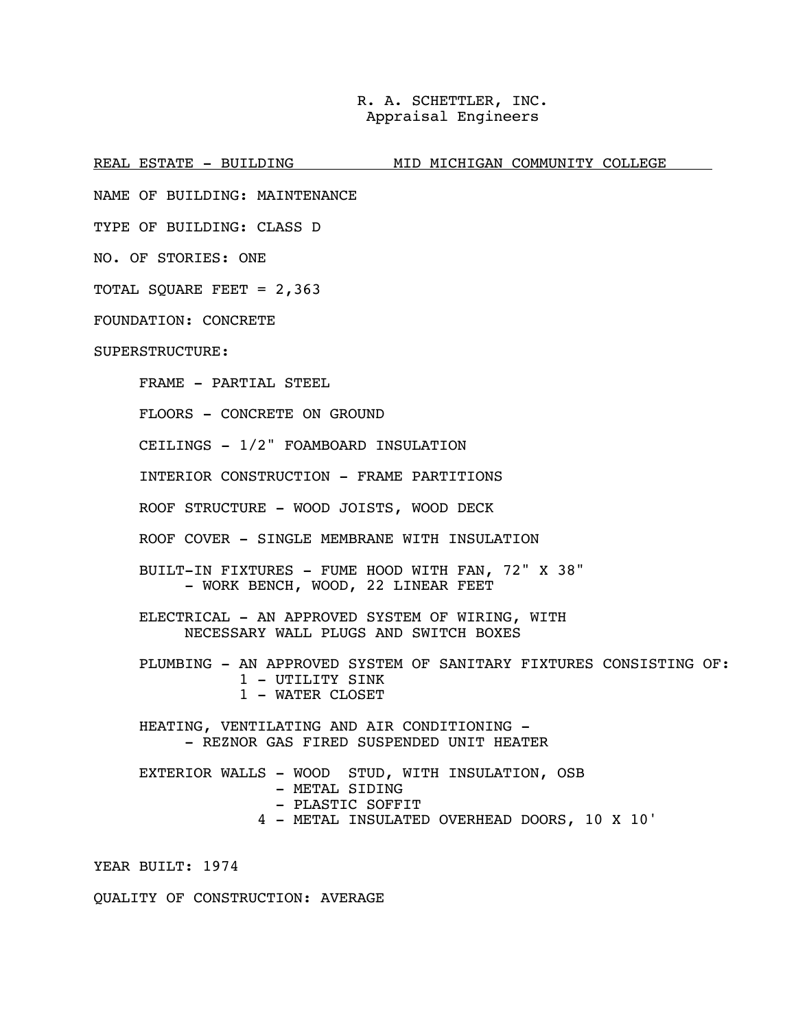R. A. SCHETTLER, INC.
Appraisal Engineers

REAL ESTATE - BUILDING MID MICHIGAN COMMUNITY COLLEGE

NAME OF BUILDING: MAINTENANCE

TYPE OF BUILDING: CLASS D

NO. OF STORIES: ONE

TOTAL SQUARE FEET = 2,363

FOUNDATION: CONCRETE

SUPERSTRUCTURE:

- FRAME - PARTIAL STEEL
- FLOORS - CONCRETE ON GROUND
- CEILINGS - 1/2" FOAMBOARD INSULATION
- INTERIOR CONSTRUCTION - FRAME PARTITIONS
- ROOF STRUCTURE - WOOD JOISTS, WOOD DECK
- ROOF COVER - SINGLE MEMBRANE WITH INSULATION
- BUILT-IN FIXTURES - FUME HOOD WITH FAN, 72" X 38"
  - WORK BENCH, WOOD, 22 LINEAR FEET
- ELECTRICAL - AN APPROVED SYSTEM OF WIRING, WITH NECESSARY WALL PLUGS AND SWITCH BOXES
- PLUMBING - AN APPROVED SYSTEM OF SANITARY FIXTURES CONSISTING OF:
  - 1 - UTILITY SINK
  - 1 - WATER CLOSET
- HEATING, VENTILATING AND AIR CONDITIONING -
  - REZNOR GAS FIRED SUSPENDED UNIT HEATER
- EXTERIOR WALLS - WOOD STUD, WITH INSULATION, OSB
  - METAL SIDING
  - PLASTIC SOFFIT
  - 4 - METAL INSULATED OVERHEAD DOORS, 10 X 10'

YEAR BUILT: 1974

QUALITY OF CONSTRUCTION: AVERAGE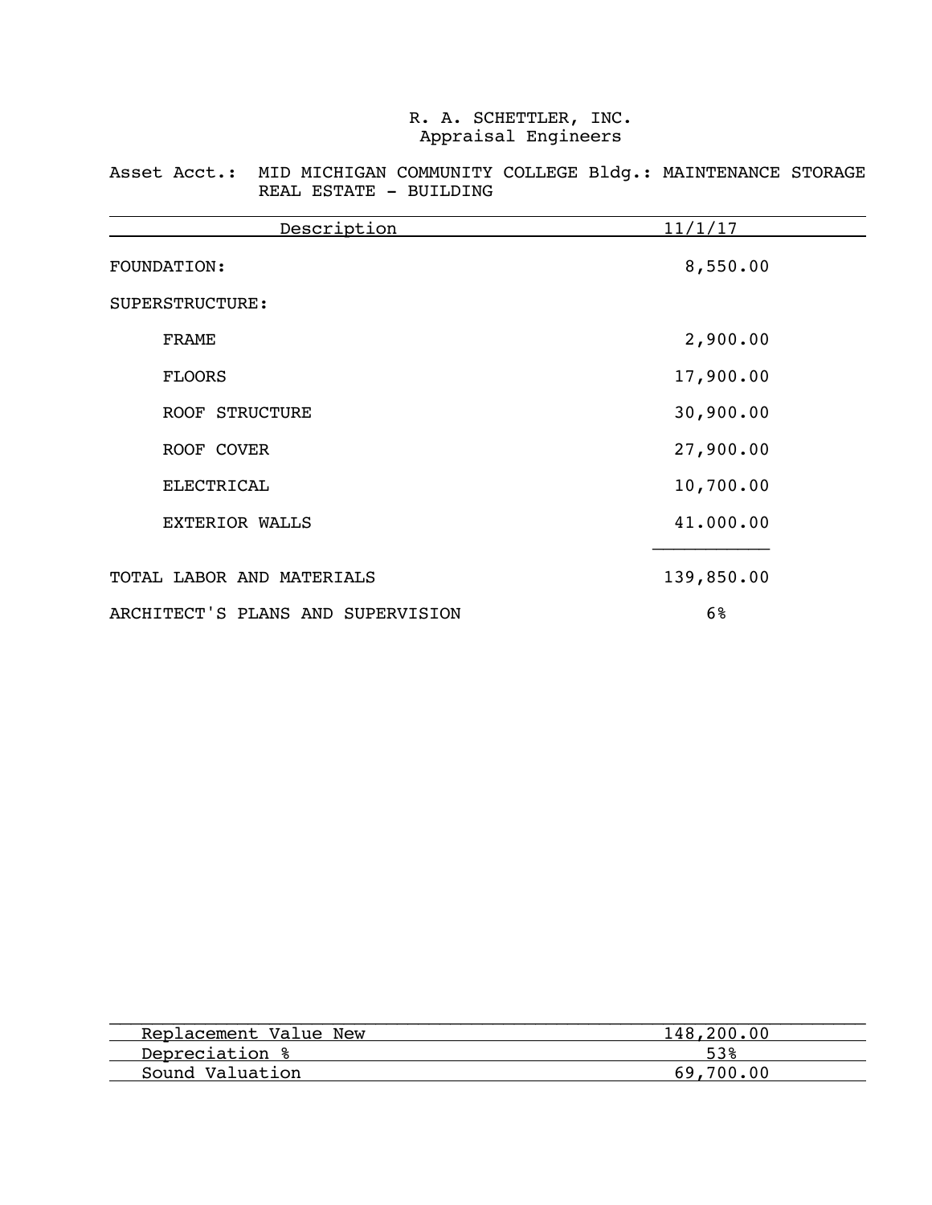R. A. SCHETTLER, INC.
Appraisal Engineers

Asset Acct.: MID MICHIGAN COMMUNITY COLLEGE Bldg.: MAINTENANCE STORAGE
REAL ESTATE - BUILDING

| Description | 11/1/17 |
|---|---|
| FOUNDATION: | 8,550.00 |
| SUPERSTRUCTURE: | |
| FRAME | 2,900.00 |
| FLOORS | 17,900.00 |
| ROOF STRUCTURE | 30,900.00 |
| ROOF COVER | 27,900.00 |
| ELECTRICAL | 10,700.00 |
| EXTERIOR WALLS | 41.000.00 |
| TOTAL LABOR AND MATERIALS | 139,850.00 |
| ARCHITECT'S PLANS AND SUPERVISION | 6% |

| | |
|---|---|
| Replacement Value New | 148,200.00 |
| Depreciation % | 53% |
| Sound Valuation | 69,700.00 |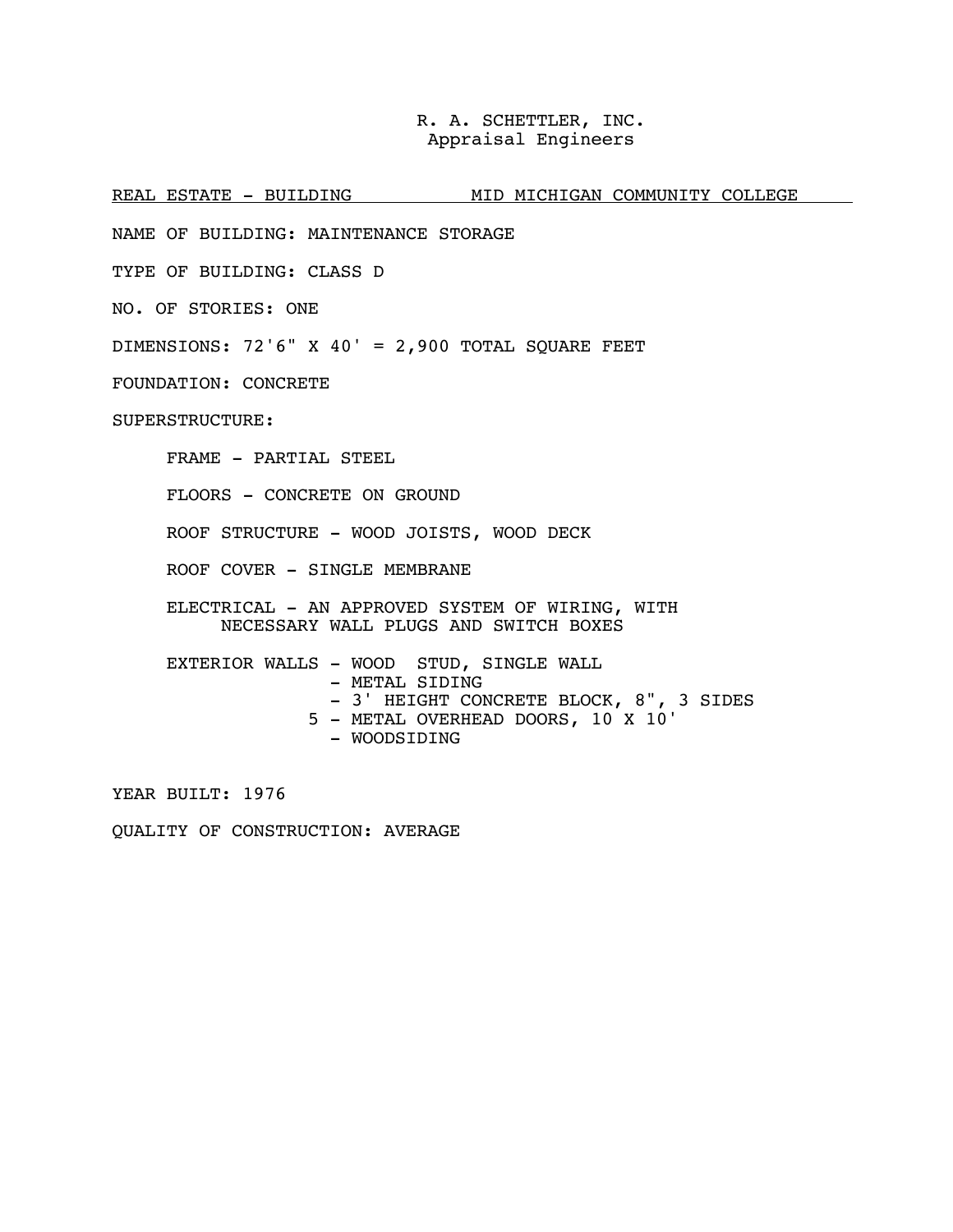R. A. SCHETTLER, INC.
Appraisal Engineers

REAL ESTATE - BUILDING MID MICHIGAN COMMUNITY COLLEGE

NAME OF BUILDING: MAINTENANCE STORAGE

TYPE OF BUILDING: CLASS D

NO. OF STORIES: ONE

DIMENSIONS: 72'6" X 40' = 2,900 TOTAL SQUARE FEET

FOUNDATION: CONCRETE

SUPERSTRUCTURE:

- FRAME - PARTIAL STEEL
- FLOORS - CONCRETE ON GROUND
- ROOF STRUCTURE - WOOD JOISTS, WOOD DECK
- ROOF COVER - SINGLE MEMBRANE
- ELECTRICAL - AN APPROVED SYSTEM OF WIRING, WITH NECESSARY WALL PLUGS AND SWITCH BOXES
- EXTERIOR WALLS - WOOD STUD, SINGLE WALL
  - METAL SIDING
  - 3' HEIGHT CONCRETE BLOCK, 8", 3 SIDES
  - 5 - METAL OVERHEAD DOORS, 10 X 10'
  - WOODSIDING

YEAR BUILT: 1976

QUALITY OF CONSTRUCTION: AVERAGE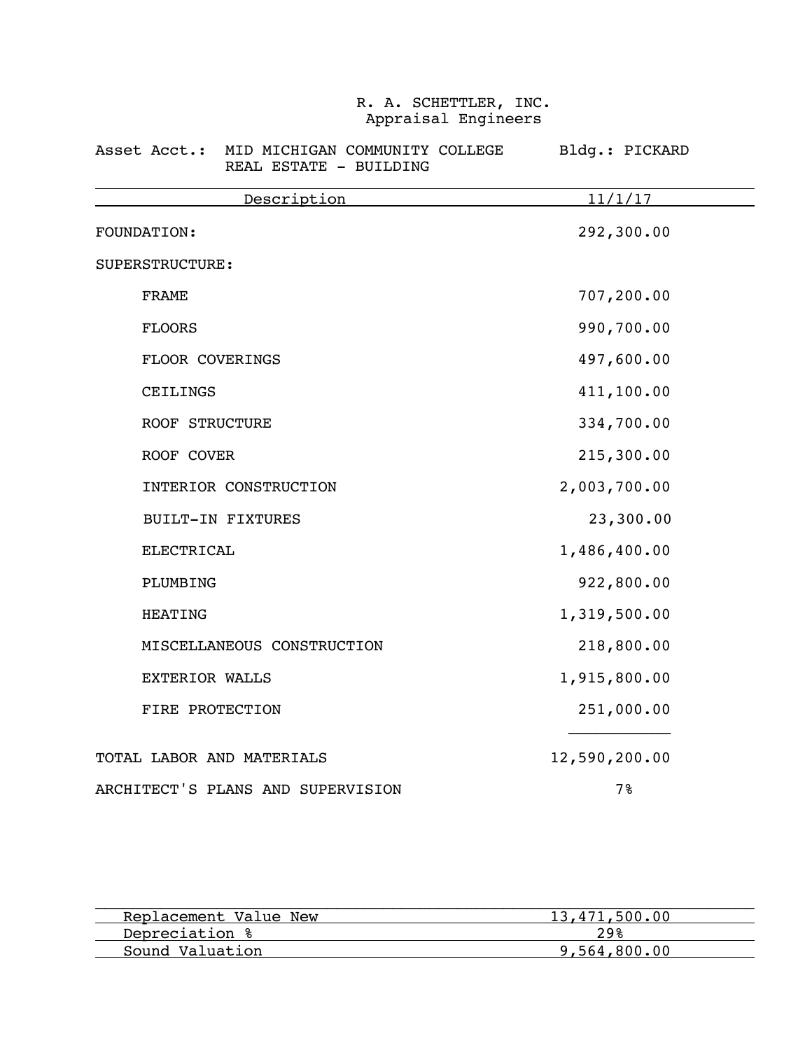R. A. SCHETTLER, INC.
Appraisal Engineers

Asset Acct.: MID MICHIGAN COMMUNITY COLLEGE
REAL ESTATE - BUILDING

Bldg.: PICKARD

| Description | 11/1/17 |
|---|---|
| FOUNDATION: | 292,300.00 |
| SUPERSTRUCTURE: | |
| FRAME | 707,200.00 |
| FLOORS | 990,700.00 |
| FLOOR COVERINGS | 497,600.00 |
| CEILINGS | 411,100.00 |
| ROOF STRUCTURE | 334,700.00 |
| ROOF COVER | 215,300.00 |
| INTERIOR CONSTRUCTION | 2,003,700.00 |
| BUILT-IN FIXTURES | 23,300.00 |
| ELECTRICAL | 1,486,400.00 |
| PLUMBING | 922,800.00 |
| HEATING | 1,319,500.00 |
| MISCELLANEOUS CONSTRUCTION | 218,800.00 |
| EXTERIOR WALLS | 1,915,800.00 |
| FIRE PROTECTION | 251,000.00 |
| TOTAL LABOR AND MATERIALS | 12,590,200.00 |
| ARCHITECT'S PLANS AND SUPERVISION | 7% |

| | |
|---|---|
| Replacement Value New | 13,471,500.00 |
| Depreciation % | 29% |
| Sound Valuation | 9,564,800.00 |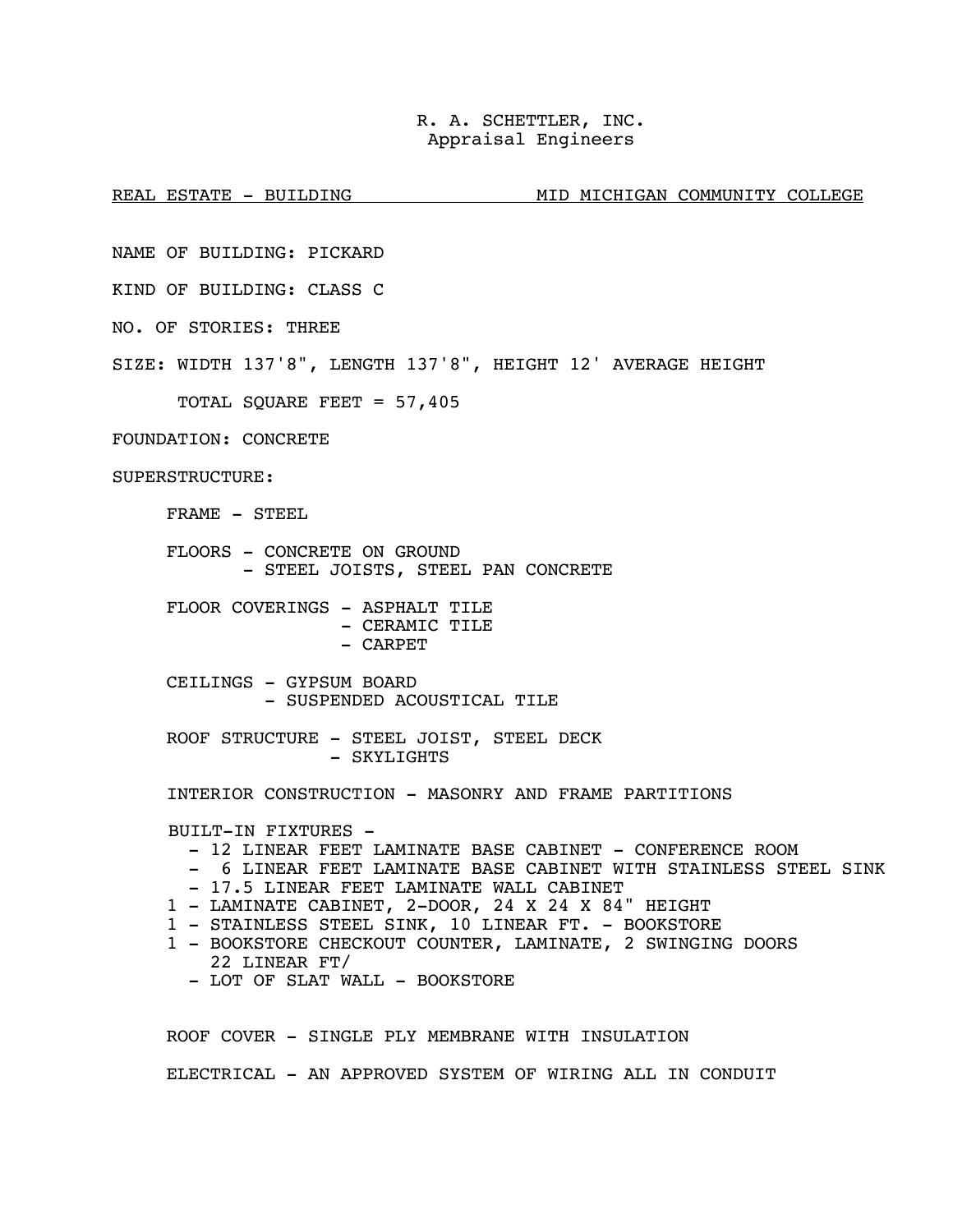R. A. SCHETTLER, INC.
Appraisal Engineers

REAL ESTATE - BUILDING MID MICHIGAN COMMUNITY COLLEGE

NAME OF BUILDING: PICKARD

KIND OF BUILDING: CLASS C

NO. OF STORIES: THREE

SIZE: WIDTH 137'8", LENGTH 137'8", HEIGHT 12' AVERAGE HEIGHT

TOTAL SQUARE FEET = 57,405

FOUNDATION: CONCRETE

SUPERSTRUCTURE:

FRAME - STEEL

FLOORS - CONCRETE ON GROUND
- STEEL JOISTS, STEEL PAN CONCRETE

FLOOR COVERINGS - ASPHALT TILE
- CERAMIC TILE
- CARPET

CEILINGS - GYPSUM BOARD
- SUSPENDED ACOUSTICAL TILE

ROOF STRUCTURE - STEEL JOIST, STEEL DECK
- SKYLIGHTS

INTERIOR CONSTRUCTION - MASONRY AND FRAME PARTITIONS

BUILT-IN FIXTURES -
- 12 LINEAR FEET LAMINATE BASE CABINET - CONFERENCE ROOM
- 6 LINEAR FEET LAMINATE BASE CABINET WITH STAINLESS STEEL SINK
- 17.5 LINEAR FEET LAMINATE WALL CABINET
1 - LAMINATE CABINET, 2-DOOR, 24 X 24 X 84" HEIGHT
1 - STAINLESS STEEL SINK, 10 LINEAR FT. - BOOKSTORE
1 - BOOKSTORE CHECKOUT COUNTER, LAMINATE, 2 SWINGING DOORS 22 LINEAR FT/
- LOT OF SLAT WALL - BOOKSTORE

ROOF COVER - SINGLE PLY MEMBRANE WITH INSULATION

ELECTRICAL - AN APPROVED SYSTEM OF WIRING ALL IN CONDUIT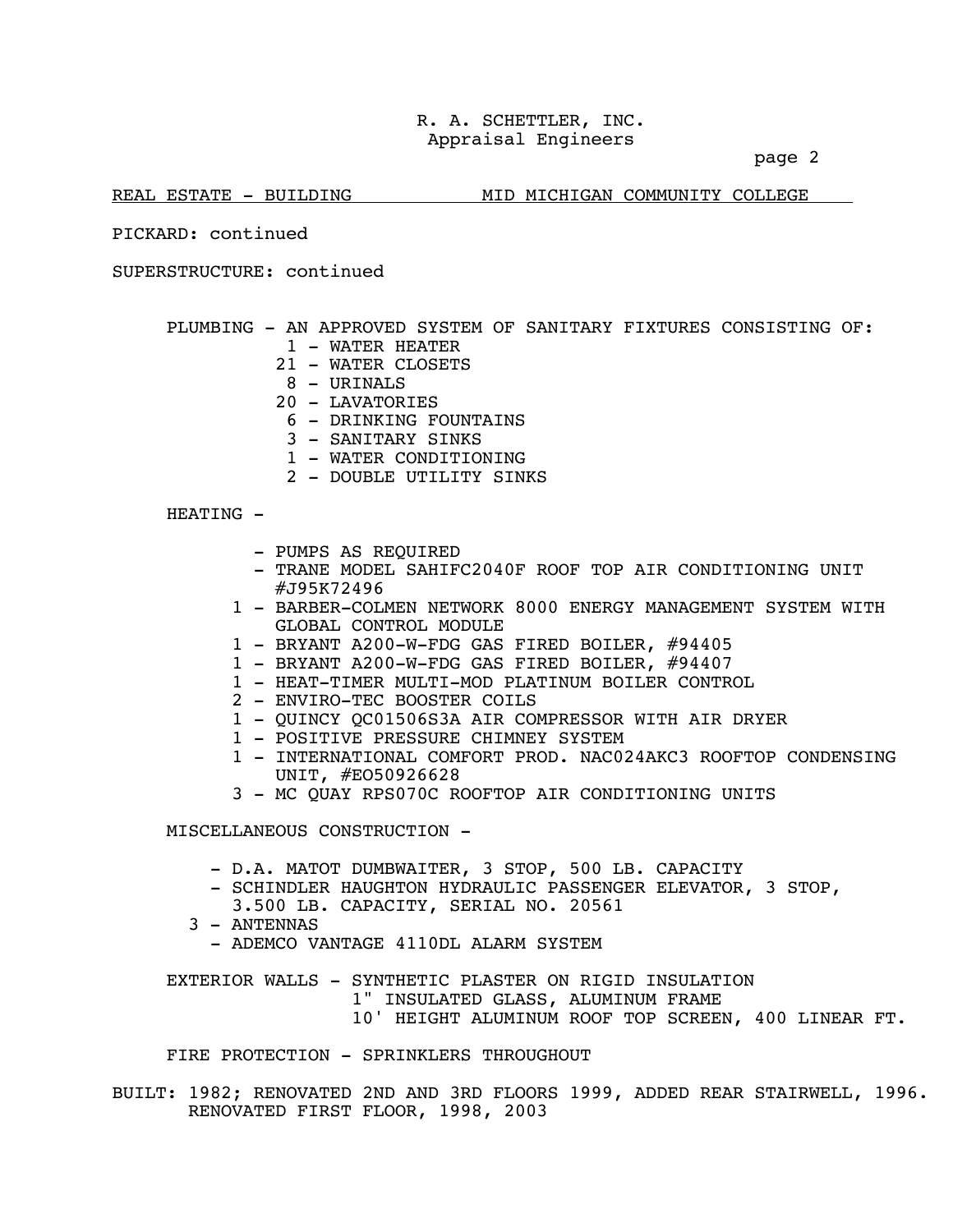REAL ESTATE - BUILDING MID MICHIGAN COMMUNITY COLLEGE

PICKARD: continued

SUPERSTRUCTURE: continued

PLUMBING - AN APPROVED SYSTEM OF SANITARY FIXTURES CONSISTING OF:

- 1 - WATER HEATER
- 21 - WATER CLOSETS
- 8 - URINALS
- 20 - LAVATORIES
- 6 - DRINKING FOUNTAINS
- 3 - SANITARY SINKS
- 1 - WATER CONDITIONING
- 2 - DOUBLE UTILITY SINKS

HEATING -

- PUMPS AS REQUIRED
- TRANE MODEL SAHIFC2040F ROOF TOP AIR CONDITIONING UNIT #J95K72496
- 1 - BARBER-COLMEN NETWORK 8000 ENERGY MANAGEMENT SYSTEM WITH GLOBAL CONTROL MODULE
- 1 - BRYANT A200-W-FDG GAS FIRED BOILER, #94405
- 1 - BRYANT A200-W-FDG GAS FIRED BOILER, #94407
- 1 - HEAT-TIMER MULTI-MOD PLATINUM BOILER CONTROL
- 2 - ENVIRO-TEC BOOSTER COILS
- 1 - QUINCY QC01506S3A AIR COMPRESSOR WITH AIR DRYER
- 1 - POSITIVE PRESSURE CHIMNEY SYSTEM
- 1 - INTERNATIONAL COMFORT PROD. NAC024AKC3 ROOFTOP CONDENSING UNIT, #EO50926628
- 3 - MC QUAY RPS070C ROOFTOP AIR CONDITIONING UNITS

MISCELLANEOUS CONSTRUCTION -

- D.A. MATOT DUMBWAITER, 3 STOP, 500 LB. CAPACITY
- SCHINDLER HAUGHTON HYDRAULIC PASSENGER ELEVATOR, 3 STOP, 3.500 LB. CAPACITY, SERIAL NO. 20561
- 3 - ANTENNAS
- ADEMCO VANTAGE 4110DL ALARM SYSTEM

EXTERIOR WALLS - SYNTHETIC PLASTER ON RIGID INSULATION
1" INSULATED GLASS, ALUMINUM FRAME
10' HEIGHT ALUMINUM ROOF TOP SCREEN, 400 LINEAR FT.

FIRE PROTECTION - SPRINKLERS THROUGHOUT

BUILT: 1982; RENOVATED 2ND AND 3RD FLOORS 1999, ADDED REAR STAIRWELL, 1996. RENOVATED FIRST FLOOR, 1998, 2003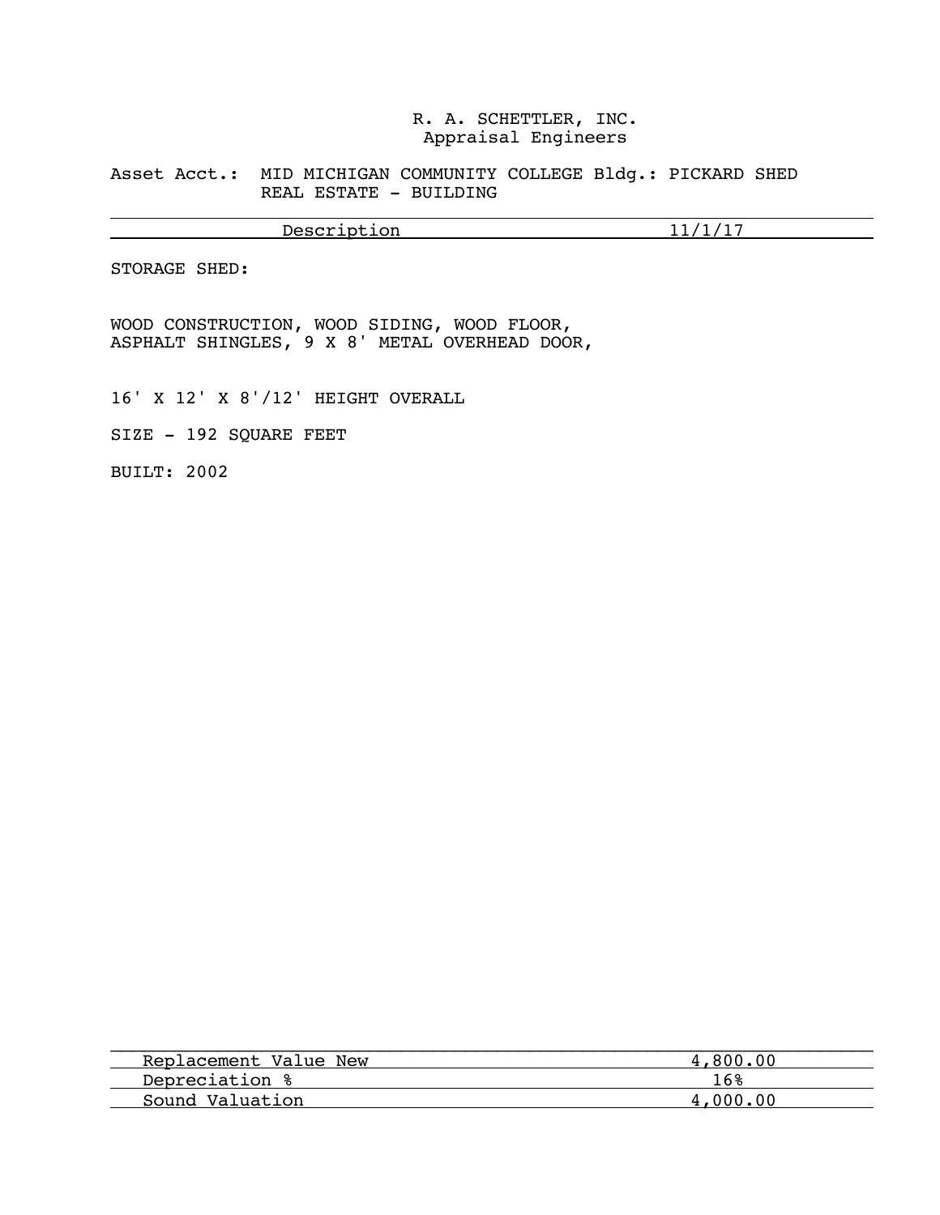R. A. SCHETTLER, INC.
Appraisal Engineers

Asset Acct.: MID MICHIGAN COMMUNITY COLLEGE Bldg.: PICKARD SHED
REAL ESTATE - BUILDING

| Description | 11/1/17 |
|---|---|

STORAGE SHED:

WOOD CONSTRUCTION, WOOD SIDING, WOOD FLOOR,
ASPHALT SHINGLES, 9 X 8' METAL OVERHEAD DOOR,

16' X 12' X 8'/12' HEIGHT OVERALL

SIZE - 192 SQUARE FEET

BUILT: 2002

| | |
|---|---|
| Replacement Value New | 4,800.00 |
| Depreciation % | 16% |
| Sound Valuation | 4,000.00 |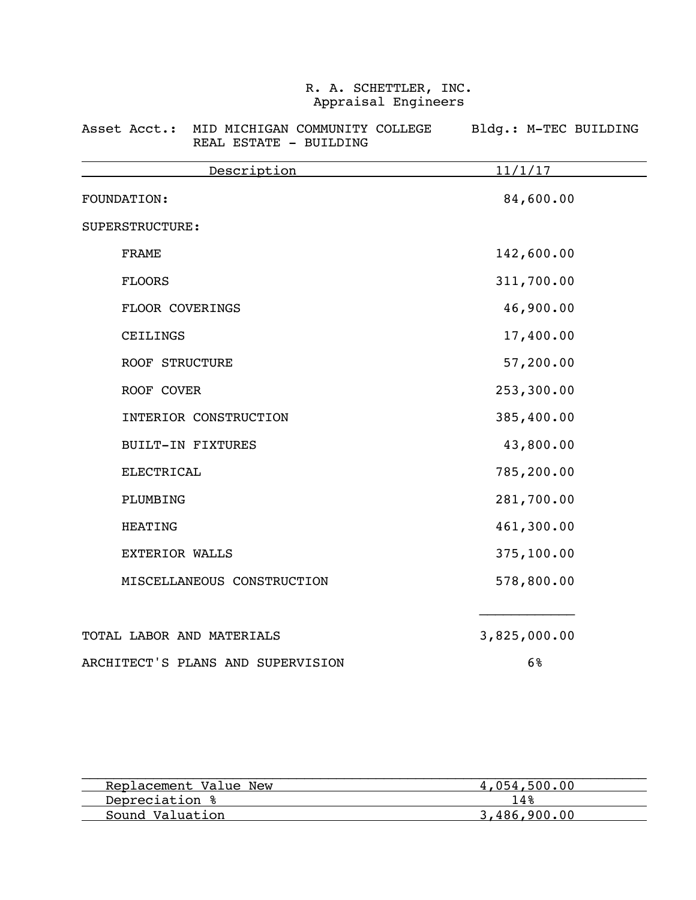R. A. SCHETTLER, INC.
Appraisal Engineers

Asset Acct.: MID MICHIGAN COMMUNITY COLLEGE
REAL ESTATE - BUILDING

Bldg.: M-TEC BUILDING

| Description | 11/1/17 |
|---|---|
| FOUNDATION: | 84,600.00 |
| SUPERSTRUCTURE: | |
| FRAME | 142,600.00 |
| FLOORS | 311,700.00 |
| FLOOR COVERINGS | 46,900.00 |
| CEILINGS | 17,400.00 |
| ROOF STRUCTURE | 57,200.00 |
| ROOF COVER | 253,300.00 |
| INTERIOR CONSTRUCTION | 385,400.00 |
| BUILT-IN FIXTURES | 43,800.00 |
| ELECTRICAL | 785,200.00 |
| PLUMBING | 281,700.00 |
| HEATING | 461,300.00 |
| EXTERIOR WALLS | 375,100.00 |
| MISCELLANEOUS CONSTRUCTION | 578,800.00 |
| TOTAL LABOR AND MATERIALS | 3,825,000.00 |
| ARCHITECT'S PLANS AND SUPERVISION | 6% |

| | |
|---|---|
| Replacement Value New | 4,054,500.00 |
| Depreciation % | 14% |
| Sound Valuation | 3,486,900.00 |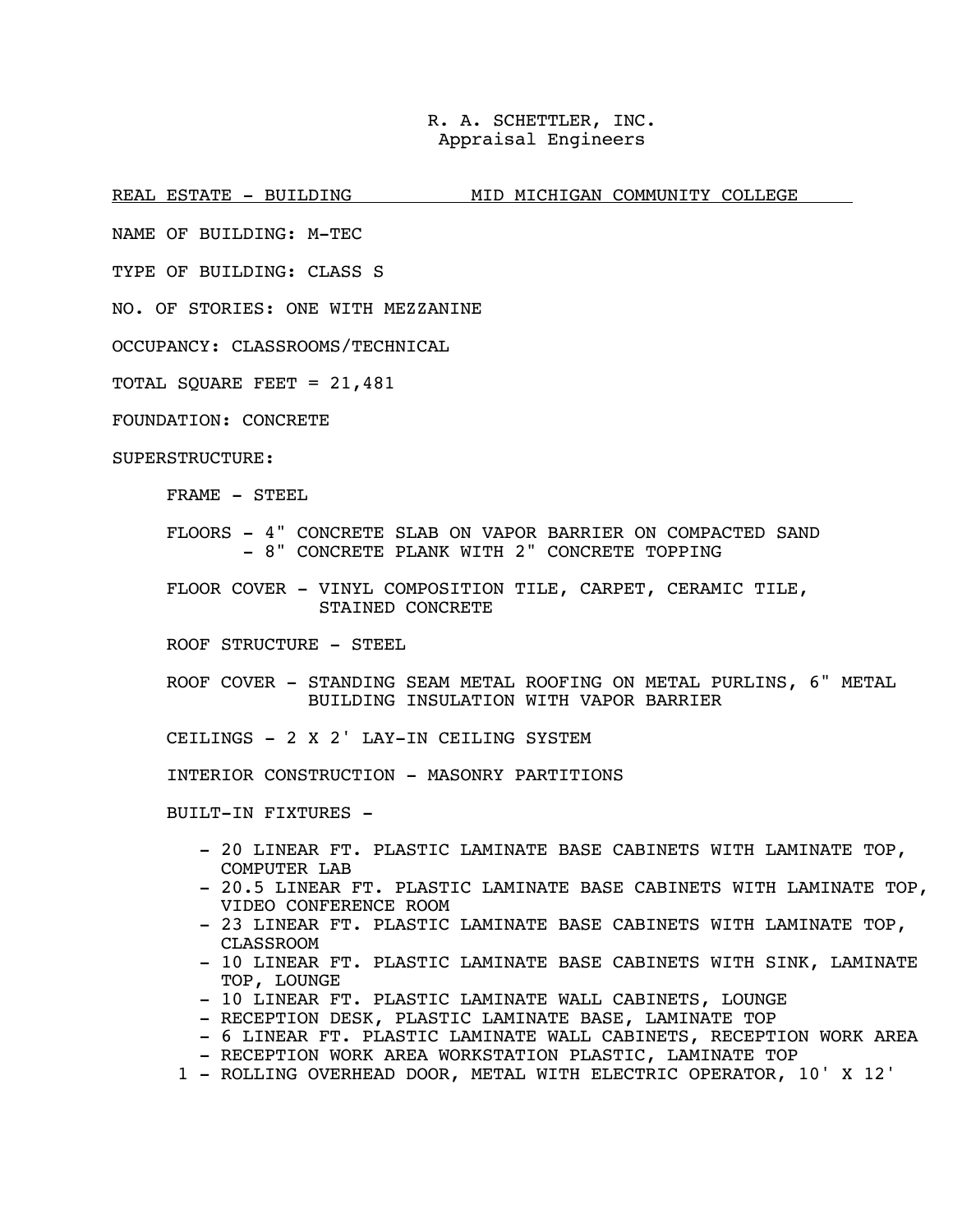R. A. SCHETTLER, INC.
Appraisal Engineers

REAL ESTATE - BUILDING MID MICHIGAN COMMUNITY COLLEGE

NAME OF BUILDING: M-TEC

TYPE OF BUILDING: CLASS S

NO. OF STORIES: ONE WITH MEZZANINE

OCCUPANCY: CLASSROOMS/TECHNICAL

TOTAL SQUARE FEET = 21,481

FOUNDATION: CONCRETE

SUPERSTRUCTURE:

FRAME - STEEL

FLOORS - 4" CONCRETE SLAB ON VAPOR BARRIER ON COMPACTED SAND
- 8" CONCRETE PLANK WITH 2" CONCRETE TOPPING

FLOOR COVER - VINYL COMPOSITION TILE, CARPET, CERAMIC TILE, STAINED CONCRETE

ROOF STRUCTURE - STEEL

ROOF COVER - STANDING SEAM METAL ROOFING ON METAL PURLINS, 6" METAL BUILDING INSULATION WITH VAPOR BARRIER

CEILINGS - 2 X 2' LAY-IN CEILING SYSTEM

INTERIOR CONSTRUCTION - MASONRY PARTITIONS

BUILT-IN FIXTURES -

- 20 LINEAR FT. PLASTIC LAMINATE BASE CABINETS WITH LAMINATE TOP, COMPUTER LAB
- 20.5 LINEAR FT. PLASTIC LAMINATE BASE CABINETS WITH LAMINATE TOP, VIDEO CONFERENCE ROOM
- 23 LINEAR FT. PLASTIC LAMINATE BASE CABINETS WITH LAMINATE TOP, CLASSROOM
- 10 LINEAR FT. PLASTIC LAMINATE BASE CABINETS WITH SINK, LAMINATE TOP, LOUNGE
- 10 LINEAR FT. PLASTIC LAMINATE WALL CABINETS, LOUNGE
- RECEPTION DESK, PLASTIC LAMINATE BASE, LAMINATE TOP
- 6 LINEAR FT. PLASTIC LAMINATE WALL CABINETS, RECEPTION WORK AREA
- RECEPTION WORK AREA WORKSTATION PLASTIC, LAMINATE TOP

1 - ROLLING OVERHEAD DOOR, METAL WITH ELECTRIC OPERATOR, 10' X 12'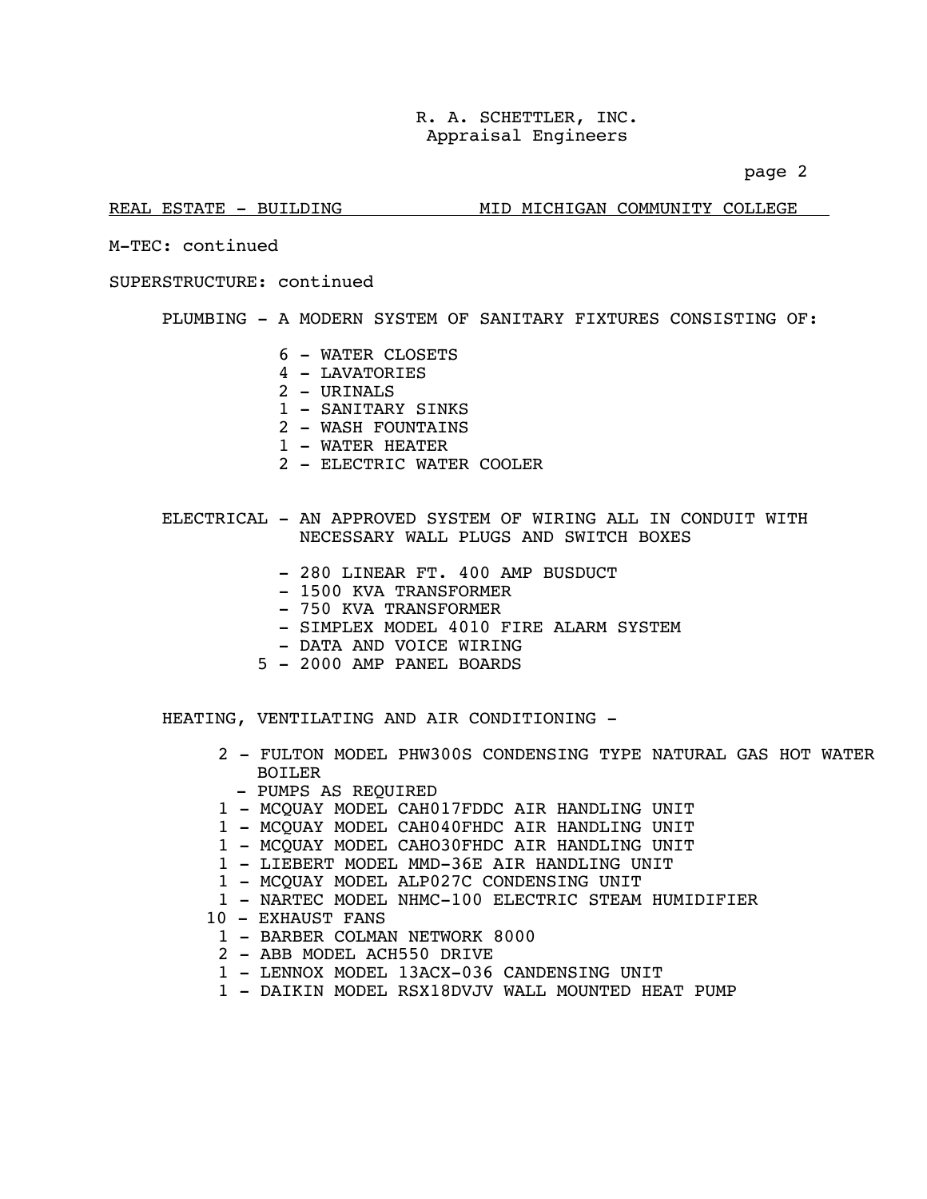REAL ESTATE - BUILDING MID MICHIGAN COMMUNITY COLLEGE

M-TEC: continued

SUPERSTRUCTURE: continued

PLUMBING - A MODERN SYSTEM OF SANITARY FIXTURES CONSISTING OF:

- 6 - WATER CLOSETS
- 4 - LAVATORIES
- 2 - URINALS
- 1 - SANITARY SINKS
- 2 - WASH FOUNTAINS
- 1 - WATER HEATER
- 2 - ELECTRIC WATER COOLER

ELECTRICAL - AN APPROVED SYSTEM OF WIRING ALL IN CONDUIT WITH NECESSARY WALL PLUGS AND SWITCH BOXES

- - 280 LINEAR FT. 400 AMP BUSDUCT
- - 1500 KVA TRANSFORMER
- - 750 KVA TRANSFORMER
- - SIMPLEX MODEL 4010 FIRE ALARM SYSTEM
- - DATA AND VOICE WIRING
- 5 - 2000 AMP PANEL BOARDS

HEATING, VENTILATING AND AIR CONDITIONING -

- 2 - FULTON MODEL PHW300S CONDENSING TYPE NATURAL GAS HOT WATER BOILER
- - PUMPS AS REQUIRED
- 1 - MCQUAY MODEL CAH017FDDC AIR HANDLING UNIT
- 1 - MCQUAY MODEL CAH040FHDC AIR HANDLING UNIT
- 1 - MCQUAY MODEL CAHO30FHDC AIR HANDLING UNIT
- 1 - LIEBERT MODEL MMD-36E AIR HANDLING UNIT
- 1 - MCQUAY MODEL ALP027C CONDENSING UNIT
- 1 - NARTEC MODEL NHMC-100 ELECTRIC STEAM HUMIDIFIER
- 10 - EXHAUST FANS
- 1 - BARBER COLMAN NETWORK 8000
- 2 - ABB MODEL ACH550 DRIVE
- 1 - LENNOX MODEL 13ACX-036 CANDENSING UNIT
- 1 - DAIKIN MODEL RSX18DVJV WALL MOUNTED HEAT PUMP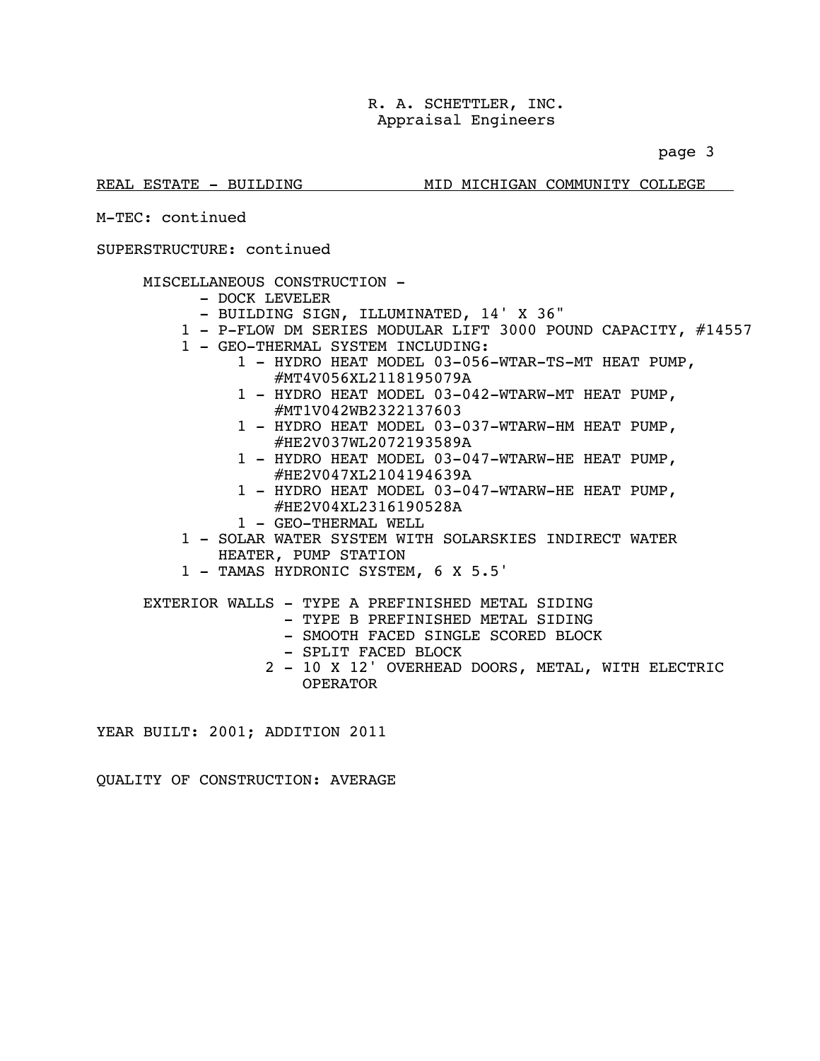R. A. SCHETTLER, INC.
Appraisal Engineers

REAL ESTATE - BUILDING MID MICHIGAN COMMUNITY COLLEGE

M-TEC: continued

SUPERSTRUCTURE: continued

MISCELLANEOUS CONSTRUCTION -
- DOCK LEVELER
- BUILDING SIGN, ILLUMINATED, 14' X 36"
- 1 - P-FLOW DM SERIES MODULAR LIFT 3000 POUND CAPACITY, #14557
- 1 - GEO-THERMAL SYSTEM INCLUDING:
  - 1 - HYDRO HEAT MODEL 03-056-WTAR-TS-MT HEAT PUMP, #MT4V056XL2118195079A
  - 1 - HYDRO HEAT MODEL 03-042-WTARW-MT HEAT PUMP, #MT1V042WB2322137603
  - 1 - HYDRO HEAT MODEL 03-037-WTARW-HM HEAT PUMP, #HE2V037WL2072193589A
  - 1 - HYDRO HEAT MODEL 03-047-WTARW-HE HEAT PUMP, #HE2V047XL2104194639A
  - 1 - HYDRO HEAT MODEL 03-047-WTARW-HE HEAT PUMP, #HE2V04XL2316190528A
  - 1 - GEO-THERMAL WELL
- 1 - SOLAR WATER SYSTEM WITH SOLARSKIES INDIRECT WATER HEATER, PUMP STATION
- 1 - TAMAS HYDRONIC SYSTEM, 6 X 5.5'

EXTERIOR WALLS - TYPE A PREFINISHED METAL SIDING
- TYPE B PREFINISHED METAL SIDING
- SMOOTH FACED SINGLE SCORED BLOCK
- SPLIT FACED BLOCK
- 2 - 10 X 12' OVERHEAD DOORS, METAL, WITH ELECTRIC OPERATOR

YEAR BUILT: 2001; ADDITION 2011

QUALITY OF CONSTRUCTION: AVERAGE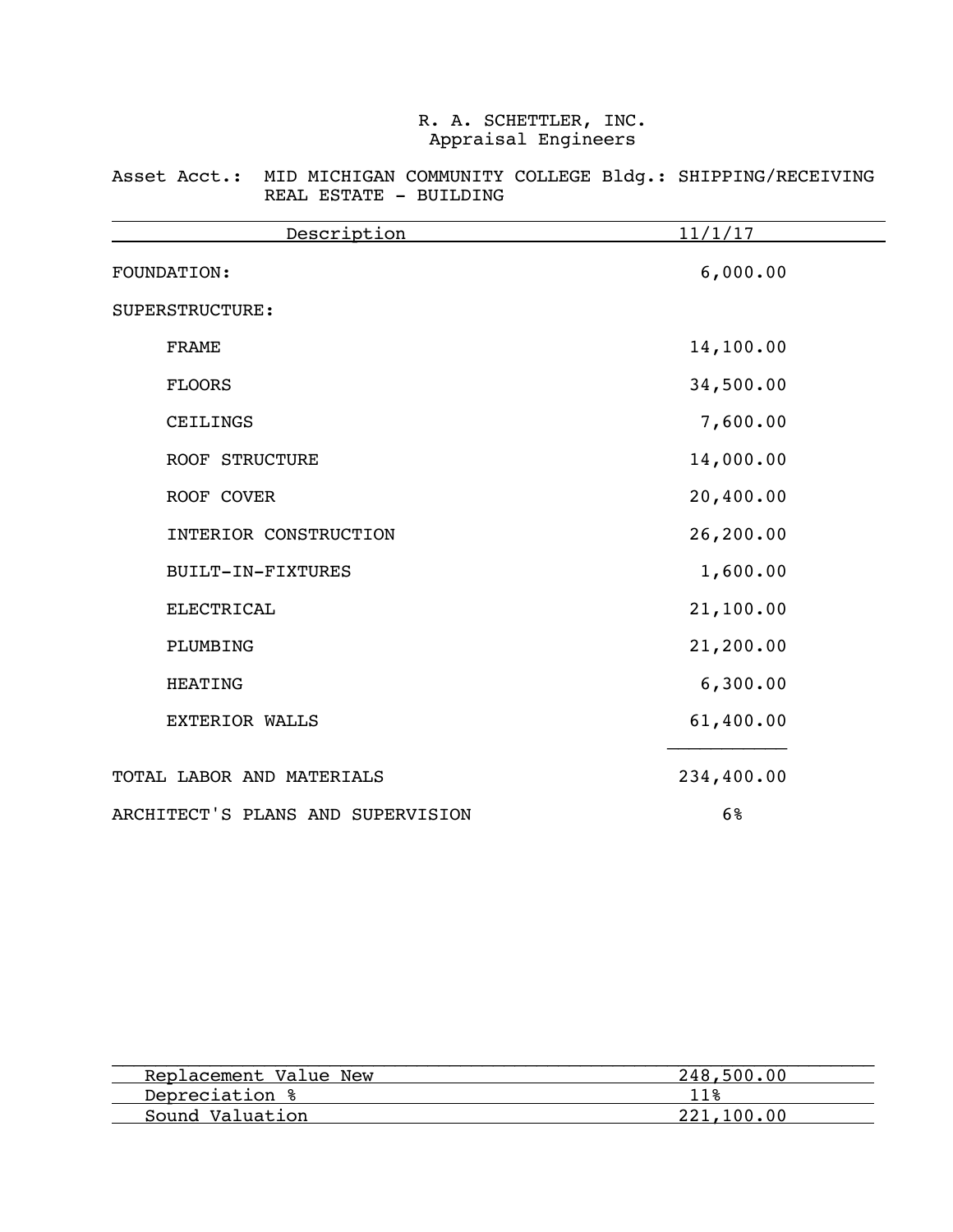R. A. SCHETTLER, INC.
Appraisal Engineers

Asset Acct.: MID MICHIGAN COMMUNITY COLLEGE Bldg.: SHIPPING/RECEIVING
REAL ESTATE - BUILDING

| Description | 11/1/17 |
|---|---|
| FOUNDATION: | 6,000.00 |
| SUPERSTRUCTURE: | |
| FRAME | 14,100.00 |
| FLOORS | 34,500.00 |
| CEILINGS | 7,600.00 |
| ROOF STRUCTURE | 14,000.00 |
| ROOF COVER | 20,400.00 |
| INTERIOR CONSTRUCTION | 26,200.00 |
| BUILT-IN-FIXTURES | 1,600.00 |
| ELECTRICAL | 21,100.00 |
| PLUMBING | 21,200.00 |
| HEATING | 6,300.00 |
| EXTERIOR WALLS | 61,400.00 |
| TOTAL LABOR AND MATERIALS | 234,400.00 |
| ARCHITECT'S PLANS AND SUPERVISION | 6% |

| | |
|---|---|
| Replacement Value New | 248,500.00 |
| Depreciation % | 11% |
| Sound Valuation | 221,100.00 |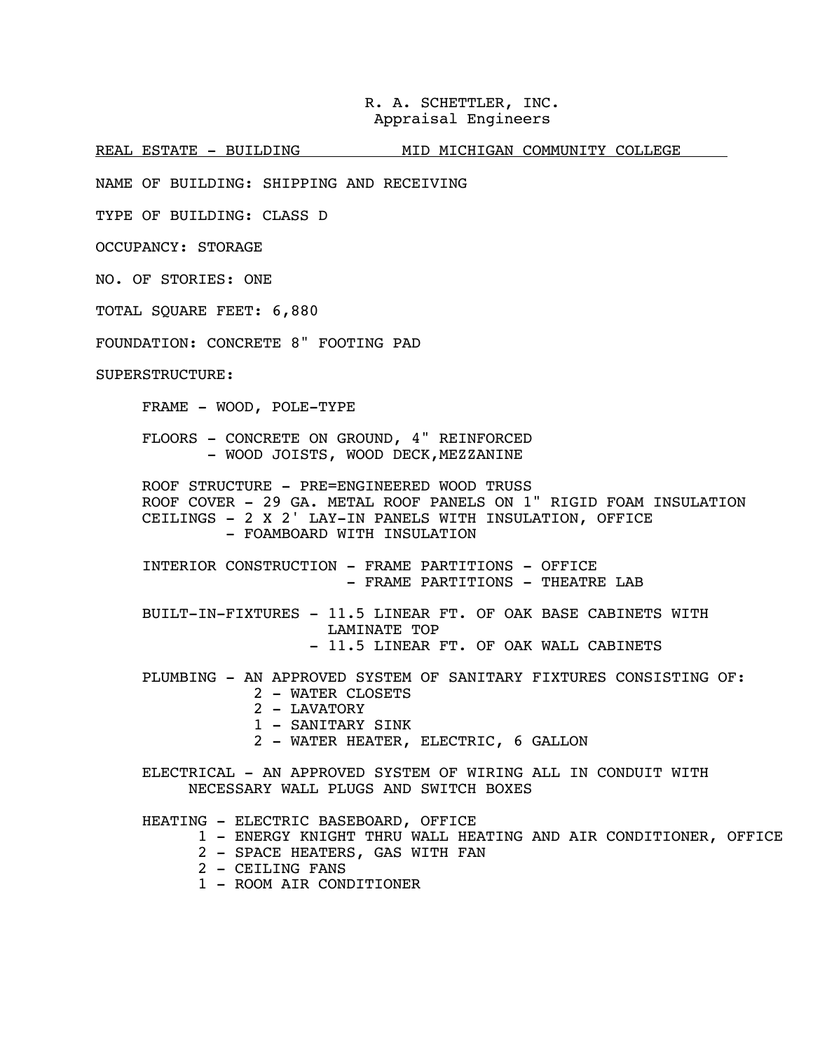R. A. SCHETTLER, INC.
Appraisal Engineers

REAL ESTATE - BUILDING          MID MICHIGAN COMMUNITY COLLEGE

NAME OF BUILDING: SHIPPING AND RECEIVING

TYPE OF BUILDING: CLASS D

OCCUPANCY: STORAGE

NO. OF STORIES: ONE

TOTAL SQUARE FEET: 6,880

FOUNDATION: CONCRETE 8" FOOTING PAD

SUPERSTRUCTURE:

FRAME - WOOD, POLE-TYPE

FLOORS - CONCRETE ON GROUND, 4" REINFORCED
- WOOD JOISTS, WOOD DECK,MEZZANINE

ROOF STRUCTURE - PRE=ENGINEERED WOOD TRUSS
ROOF COVER - 29 GA. METAL ROOF PANELS ON 1" RIGID FOAM INSULATION
CEILINGS - 2 X 2' LAY-IN PANELS WITH INSULATION, OFFICE
- FOAMBOARD WITH INSULATION

INTERIOR CONSTRUCTION - FRAME PARTITIONS - OFFICE
- FRAME PARTITIONS - THEATRE LAB

BUILT-IN-FIXTURES - 11.5 LINEAR FT. OF OAK BASE CABINETS WITH LAMINATE TOP
- 11.5 LINEAR FT. OF OAK WALL CABINETS

PLUMBING - AN APPROVED SYSTEM OF SANITARY FIXTURES CONSISTING OF:
- 2 - WATER CLOSETS
- 2 - LAVATORY
- 1 - SANITARY SINK
- 2 - WATER HEATER, ELECTRIC, 6 GALLON

ELECTRICAL - AN APPROVED SYSTEM OF WIRING ALL IN CONDUIT WITH NECESSARY WALL PLUGS AND SWITCH BOXES

HEATING - ELECTRIC BASEBOARD, OFFICE
- 1 - ENERGY KNIGHT THRU WALL HEATING AND AIR CONDITIONER, OFFICE
- 2 - SPACE HEATERS, GAS WITH FAN
- 2 - CEILING FANS
- 1 - ROOM AIR CONDITIONER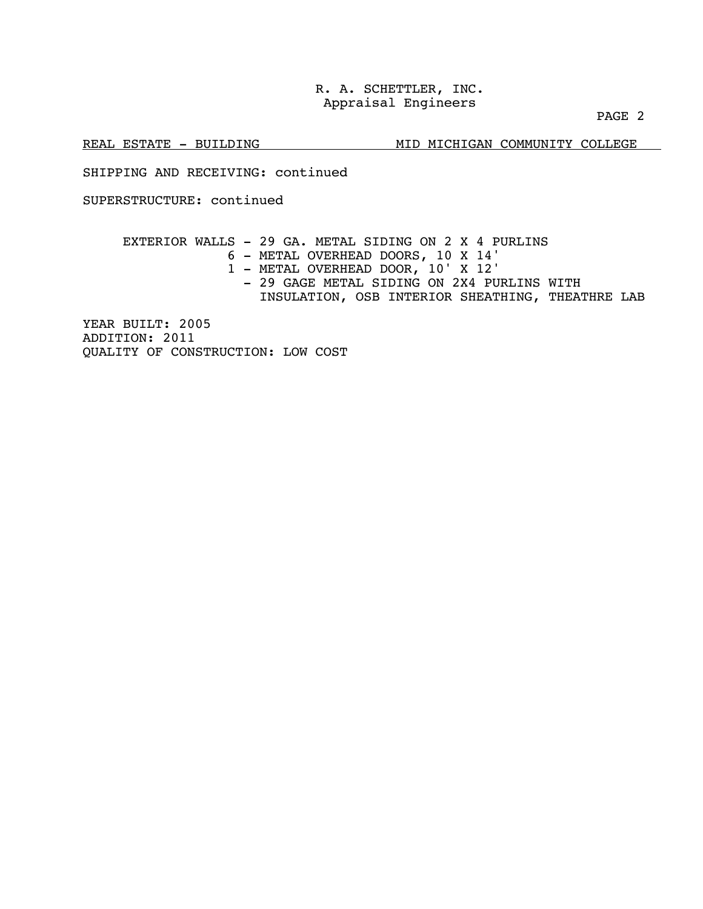REAL ESTATE - BUILDING MID MICHIGAN COMMUNITY COLLEGE

SHIPPING AND RECEIVING: continued

SUPERSTRUCTURE: continued

EXTERIOR WALLS - 29 GA. METAL SIDING ON 2 X 4 PURLINS
6 - METAL OVERHEAD DOORS, 10 X 14'
1 - METAL OVERHEAD DOOR, 10' X 12'
- 29 GAGE METAL SIDING ON 2X4 PURLINS WITH INSULATION, OSB INTERIOR SHEATHING, THEATHRE LAB

YEAR BUILT: 2005
ADDITION: 2011
QUALITY OF CONSTRUCTION: LOW COST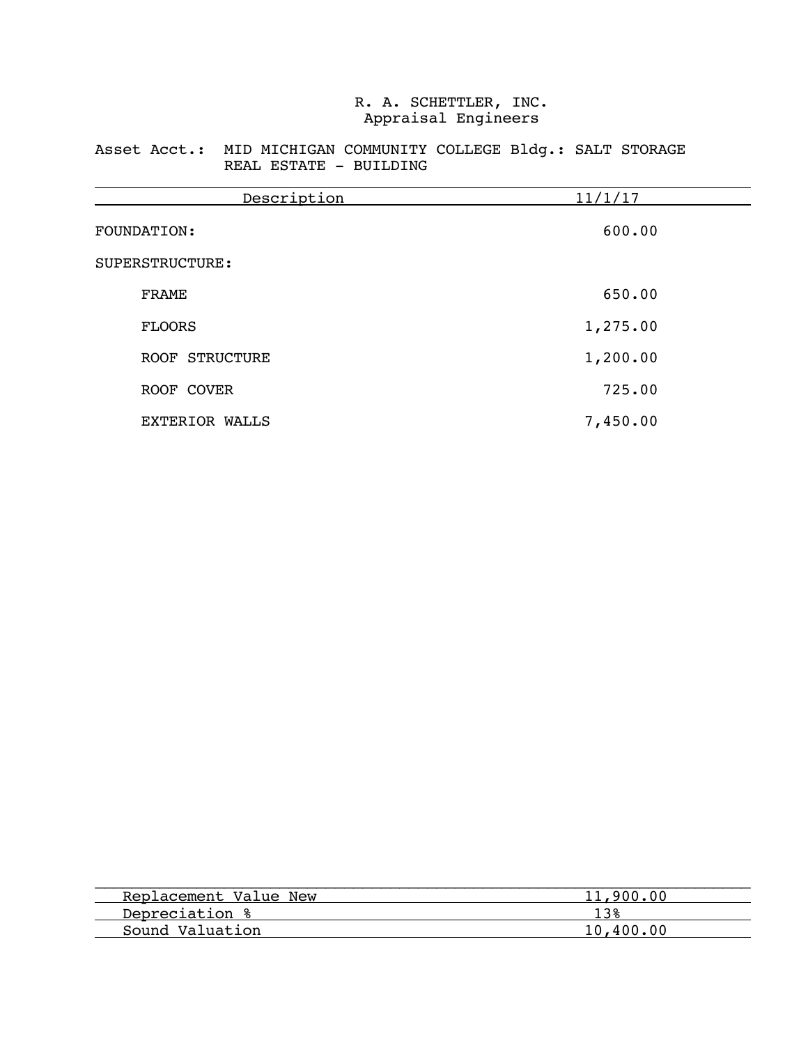# R. A. SCHETTLER, INC.
Appraisal Engineers

Asset Acct.: MID MICHIGAN COMMUNITY COLLEGE Bldg.: SALT STORAGE
REAL ESTATE - BUILDING

| Description | 11/1/17 |
|---|---|
| FOUNDATION: | 600.00 |
| SUPERSTRUCTURE: | |
| FRAME | 650.00 |
| FLOORS | 1,275.00 |
| ROOF STRUCTURE | 1,200.00 |
| ROOF COVER | 725.00 |
| EXTERIOR WALLS | 7,450.00 |

| | |
|---|---|
| Replacement Value New | 11,900.00 |
| Depreciation % | 13% |
| Sound Valuation | 10,400.00 |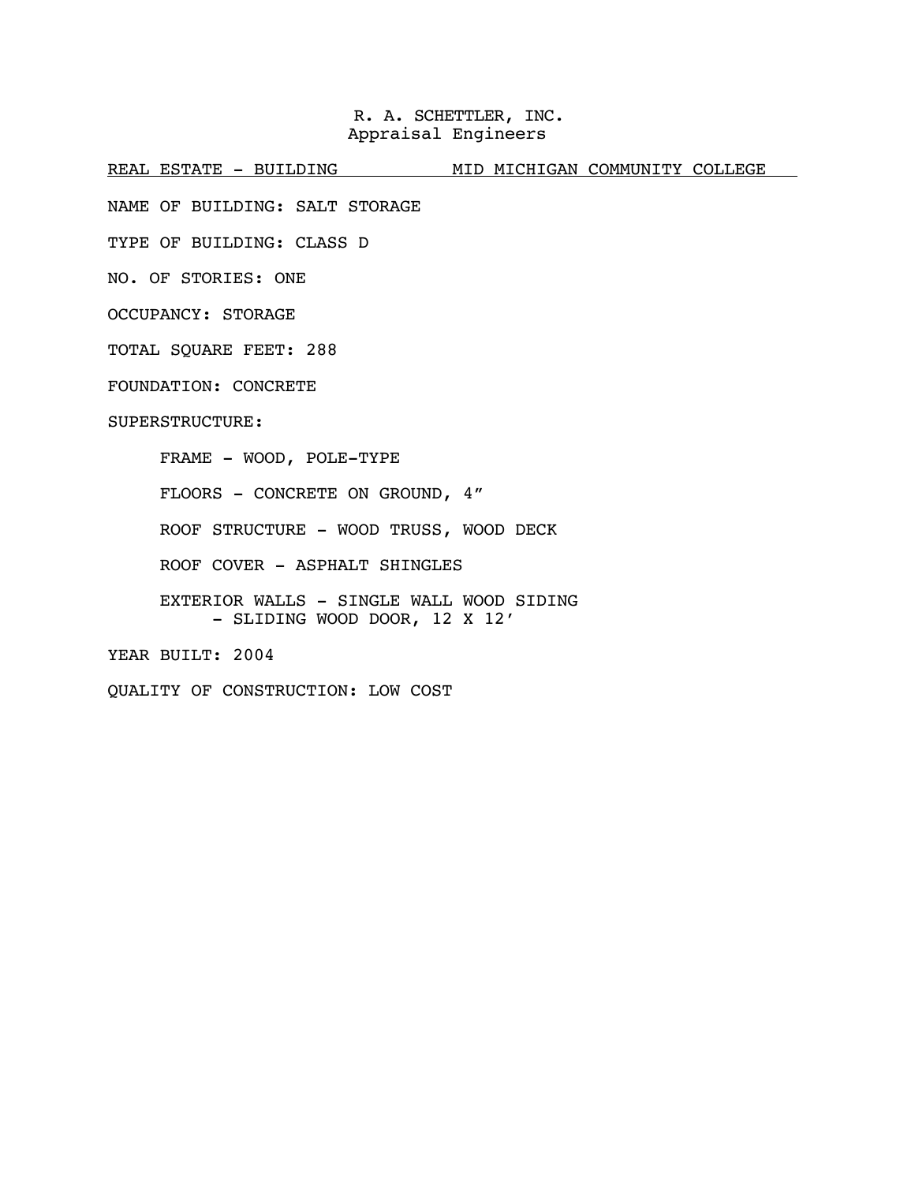R. A. SCHETTLER, INC.
Appraisal Engineers

REAL ESTATE - BUILDING MID MICHIGAN COMMUNITY COLLEGE

NAME OF BUILDING: SALT STORAGE

TYPE OF BUILDING: CLASS D

NO. OF STORIES: ONE

OCCUPANCY: STORAGE

TOTAL SQUARE FEET: 288

FOUNDATION: CONCRETE

SUPERSTRUCTURE:

- FRAME - WOOD, POLE-TYPE
- FLOORS - CONCRETE ON GROUND, 4″
- ROOF STRUCTURE - WOOD TRUSS, WOOD DECK
- ROOF COVER - ASPHALT SHINGLES
- EXTERIOR WALLS - SINGLE WALL WOOD SIDING
  - SLIDING WOOD DOOR, 12 X 12′

YEAR BUILT: 2004

QUALITY OF CONSTRUCTION: LOW COST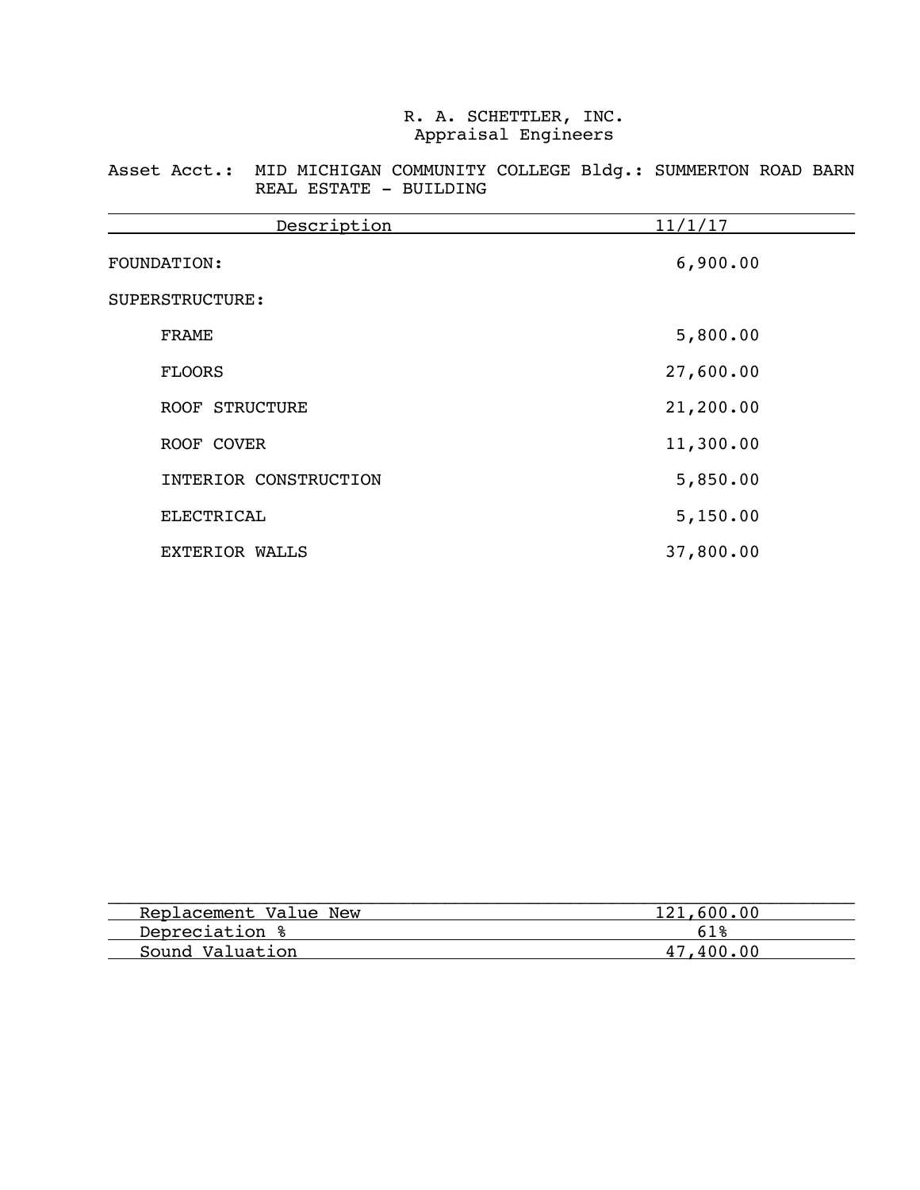R. A. SCHETTLER, INC.
Appraisal Engineers

Asset Acct.: MID MICHIGAN COMMUNITY COLLEGE Bldg.: SUMMERTON ROAD BARN
REAL ESTATE - BUILDING

| Description | 11/1/17 |
| --- | --- |
| FOUNDATION: | 6,900.00 |
| SUPERSTRUCTURE: | |
| FRAME | 5,800.00 |
| FLOORS | 27,600.00 |
| ROOF STRUCTURE | 21,200.00 |
| ROOF COVER | 11,300.00 |
| INTERIOR CONSTRUCTION | 5,850.00 |
| ELECTRICAL | 5,150.00 |
| EXTERIOR WALLS | 37,800.00 |

| | |
| --- | --- |
| Replacement Value New | 121,600.00 |
| Depreciation % | 61% |
| Sound Valuation | 47,400.00 |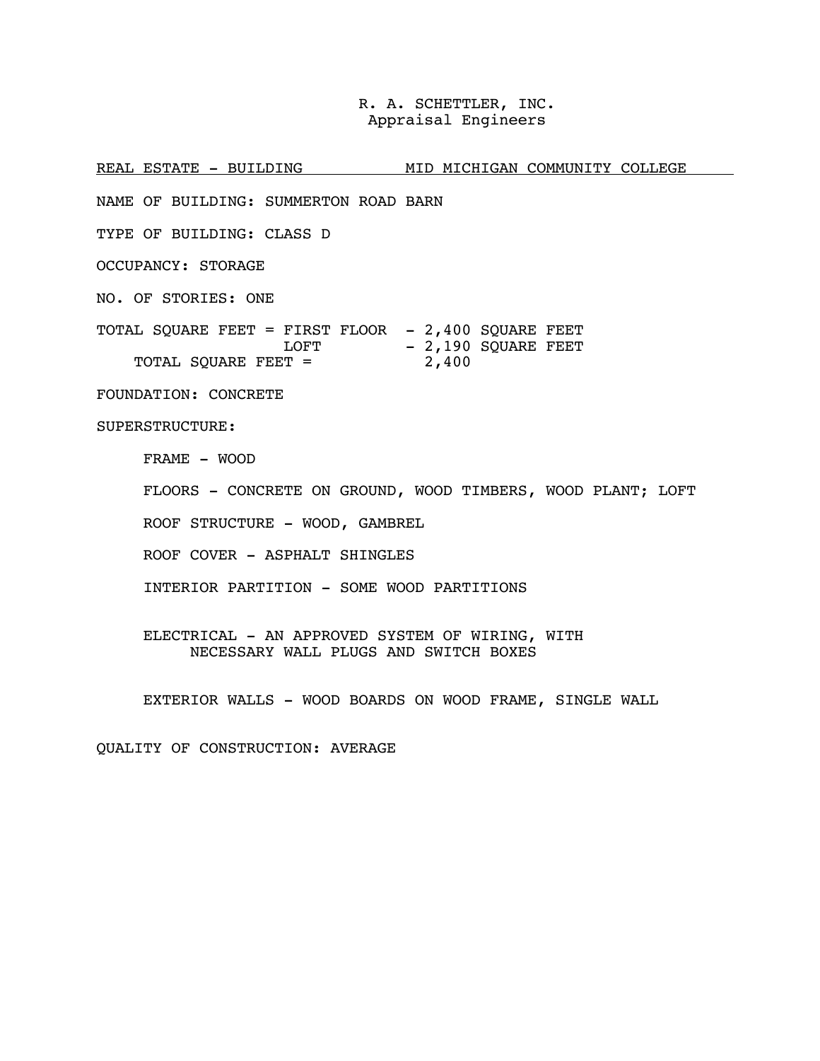R. A. SCHETTLER, INC.
Appraisal Engineers

REAL ESTATE - BUILDING MID MICHIGAN COMMUNITY COLLEGE

NAME OF BUILDING: SUMMERTON ROAD BARN

TYPE OF BUILDING: CLASS D

OCCUPANCY: STORAGE

NO. OF STORIES: ONE

| TOTAL SQUARE FEET = | FIRST FLOOR | - 2,400 SQUARE FEET |
|---|---|---|
| | LOFT | - 2,190 SQUARE FEET |
| TOTAL SQUARE FEET = | | 2,400 |

FOUNDATION: CONCRETE

SUPERSTRUCTURE:

- FRAME - WOOD
- FLOORS - CONCRETE ON GROUND, WOOD TIMBERS, WOOD PLANT; LOFT
- ROOF STRUCTURE - WOOD, GAMBREL
- ROOF COVER - ASPHALT SHINGLES
- INTERIOR PARTITION - SOME WOOD PARTITIONS
- ELECTRICAL - AN APPROVED SYSTEM OF WIRING, WITH NECESSARY WALL PLUGS AND SWITCH BOXES
- EXTERIOR WALLS - WOOD BOARDS ON WOOD FRAME, SINGLE WALL

QUALITY OF CONSTRUCTION: AVERAGE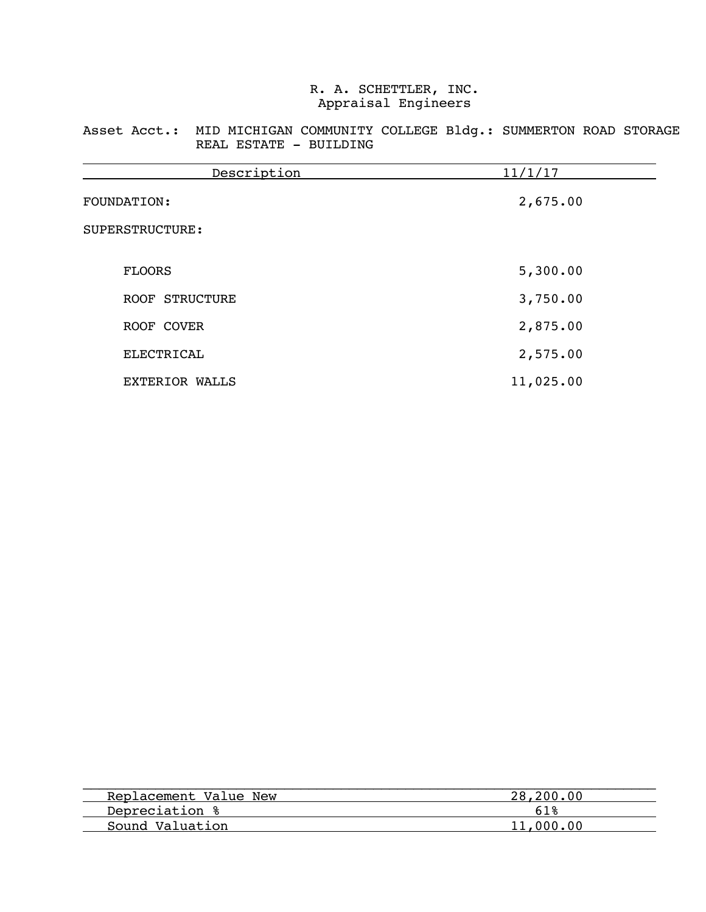R. A. SCHETTLER, INC.
Appraisal Engineers

Asset Acct.: MID MICHIGAN COMMUNITY COLLEGE Bldg.: SUMMERTON ROAD STORAGE
REAL ESTATE - BUILDING

| Description | 11/1/17 |
|---|---|
| FOUNDATION: | 2,675.00 |
| SUPERSTRUCTURE: | |
| FLOORS | 5,300.00 |
| ROOF STRUCTURE | 3,750.00 |
| ROOF COVER | 2,875.00 |
| ELECTRICAL | 2,575.00 |
| EXTERIOR WALLS | 11,025.00 |

| | |
|---|---|
| Replacement Value New | 28,200.00 |
| Depreciation % | 61% |
| Sound Valuation | 11,000.00 |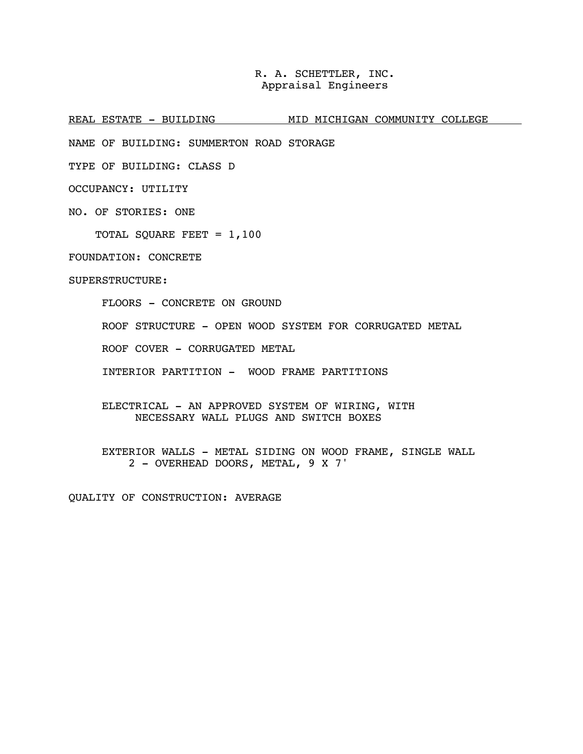R. A. SCHETTLER, INC.
Appraisal Engineers

REAL ESTATE - BUILDING MID MICHIGAN COMMUNITY COLLEGE

NAME OF BUILDING: SUMMERTON ROAD STORAGE

TYPE OF BUILDING: CLASS D

OCCUPANCY: UTILITY

NO. OF STORIES: ONE

TOTAL SQUARE FEET = 1,100

FOUNDATION: CONCRETE

SUPERSTRUCTURE:

FLOORS - CONCRETE ON GROUND

ROOF STRUCTURE - OPEN WOOD SYSTEM FOR CORRUGATED METAL

ROOF COVER - CORRUGATED METAL

INTERIOR PARTITION - WOOD FRAME PARTITIONS

ELECTRICAL - AN APPROVED SYSTEM OF WIRING, WITH NECESSARY WALL PLUGS AND SWITCH BOXES

EXTERIOR WALLS - METAL SIDING ON WOOD FRAME, SINGLE WALL
2 - OVERHEAD DOORS, METAL, 9 X 7'

QUALITY OF CONSTRUCTION: AVERAGE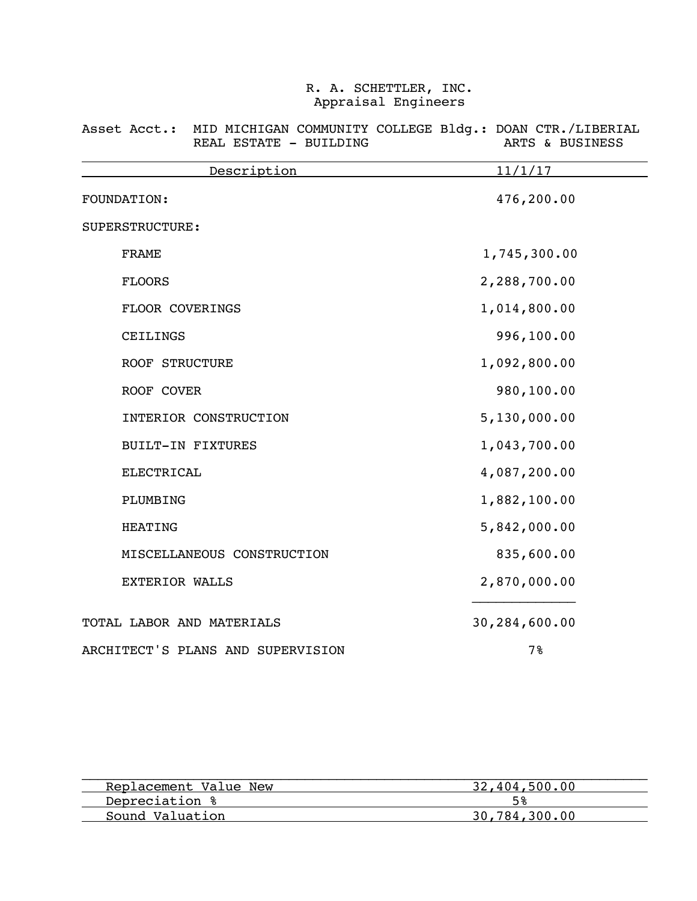R. A. SCHETTLER, INC.
Appraisal Engineers

Asset Acct.: MID MICHIGAN COMMUNITY COLLEGE Bldg.: DOAN CTR./LIBERIAL ARTS & BUSINESS
REAL ESTATE - BUILDING

| Description | 11/1/17 |
|---|---|
| FOUNDATION: | 476,200.00 |
| SUPERSTRUCTURE: | |
| FRAME | 1,745,300.00 |
| FLOORS | 2,288,700.00 |
| FLOOR COVERINGS | 1,014,800.00 |
| CEILINGS | 996,100.00 |
| ROOF STRUCTURE | 1,092,800.00 |
| ROOF COVER | 980,100.00 |
| INTERIOR CONSTRUCTION | 5,130,000.00 |
| BUILT-IN FIXTURES | 1,043,700.00 |
| ELECTRICAL | 4,087,200.00 |
| PLUMBING | 1,882,100.00 |
| HEATING | 5,842,000.00 |
| MISCELLANEOUS CONSTRUCTION | 835,600.00 |
| EXTERIOR WALLS | 2,870,000.00 |
| TOTAL LABOR AND MATERIALS | 30,284,600.00 |
| ARCHITECT'S PLANS AND SUPERVISION | 7% |

| | |
|---|---|
| Replacement Value New | 32,404,500.00 |
| Depreciation % | 5% |
| Sound Valuation | 30,784,300.00 |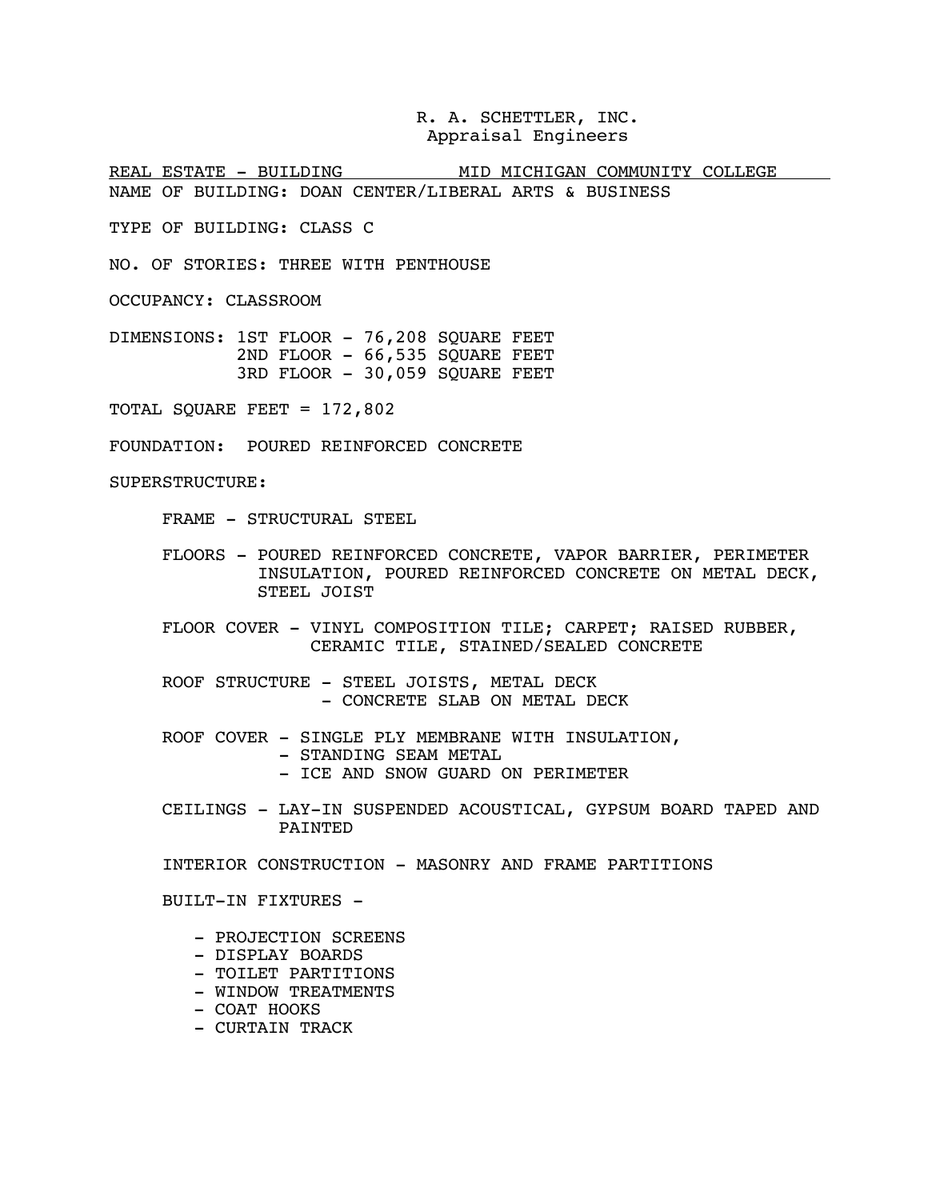R. A. SCHETTLER, INC.
Appraisal Engineers

REAL ESTATE - BUILDING MID MICHIGAN COMMUNITY COLLEGE

NAME OF BUILDING: DOAN CENTER/LIBERAL ARTS & BUSINESS

TYPE OF BUILDING: CLASS C

NO. OF STORIES: THREE WITH PENTHOUSE

OCCUPANCY: CLASSROOM

DIMENSIONS: 1ST FLOOR - 76,208 SQUARE FEET
2ND FLOOR - 66,535 SQUARE FEET
3RD FLOOR - 30,059 SQUARE FEET

TOTAL SQUARE FEET = 172,802

FOUNDATION: POURED REINFORCED CONCRETE

SUPERSTRUCTURE:

FRAME - STRUCTURAL STEEL

FLOORS - POURED REINFORCED CONCRETE, VAPOR BARRIER, PERIMETER INSULATION, POURED REINFORCED CONCRETE ON METAL DECK, STEEL JOIST

FLOOR COVER - VINYL COMPOSITION TILE; CARPET; RAISED RUBBER, CERAMIC TILE, STAINED/SEALED CONCRETE

ROOF STRUCTURE - STEEL JOISTS, METAL DECK
- CONCRETE SLAB ON METAL DECK

ROOF COVER - SINGLE PLY MEMBRANE WITH INSULATION,
- STANDING SEAM METAL
- ICE AND SNOW GUARD ON PERIMETER

CEILINGS - LAY-IN SUSPENDED ACOUSTICAL, GYPSUM BOARD TAPED AND PAINTED

INTERIOR CONSTRUCTION - MASONRY AND FRAME PARTITIONS

BUILT-IN FIXTURES -

- PROJECTION SCREENS
- DISPLAY BOARDS
- TOILET PARTITIONS
- WINDOW TREATMENTS
- COAT HOOKS
- CURTAIN TRACK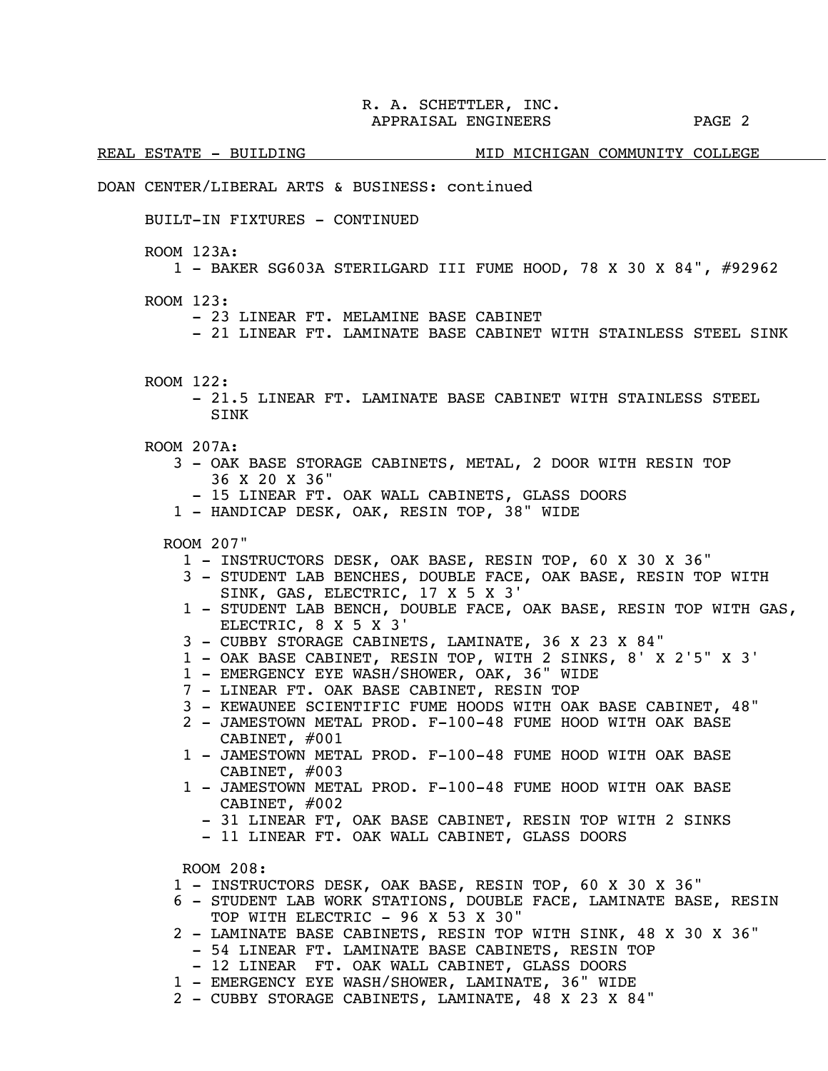REAL ESTATE - BUILDING — MID MICHIGAN COMMUNITY COLLEGE

DOAN CENTER/LIBERAL ARTS & BUSINESS: continued

BUILT-IN FIXTURES - CONTINUED

ROOM 123A:

- 1 - BAKER SG603A STERILGARD III FUME HOOD, 78 X 30 X 84", #92962

ROOM 123:

- 23 LINEAR FT. MELAMINE BASE CABINET
- 21 LINEAR FT. LAMINATE BASE CABINET WITH STAINLESS STEEL SINK

ROOM 122:

- 21.5 LINEAR FT. LAMINATE BASE CABINET WITH STAINLESS STEEL SINK

ROOM 207A:

- 3 - OAK BASE STORAGE CABINETS, METAL, 2 DOOR WITH RESIN TOP 36 X 20 X 36"
- 15 LINEAR FT. OAK WALL CABINETS, GLASS DOORS
- 1 - HANDICAP DESK, OAK, RESIN TOP, 38" WIDE

ROOM 207"

- 1 - INSTRUCTORS DESK, OAK BASE, RESIN TOP, 60 X 30 X 36"
- 3 - STUDENT LAB BENCHES, DOUBLE FACE, OAK BASE, RESIN TOP WITH SINK, GAS, ELECTRIC, 17 X 5 X 3'
- 1 - STUDENT LAB BENCH, DOUBLE FACE, OAK BASE, RESIN TOP WITH GAS, ELECTRIC, 8 X 5 X 3'
- 3 - CUBBY STORAGE CABINETS, LAMINATE, 36 X 23 X 84"
- 1 - OAK BASE CABINET, RESIN TOP, WITH 2 SINKS, 8' X 2'5" X 3'
- 1 - EMERGENCY EYE WASH/SHOWER, OAK, 36" WIDE
- 7 - LINEAR FT. OAK BASE CABINET, RESIN TOP
- 3 - KEWAUNEE SCIENTIFIC FUME HOODS WITH OAK BASE CABINET, 48"
- 2 - JAMESTOWN METAL PROD. F-100-48 FUME HOOD WITH OAK BASE CABINET, #001
- 1 - JAMESTOWN METAL PROD. F-100-48 FUME HOOD WITH OAK BASE CABINET, #003
- 1 - JAMESTOWN METAL PROD. F-100-48 FUME HOOD WITH OAK BASE CABINET, #002
- 31 LINEAR FT, OAK BASE CABINET, RESIN TOP WITH 2 SINKS
- 11 LINEAR FT. OAK WALL CABINET, GLASS DOORS

ROOM 208:

- 1 - INSTRUCTORS DESK, OAK BASE, RESIN TOP, 60 X 30 X 36"
- 6 - STUDENT LAB WORK STATIONS, DOUBLE FACE, LAMINATE BASE, RESIN TOP WITH ELECTRIC - 96 X 53 X 30"
- 2 - LAMINATE BASE CABINETS, RESIN TOP WITH SINK, 48 X 30 X 36"
- 54 LINEAR FT. LAMINATE BASE CABINETS, RESIN TOP
- 12 LINEAR FT. OAK WALL CABINET, GLASS DOORS
- 1 - EMERGENCY EYE WASH/SHOWER, LAMINATE, 36" WIDE
- 2 - CUBBY STORAGE CABINETS, LAMINATE, 48 X 23 X 84"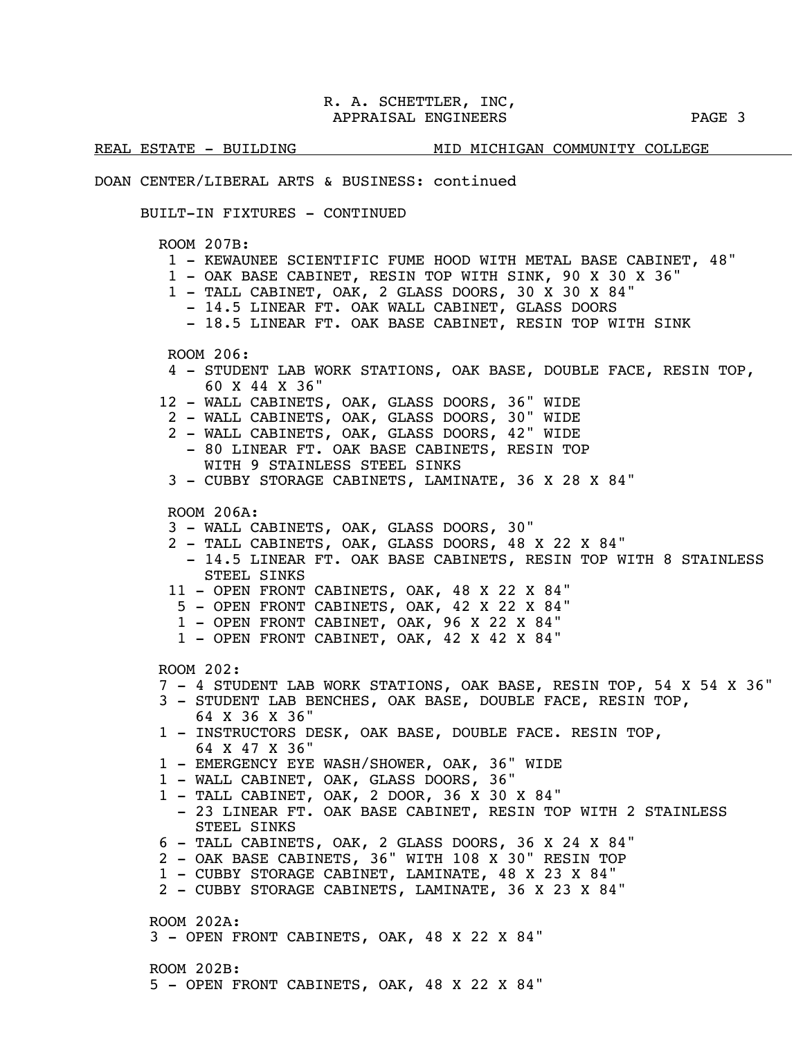REAL ESTATE - BUILDING MID MICHIGAN COMMUNITY COLLEGE

DOAN CENTER/LIBERAL ARTS & BUSINESS: continued

BUILT-IN FIXTURES - CONTINUED

ROOM 207B:

- 1 - KEWAUNEE SCIENTIFIC FUME HOOD WITH METAL BASE CABINET, 48"
- 1 - OAK BASE CABINET, RESIN TOP WITH SINK, 90 X 30 X 36"
- 1 - TALL CABINET, OAK, 2 GLASS DOORS, 30 X 30 X 84"
  - 14.5 LINEAR FT. OAK WALL CABINET, GLASS DOORS
  - 18.5 LINEAR FT. OAK BASE CABINET, RESIN TOP WITH SINK

ROOM 206:

- 4 - STUDENT LAB WORK STATIONS, OAK BASE, DOUBLE FACE, RESIN TOP, 60 X 44 X 36"
- 12 - WALL CABINETS, OAK, GLASS DOORS, 36" WIDE
- 2 - WALL CABINETS, OAK, GLASS DOORS, 30" WIDE
- 2 - WALL CABINETS, OAK, GLASS DOORS, 42" WIDE
  - 80 LINEAR FT. OAK BASE CABINETS, RESIN TOP WITH 9 STAINLESS STEEL SINKS
- 3 - CUBBY STORAGE CABINETS, LAMINATE, 36 X 28 X 84"

ROOM 206A:

- 3 - WALL CABINETS, OAK, GLASS DOORS, 30"
- 2 - TALL CABINETS, OAK, GLASS DOORS, 48 X 22 X 84"
  - 14.5 LINEAR FT. OAK BASE CABINETS, RESIN TOP WITH 8 STAINLESS STEEL SINKS
- 11 - OPEN FRONT CABINETS, OAK, 48 X 22 X 84"
- 5 - OPEN FRONT CABINETS, OAK, 42 X 22 X 84"
- 1 - OPEN FRONT CABINET, OAK, 96 X 22 X 84"
- 1 - OPEN FRONT CABINET, OAK, 42 X 42 X 84"

ROOM 202:

- 7 - 4 STUDENT LAB WORK STATIONS, OAK BASE, RESIN TOP, 54 X 54 X 36"
- 3 - STUDENT LAB BENCHES, OAK BASE, DOUBLE FACE, RESIN TOP, 64 X 36 X 36"
- 1 - INSTRUCTORS DESK, OAK BASE, DOUBLE FACE. RESIN TOP, 64 X 47 X 36"
- 1 - EMERGENCY EYE WASH/SHOWER, OAK, 36" WIDE
- 1 - WALL CABINET, OAK, GLASS DOORS, 36"
- 1 - TALL CABINET, OAK, 2 DOOR, 36 X 30 X 84"
  - 23 LINEAR FT. OAK BASE CABINET, RESIN TOP WITH 2 STAINLESS STEEL SINKS
- 6 - TALL CABINETS, OAK, 2 GLASS DOORS, 36 X 24 X 84"
- 2 - OAK BASE CABINETS, 36" WITH 108 X 30" RESIN TOP
- 1 - CUBBY STORAGE CABINET, LAMINATE, 48 X 23 X 84"
- 2 - CUBBY STORAGE CABINETS, LAMINATE, 36 X 23 X 84"

ROOM 202A:

- 3 - OPEN FRONT CABINETS, OAK, 48 X 22 X 84"

ROOM 202B:

- 5 - OPEN FRONT CABINETS, OAK, 48 X 22 X 84"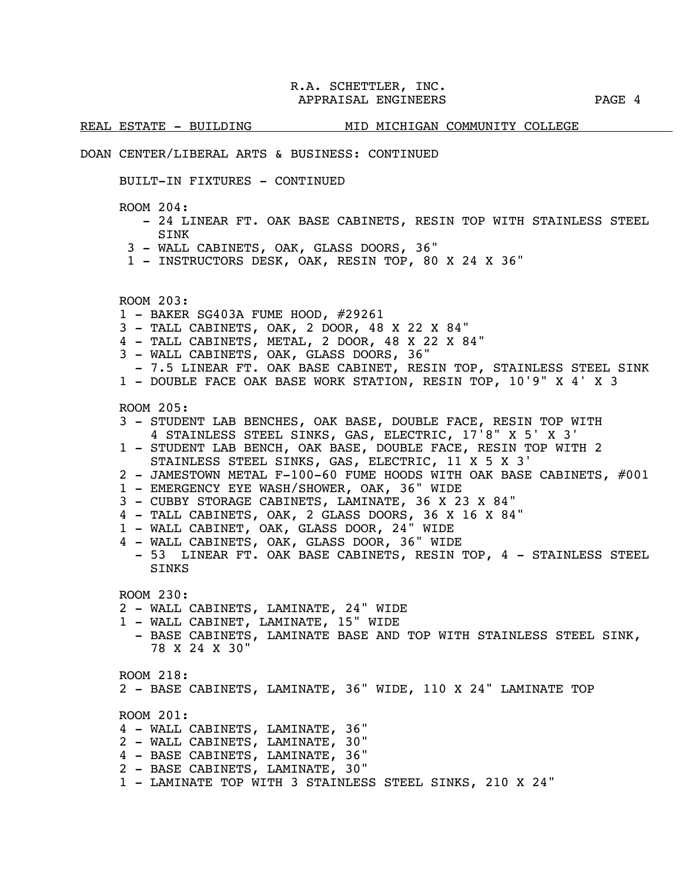REAL ESTATE - BUILDING MID MICHIGAN COMMUNITY COLLEGE

DOAN CENTER/LIBERAL ARTS & BUSINESS: CONTINUED

BUILT-IN FIXTURES - CONTINUED

ROOM 204:

- \- 24 LINEAR FT. OAK BASE CABINETS, RESIN TOP WITH STAINLESS STEEL SINK
- 3 - WALL CABINETS, OAK, GLASS DOORS, 36"
- 1 - INSTRUCTORS DESK, OAK, RESIN TOP, 80 X 24 X 36"

ROOM 203:

- 1 - BAKER SG403A FUME HOOD, #29261
- 3 - TALL CABINETS, OAK, 2 DOOR, 48 X 22 X 84"
- 4 - TALL CABINETS, METAL, 2 DOOR, 48 X 22 X 84"
- 3 - WALL CABINETS, OAK, GLASS DOORS, 36"
- \- 7.5 LINEAR FT. OAK BASE CABINET, RESIN TOP, STAINLESS STEEL SINK
- 1 - DOUBLE FACE OAK BASE WORK STATION, RESIN TOP, 10'9" X 4' X 3

ROOM 205:

- 3 - STUDENT LAB BENCHES, OAK BASE, DOUBLE FACE, RESIN TOP WITH 4 STAINLESS STEEL SINKS, GAS, ELECTRIC, 17'8" X 5' X 3'
- 1 - STUDENT LAB BENCH, OAK BASE, DOUBLE FACE, RESIN TOP WITH 2 STAINLESS STEEL SINKS, GAS, ELECTRIC, 11 X 5 X 3'
- 2 - JAMESTOWN METAL F-100-60 FUME HOODS WITH OAK BASE CABINETS, #001
- 1 - EMERGENCY EYE WASH/SHOWER, OAK, 36" WIDE
- 3 - CUBBY STORAGE CABINETS, LAMINATE, 36 X 23 X 84"
- 4 - TALL CABINETS, OAK, 2 GLASS DOORS, 36 X 16 X 84"
- 1 - WALL CABINET, OAK, GLASS DOOR, 24" WIDE
- 4 - WALL CABINETS, OAK, GLASS DOOR, 36" WIDE
- \- 53 LINEAR FT. OAK BASE CABINETS, RESIN TOP, 4 - STAINLESS STEEL SINKS

ROOM 230:

- 2 - WALL CABINETS, LAMINATE, 24" WIDE
- 1 - WALL CABINET, LAMINATE, 15" WIDE
- \- BASE CABINETS, LAMINATE BASE AND TOP WITH STAINLESS STEEL SINK, 78 X 24 X 30"

ROOM 218:

- 2 - BASE CABINETS, LAMINATE, 36" WIDE, 110 X 24" LAMINATE TOP

ROOM 201:

- 4 - WALL CABINETS, LAMINATE, 36"
- 2 - WALL CABINETS, LAMINATE, 30"
- 4 - BASE CABINETS, LAMINATE, 36"
- 2 - BASE CABINETS, LAMINATE, 30"
- 1 - LAMINATE TOP WITH 3 STAINLESS STEEL SINKS, 210 X 24"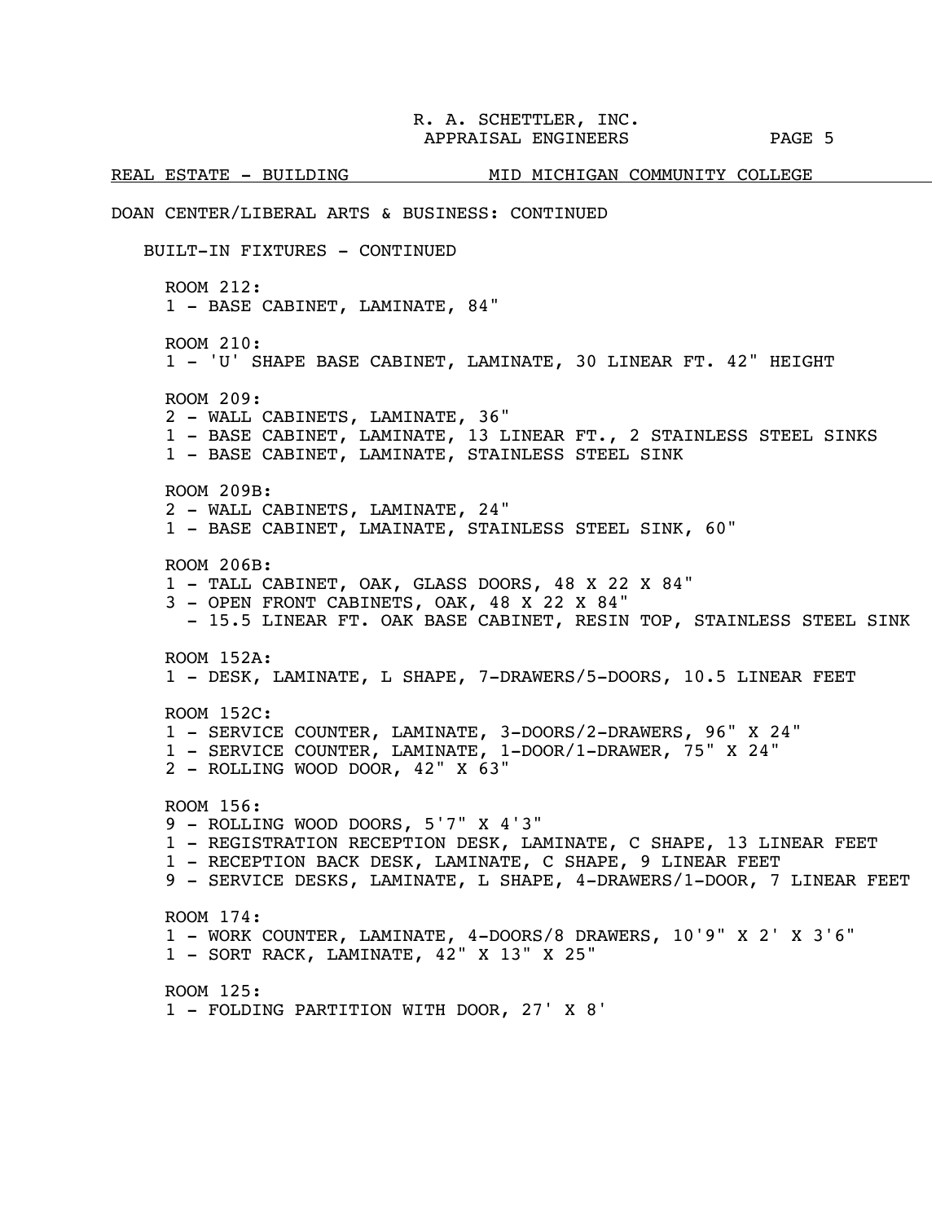REAL ESTATE - BUILDING MID MICHIGAN COMMUNITY COLLEGE

DOAN CENTER/LIBERAL ARTS & BUSINESS: CONTINUED

BUILT-IN FIXTURES - CONTINUED

ROOM 212:
1 - BASE CABINET, LAMINATE, 84"

ROOM 210:
1 - 'U' SHAPE BASE CABINET, LAMINATE, 30 LINEAR FT. 42" HEIGHT

ROOM 209:
2 - WALL CABINETS, LAMINATE, 36"
1 - BASE CABINET, LAMINATE, 13 LINEAR FT., 2 STAINLESS STEEL SINKS
1 - BASE CABINET, LAMINATE, STAINLESS STEEL SINK

ROOM 209B:
2 - WALL CABINETS, LAMINATE, 24"
1 - BASE CABINET, LMAINATE, STAINLESS STEEL SINK, 60"

ROOM 206B:
1 - TALL CABINET, OAK, GLASS DOORS, 48 X 22 X 84"
3 - OPEN FRONT CABINETS, OAK, 48 X 22 X 84"
 - 15.5 LINEAR FT. OAK BASE CABINET, RESIN TOP, STAINLESS STEEL SINK

ROOM 152A:
1 - DESK, LAMINATE, L SHAPE, 7-DRAWERS/5-DOORS, 10.5 LINEAR FEET

ROOM 152C:
1 - SERVICE COUNTER, LAMINATE, 3-DOORS/2-DRAWERS, 96" X 24"
1 - SERVICE COUNTER, LAMINATE, 1-DOOR/1-DRAWER, 75" X 24"
2 - ROLLING WOOD DOOR, 42" X 63"

ROOM 156:
9 - ROLLING WOOD DOORS, 5'7" X 4'3"
1 - REGISTRATION RECEPTION DESK, LAMINATE, C SHAPE, 13 LINEAR FEET
1 - RECEPTION BACK DESK, LAMINATE, C SHAPE, 9 LINEAR FEET
9 - SERVICE DESKS, LAMINATE, L SHAPE, 4-DRAWERS/1-DOOR, 7 LINEAR FEET

ROOM 174:
1 - WORK COUNTER, LAMINATE, 4-DOORS/8 DRAWERS, 10'9" X 2' X 3'6"
1 - SORT RACK, LAMINATE, 42" X 13" X 25"

ROOM 125:
1 - FOLDING PARTITION WITH DOOR, 27' X 8'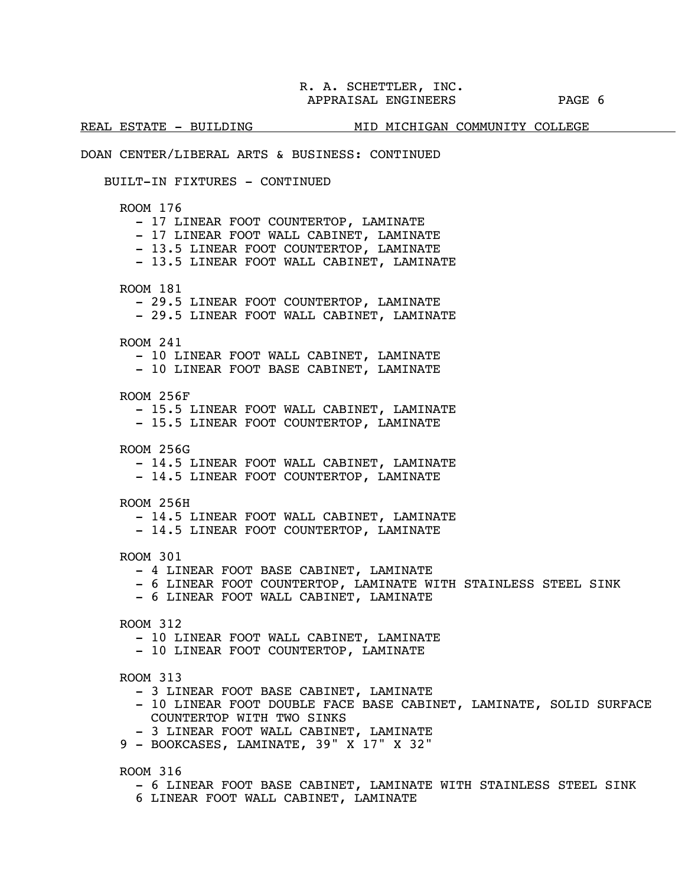REAL ESTATE - BUILDING MID MICHIGAN COMMUNITY COLLEGE

DOAN CENTER/LIBERAL ARTS & BUSINESS: CONTINUED

BUILT-IN FIXTURES - CONTINUED

ROOM 176
- 17 LINEAR FOOT COUNTERTOP, LAMINATE
- 17 LINEAR FOOT WALL CABINET, LAMINATE
- 13.5 LINEAR FOOT COUNTERTOP, LAMINATE
- 13.5 LINEAR FOOT WALL CABINET, LAMINATE

ROOM 181
- 29.5 LINEAR FOOT COUNTERTOP, LAMINATE
- 29.5 LINEAR FOOT WALL CABINET, LAMINATE

ROOM 241
- 10 LINEAR FOOT WALL CABINET, LAMINATE
- 10 LINEAR FOOT BASE CABINET, LAMINATE

ROOM 256F
- 15.5 LINEAR FOOT WALL CABINET, LAMINATE
- 15.5 LINEAR FOOT COUNTERTOP, LAMINATE

ROOM 256G
- 14.5 LINEAR FOOT WALL CABINET, LAMINATE
- 14.5 LINEAR FOOT COUNTERTOP, LAMINATE

ROOM 256H
- 14.5 LINEAR FOOT WALL CABINET, LAMINATE
- 14.5 LINEAR FOOT COUNTERTOP, LAMINATE

ROOM 301
- 4 LINEAR FOOT BASE CABINET, LAMINATE
- 6 LINEAR FOOT COUNTERTOP, LAMINATE WITH STAINLESS STEEL SINK
- 6 LINEAR FOOT WALL CABINET, LAMINATE

ROOM 312
- 10 LINEAR FOOT WALL CABINET, LAMINATE
- 10 LINEAR FOOT COUNTERTOP, LAMINATE

ROOM 313
- 3 LINEAR FOOT BASE CABINET, LAMINATE
- 10 LINEAR FOOT DOUBLE FACE BASE CABINET, LAMINATE, SOLID SURFACE COUNTERTOP WITH TWO SINKS
- 3 LINEAR FOOT WALL CABINET, LAMINATE

9 - BOOKCASES, LAMINATE, 39" X 17" X 32"

ROOM 316
- 6 LINEAR FOOT BASE CABINET, LAMINATE WITH STAINLESS STEEL SINK

6 LINEAR FOOT WALL CABINET, LAMINATE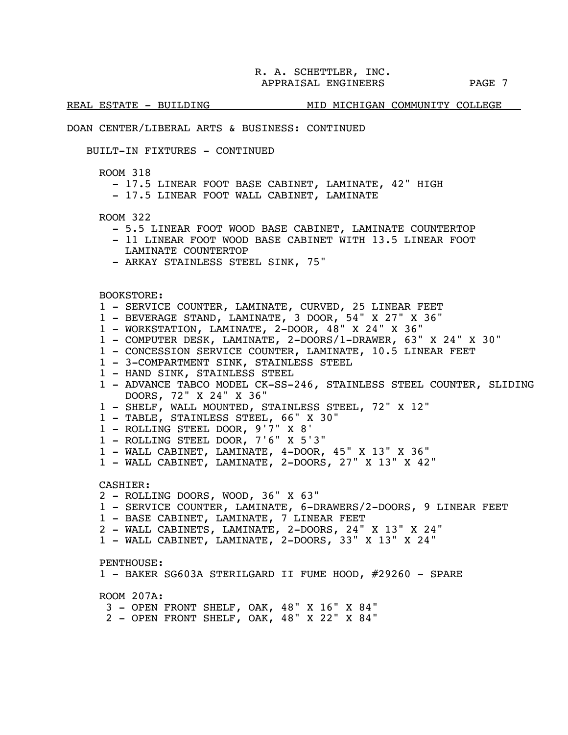REAL ESTATE - BUILDING MID MICHIGAN COMMUNITY COLLEGE

DOAN CENTER/LIBERAL ARTS & BUSINESS: CONTINUED

BUILT-IN FIXTURES - CONTINUED

ROOM 318
- 17.5 LINEAR FOOT BASE CABINET, LAMINATE, 42" HIGH
- 17.5 LINEAR FOOT WALL CABINET, LAMINATE

ROOM 322
- 5.5 LINEAR FOOT WOOD BASE CABINET, LAMINATE COUNTERTOP
- 11 LINEAR FOOT WOOD BASE CABINET WITH 13.5 LINEAR FOOT LAMINATE COUNTERTOP
- ARKAY STAINLESS STEEL SINK, 75"

BOOKSTORE:
1 - SERVICE COUNTER, LAMINATE, CURVED, 25 LINEAR FEET
1 - BEVERAGE STAND, LAMINATE, 3 DOOR, 54" X 27" X 36"
1 - WORKSTATION, LAMINATE, 2-DOOR, 48" X 24" X 36"
1 - COMPUTER DESK, LAMINATE, 2-DOORS/1-DRAWER, 63" X 24" X 30"
1 - CONCESSION SERVICE COUNTER, LAMINATE, 10.5 LINEAR FEET
1 - 3-COMPARTMENT SINK, STAINLESS STEEL
1 - HAND SINK, STAINLESS STEEL
1 - ADVANCE TABCO MODEL CK-SS-246, STAINLESS STEEL COUNTER, SLIDING DOORS, 72" X 24" X 36"
1 - SHELF, WALL MOUNTED, STAINLESS STEEL, 72" X 12"
1 - TABLE, STAINLESS STEEL, 66" X 30"
1 - ROLLING STEEL DOOR, 9'7" X 8'
1 - ROLLING STEEL DOOR, 7'6" X 5'3"
1 - WALL CABINET, LAMINATE, 4-DOOR, 45" X 13" X 36"
1 - WALL CABINET, LAMINATE, 2-DOORS, 27" X 13" X 42"

CASHIER:
2 - ROLLING DOORS, WOOD, 36" X 63"
1 - SERVICE COUNTER, LAMINATE, 6-DRAWERS/2-DOORS, 9 LINEAR FEET
1 - BASE CABINET, LAMINATE, 7 LINEAR FEET
2 - WALL CABINETS, LAMINATE, 2-DOORS, 24" X 13" X 24"
1 - WALL CABINET, LAMINATE, 2-DOORS, 33" X 13" X 24"

PENTHOUSE:
1 - BAKER SG603A STERILGARD II FUME HOOD, #29260 - SPARE

ROOM 207A:
3 - OPEN FRONT SHELF, OAK, 48" X 16" X 84"
2 - OPEN FRONT SHELF, OAK, 48" X 22" X 84"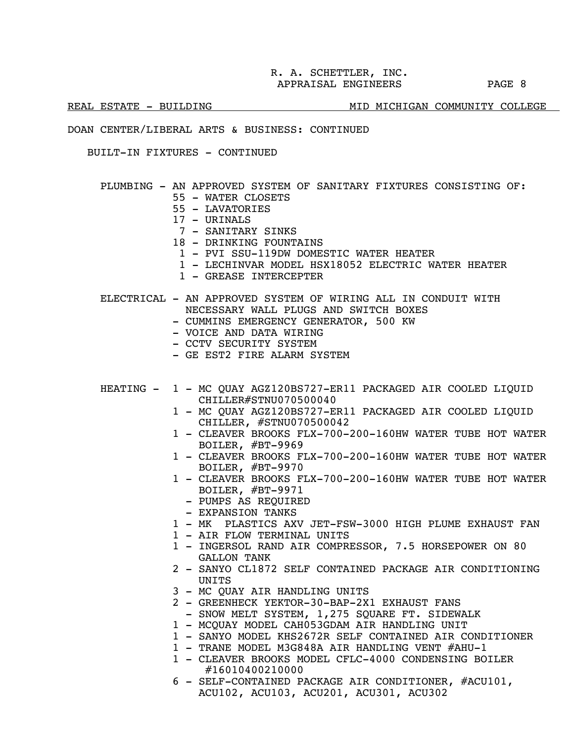REAL ESTATE - BUILDING — MID MICHIGAN COMMUNITY COLLEGE

DOAN CENTER/LIBERAL ARTS & BUSINESS: CONTINUED

BUILT-IN FIXTURES - CONTINUED

PLUMBING - AN APPROVED SYSTEM OF SANITARY FIXTURES CONSISTING OF:

- 55 - WATER CLOSETS
- 55 - LAVATORIES
- 17 - URINALS
- 7 - SANITARY SINKS
- 18 - DRINKING FOUNTAINS
- 1 - PVI SSU-119DW DOMESTIC WATER HEATER
- 1 - LECHINVAR MODEL HSX18052 ELECTRIC WATER HEATER
- 1 - GREASE INTERCEPTER

ELECTRICAL - AN APPROVED SYSTEM OF WIRING ALL IN CONDUIT WITH NECESSARY WALL PLUGS AND SWITCH BOXES

- CUMMINS EMERGENCY GENERATOR, 500 KW
- VOICE AND DATA WIRING
- CCTV SECURITY SYSTEM
- GE EST2 FIRE ALARM SYSTEM

HEATING -

- 1 - MC QUAY AGZ120BS727-ER11 PACKAGED AIR COOLED LIQUID CHILLER#STNU070500040
- 1 - MC QUAY AGZ120BS727-ER11 PACKAGED AIR COOLED LIQUID CHILLER, #STNU070500042
- 1 - CLEAVER BROOKS FLX-700-200-160HW WATER TUBE HOT WATER BOILER, #BT-9969
- 1 - CLEAVER BROOKS FLX-700-200-160HW WATER TUBE HOT WATER BOILER, #BT-9970
- 1 - CLEAVER BROOKS FLX-700-200-160HW WATER TUBE HOT WATER BOILER, #BT-9971
  - PUMPS AS REQUIRED
  - EXPANSION TANKS
- 1 - MK PLASTICS AXV JET-FSW-3000 HIGH PLUME EXHAUST FAN
- 1 - AIR FLOW TERMINAL UNITS
- 1 - INGERSOL RAND AIR COMPRESSOR, 7.5 HORSEPOWER ON 80 GALLON TANK
- 2 - SANYO CL1872 SELF CONTAINED PACKAGE AIR CONDITIONING UNITS
- 3 - MC QUAY AIR HANDLING UNITS
- 2 - GREENHECK YEKTOR-30-BAP-2X1 EXHAUST FANS
  - SNOW MELT SYSTEM, 1,275 SQUARE FT. SIDEWALK
- 1 - MCQUAY MODEL CAH053GDAM AIR HANDLING UNIT
- 1 - SANYO MODEL KHS2672R SELF CONTAINED AIR CONDITIONER
- 1 - TRANE MODEL M3G848A AIR HANDLING VENT #AHU-1
- 1 - CLEAVER BROOKS MODEL CFLC-4000 CONDENSING BOILER #16010400210000
- 6 - SELF-CONTAINED PACKAGE AIR CONDITIONER, #ACU101, ACU102, ACU103, ACU201, ACU301, ACU302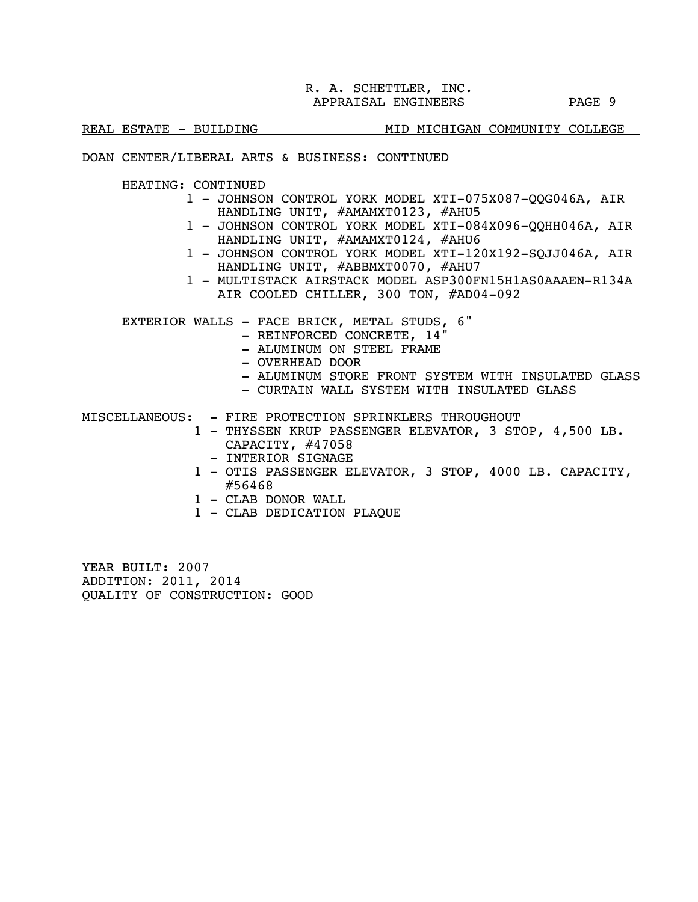REAL ESTATE - BUILDING — MID MICHIGAN COMMUNITY COLLEGE

DOAN CENTER/LIBERAL ARTS & BUSINESS: CONTINUED

HEATING: CONTINUED

- 1 - JOHNSON CONTROL YORK MODEL XTI-075X087-QQG046A, AIR HANDLING UNIT, #AMAMXT0123, #AHU5
- 1 - JOHNSON CONTROL YORK MODEL XTI-084X096-QQHH046A, AIR HANDLING UNIT, #AMAMXT0124, #AHU6
- 1 - JOHNSON CONTROL YORK MODEL XTI-120X192-SQJJ046A, AIR HANDLING UNIT, #ABBMXT0070, #AHU7
- 1 - MULTISTACK AIRSTACK MODEL ASP300FN15H1AS0AAAEN-R134A AIR COOLED CHILLER, 300 TON, #AD04-092

EXTERIOR WALLS
- FACE BRICK, METAL STUDS, 6"
- REINFORCED CONCRETE, 14"
- ALUMINUM ON STEEL FRAME
- OVERHEAD DOOR
- ALUMINUM STORE FRONT SYSTEM WITH INSULATED GLASS
- CURTAIN WALL SYSTEM WITH INSULATED GLASS

MISCELLANEOUS:
- FIRE PROTECTION SPRINKLERS THROUGHOUT
- 1 - THYSSEN KRUP PASSENGER ELEVATOR, 3 STOP, 4,500 LB. CAPACITY, #47058
- INTERIOR SIGNAGE
- 1 - OTIS PASSENGER ELEVATOR, 3 STOP, 4000 LB. CAPACITY, #56468
- 1 - CLAB DONOR WALL
- 1 - CLAB DEDICATION PLAQUE

YEAR BUILT: 2007
ADDITION: 2011, 2014
QUALITY OF CONSTRUCTION: GOOD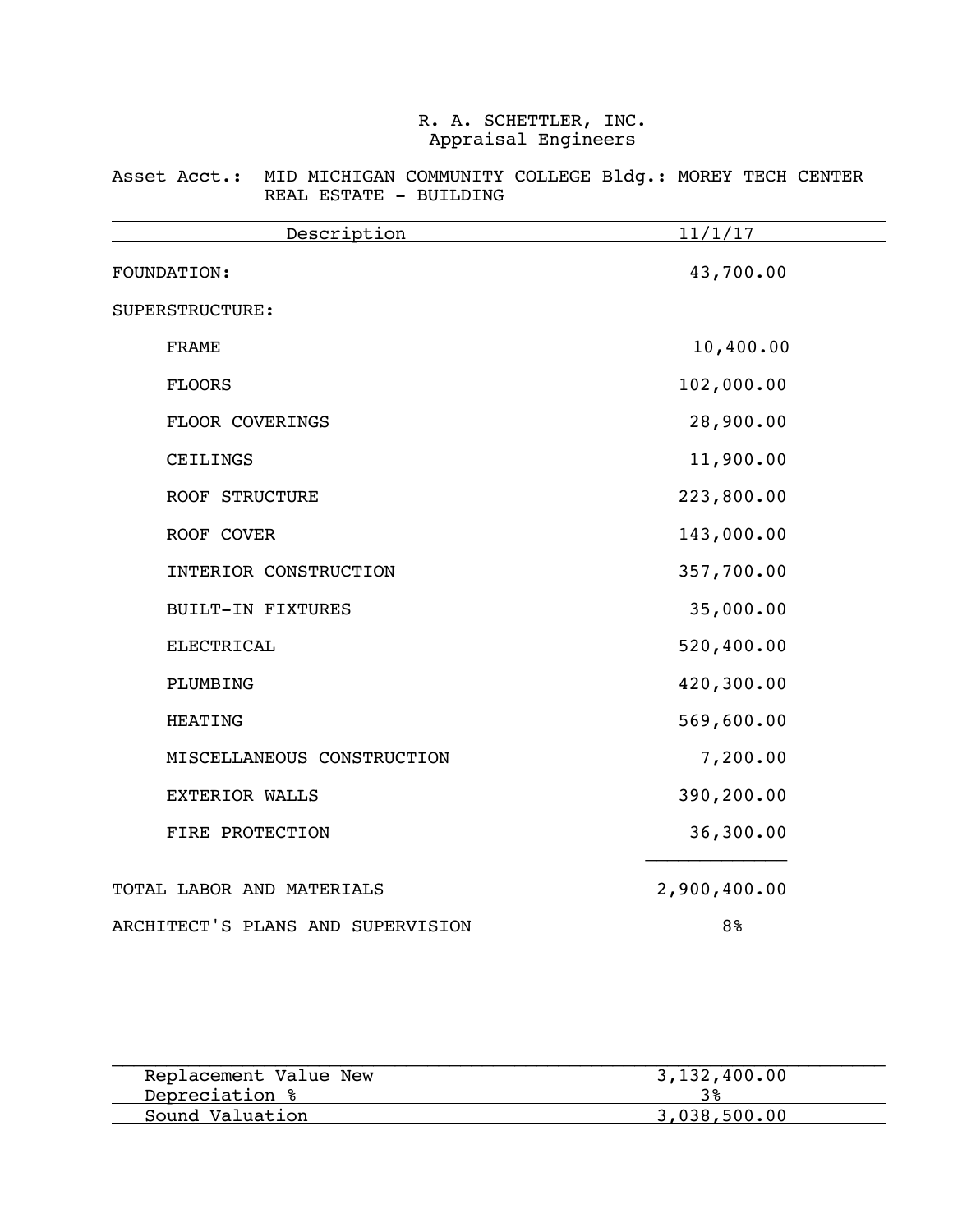R. A. SCHETTLER, INC.
Appraisal Engineers

Asset Acct.: MID MICHIGAN COMMUNITY COLLEGE Bldg.: MOREY TECH CENTER
REAL ESTATE - BUILDING

| Description | 11/1/17 |
|---|---|
| FOUNDATION: | 43,700.00 |
| SUPERSTRUCTURE: | |
| FRAME | 10,400.00 |
| FLOORS | 102,000.00 |
| FLOOR COVERINGS | 28,900.00 |
| CEILINGS | 11,900.00 |
| ROOF STRUCTURE | 223,800.00 |
| ROOF COVER | 143,000.00 |
| INTERIOR CONSTRUCTION | 357,700.00 |
| BUILT-IN FIXTURES | 35,000.00 |
| ELECTRICAL | 520,400.00 |
| PLUMBING | 420,300.00 |
| HEATING | 569,600.00 |
| MISCELLANEOUS CONSTRUCTION | 7,200.00 |
| EXTERIOR WALLS | 390,200.00 |
| FIRE PROTECTION | 36,300.00 |
| TOTAL LABOR AND MATERIALS | 2,900,400.00 |
| ARCHITECT'S PLANS AND SUPERVISION | 8% |

| | |
|---|---|
| Replacement Value New | 3,132,400.00 |
| Depreciation % | 3% |
| Sound Valuation | 3,038,500.00 |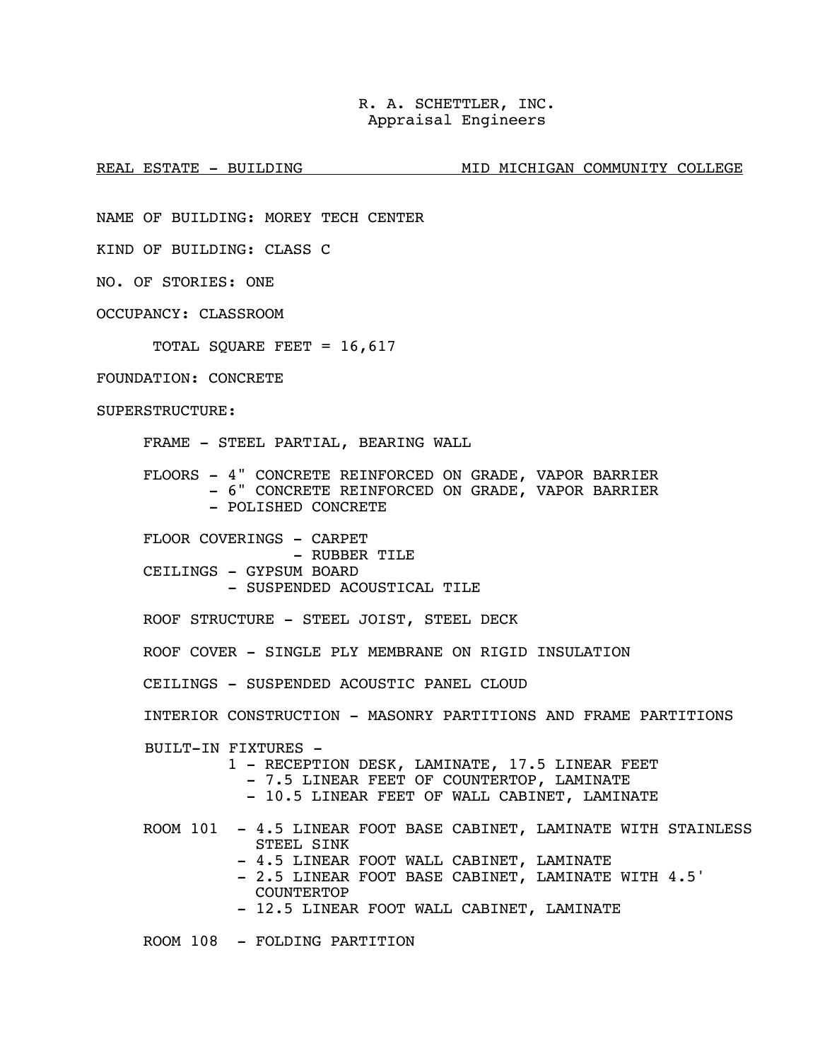R. A. SCHETTLER, INC.
Appraisal Engineers

REAL ESTATE - BUILDING MID MICHIGAN COMMUNITY COLLEGE

NAME OF BUILDING: MOREY TECH CENTER

KIND OF BUILDING: CLASS C

NO. OF STORIES: ONE

OCCUPANCY: CLASSROOM

TOTAL SQUARE FEET = 16,617

FOUNDATION: CONCRETE

SUPERSTRUCTURE:

FRAME - STEEL PARTIAL, BEARING WALL

FLOORS - 4" CONCRETE REINFORCED ON GRADE, VAPOR BARRIER
- 6" CONCRETE REINFORCED ON GRADE, VAPOR BARRIER
- POLISHED CONCRETE

FLOOR COVERINGS - CARPET
- RUBBER TILE

CEILINGS - GYPSUM BOARD
- SUSPENDED ACOUSTICAL TILE

ROOF STRUCTURE - STEEL JOIST, STEEL DECK

ROOF COVER - SINGLE PLY MEMBRANE ON RIGID INSULATION

CEILINGS - SUSPENDED ACOUSTIC PANEL CLOUD

INTERIOR CONSTRUCTION - MASONRY PARTITIONS AND FRAME PARTITIONS

BUILT-IN FIXTURES -
1 - RECEPTION DESK, LAMINATE, 17.5 LINEAR FEET
- 7.5 LINEAR FEET OF COUNTERTOP, LAMINATE
- 10.5 LINEAR FEET OF WALL CABINET, LAMINATE

ROOM 101 - 4.5 LINEAR FOOT BASE CABINET, LAMINATE WITH STAINLESS STEEL SINK
- 4.5 LINEAR FOOT WALL CABINET, LAMINATE
- 2.5 LINEAR FOOT BASE CABINET, LAMINATE WITH 4.5' COUNTERTOP
- 12.5 LINEAR FOOT WALL CABINET, LAMINATE

ROOM 108 - FOLDING PARTITION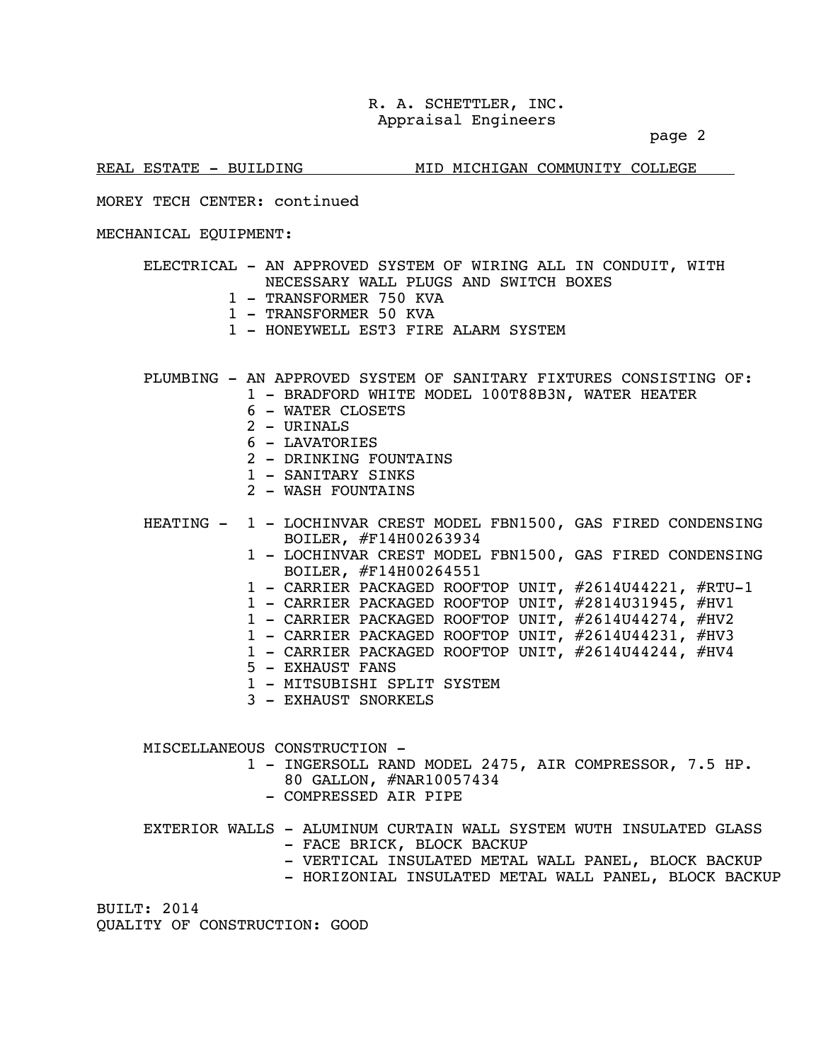R. A. SCHETTLER, INC.
Appraisal Engineers

REAL ESTATE - BUILDING MID MICHIGAN COMMUNITY COLLEGE

MOREY TECH CENTER: continued

MECHANICAL EQUIPMENT:

ELECTRICAL - AN APPROVED SYSTEM OF WIRING ALL IN CONDUIT, WITH NECESSARY WALL PLUGS AND SWITCH BOXES

- 1 - TRANSFORMER 750 KVA
- 1 - TRANSFORMER 50 KVA
- 1 - HONEYWELL EST3 FIRE ALARM SYSTEM

PLUMBING - AN APPROVED SYSTEM OF SANITARY FIXTURES CONSISTING OF:

- 1 - BRADFORD WHITE MODEL 100T88B3N, WATER HEATER
- 6 - WATER CLOSETS
- 2 - URINALS
- 6 - LAVATORIES
- 2 - DRINKING FOUNTAINS
- 1 - SANITARY SINKS
- 2 - WASH FOUNTAINS

HEATING -

- 1 - LOCHINVAR CREST MODEL FBN1500, GAS FIRED CONDENSING BOILER, #F14H00263934
- 1 - LOCHINVAR CREST MODEL FBN1500, GAS FIRED CONDENSING BOILER, #F14H00264551
- 1 - CARRIER PACKAGED ROOFTOP UNIT, #2614U44221, #RTU-1
- 1 - CARRIER PACKAGED ROOFTOP UNIT, #2814U31945, #HV1
- 1 - CARRIER PACKAGED ROOFTOP UNIT, #2614U44274, #HV2
- 1 - CARRIER PACKAGED ROOFTOP UNIT, #2614U44231, #HV3
- 1 - CARRIER PACKAGED ROOFTOP UNIT, #2614U44244, #HV4
- 5 - EXHAUST FANS
- 1 - MITSUBISHI SPLIT SYSTEM
- 3 - EXHAUST SNORKELS

MISCELLANEOUS CONSTRUCTION -

- 1 - INGERSOLL RAND MODEL 2475, AIR COMPRESSOR, 7.5 HP. 80 GALLON, #NAR10057434
- \- COMPRESSED AIR PIPE

EXTERIOR WALLS - ALUMINUM CURTAIN WALL SYSTEM WUTH INSULATED GLASS

- \- FACE BRICK, BLOCK BACKUP
- \- VERTICAL INSULATED METAL WALL PANEL, BLOCK BACKUP
- \- HORIZONIAL INSULATED METAL WALL PANEL, BLOCK BACKUP

BUILT: 2014

QUALITY OF CONSTRUCTION: GOOD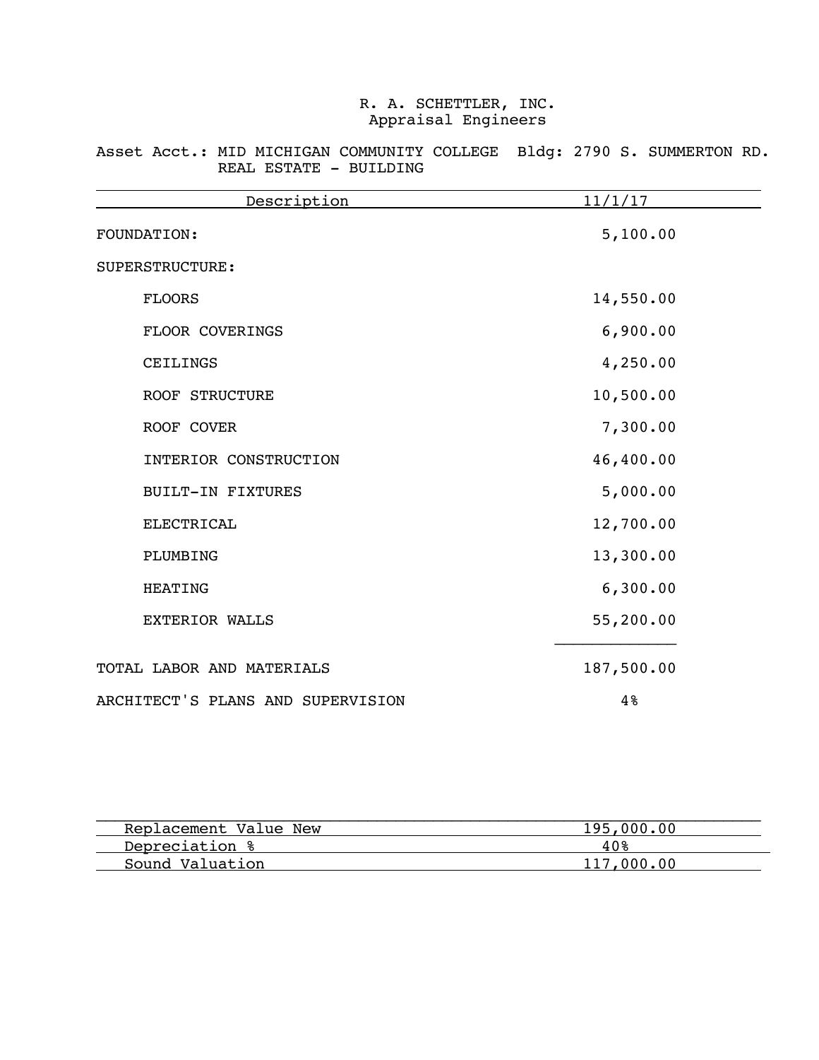R. A. SCHETTLER, INC.
Appraisal Engineers

Asset Acct.: MID MICHIGAN COMMUNITY COLLEGE Bldg: 2790 S. SUMMERTON RD.
REAL ESTATE - BUILDING

| Description | 11/1/17 |
|---|---|
| FOUNDATION: | 5,100.00 |
| SUPERSTRUCTURE: | |
| FLOORS | 14,550.00 |
| FLOOR COVERINGS | 6,900.00 |
| CEILINGS | 4,250.00 |
| ROOF STRUCTURE | 10,500.00 |
| ROOF COVER | 7,300.00 |
| INTERIOR CONSTRUCTION | 46,400.00 |
| BUILT-IN FIXTURES | 5,000.00 |
| ELECTRICAL | 12,700.00 |
| PLUMBING | 13,300.00 |
| HEATING | 6,300.00 |
| EXTERIOR WALLS | 55,200.00 |
| TOTAL LABOR AND MATERIALS | 187,500.00 |
| ARCHITECT'S PLANS AND SUPERVISION | 4% |

| | |
|---|---|
| Replacement Value New | 195,000.00 |
| Depreciation % | 40% |
| Sound Valuation | 117,000.00 |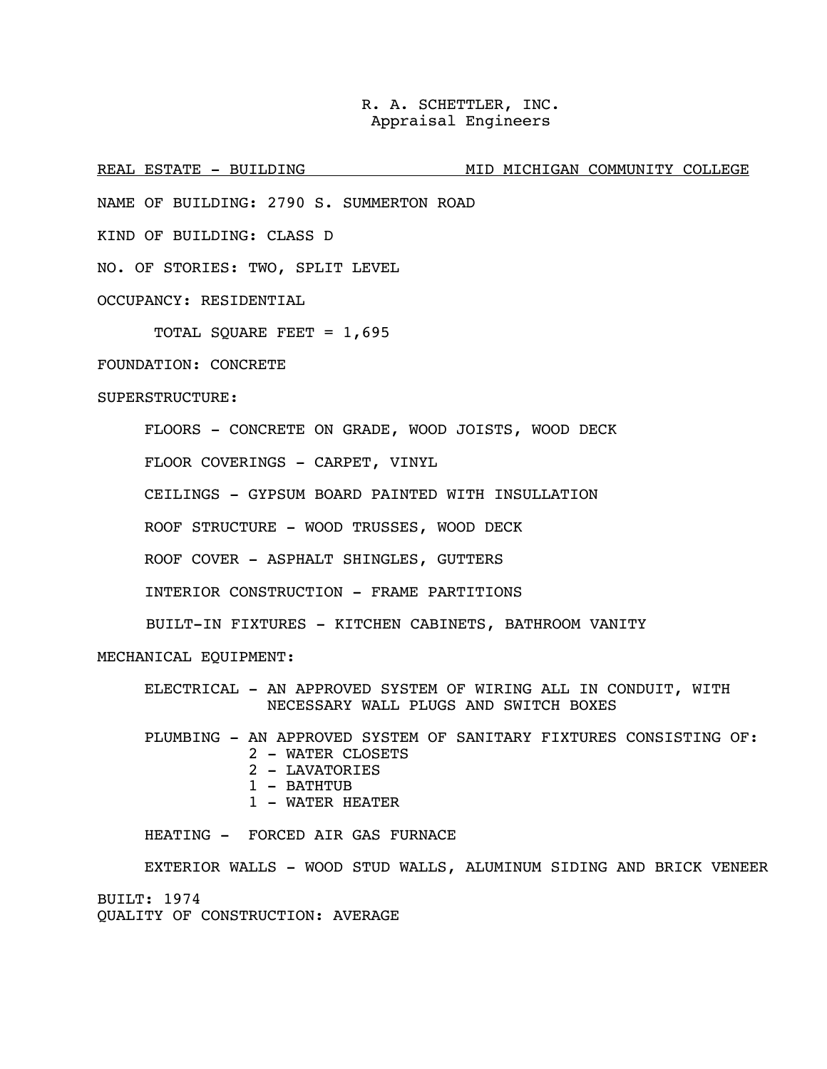R. A. SCHETTLER, INC.
Appraisal Engineers

REAL ESTATE - BUILDING MID MICHIGAN COMMUNITY COLLEGE

NAME OF BUILDING: 2790 S. SUMMERTON ROAD

KIND OF BUILDING: CLASS D

NO. OF STORIES: TWO, SPLIT LEVEL

OCCUPANCY: RESIDENTIAL

TOTAL SQUARE FEET = 1,695

FOUNDATION: CONCRETE

SUPERSTRUCTURE:

FLOORS - CONCRETE ON GRADE, WOOD JOISTS, WOOD DECK

FLOOR COVERINGS - CARPET, VINYL

CEILINGS - GYPSUM BOARD PAINTED WITH INSULLATION

ROOF STRUCTURE - WOOD TRUSSES, WOOD DECK

ROOF COVER - ASPHALT SHINGLES, GUTTERS

INTERIOR CONSTRUCTION - FRAME PARTITIONS

BUILT-IN FIXTURES - KITCHEN CABINETS, BATHROOM VANITY

MECHANICAL EQUIPMENT:

ELECTRICAL - AN APPROVED SYSTEM OF WIRING ALL IN CONDUIT, WITH NECESSARY WALL PLUGS AND SWITCH BOXES

PLUMBING - AN APPROVED SYSTEM OF SANITARY FIXTURES CONSISTING OF:
- 2 - WATER CLOSETS
- 2 - LAVATORIES
- 1 - BATHTUB
- 1 - WATER HEATER

HEATING - FORCED AIR GAS FURNACE

EXTERIOR WALLS - WOOD STUD WALLS, ALUMINUM SIDING AND BRICK VENEER

BUILT: 1974
QUALITY OF CONSTRUCTION: AVERAGE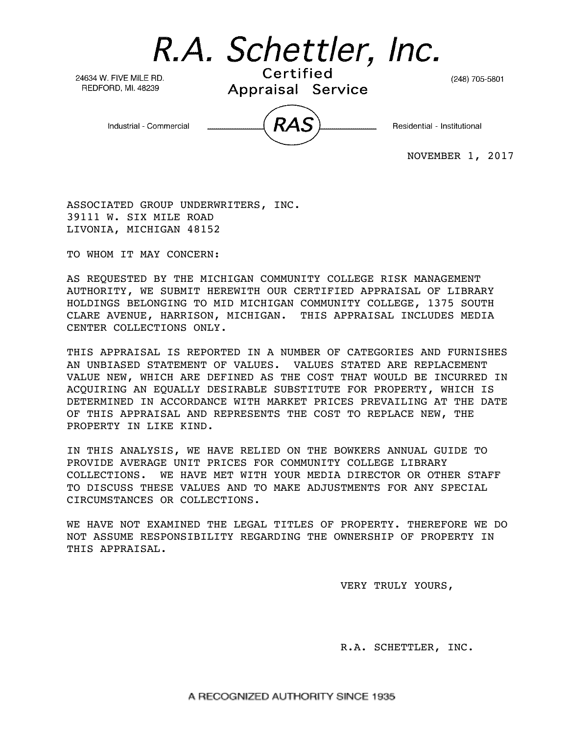# R.A. Schettler, Inc.

24634 W. FIVE MILE RD.
REDFORD, MI. 48239

Certified
Appraisal Service

(248) 705-5801

Industrial - Commercial — RAS — Residential - Institutional

NOVEMBER 1, 2017

ASSOCIATED GROUP UNDERWRITERS, INC.
39111 W. SIX MILE ROAD
LIVONIA, MICHIGAN 48152

TO WHOM IT MAY CONCERN:

AS REQUESTED BY THE MICHIGAN COMMUNITY COLLEGE RISK MANAGEMENT AUTHORITY, WE SUBMIT HEREWITH OUR CERTIFIED APPRAISAL OF LIBRARY HOLDINGS BELONGING TO MID MICHIGAN COMMUNITY COLLEGE, 1375 SOUTH CLARE AVENUE, HARRISON, MICHIGAN. THIS APPRAISAL INCLUDES MEDIA CENTER COLLECTIONS ONLY.

THIS APPRAISAL IS REPORTED IN A NUMBER OF CATEGORIES AND FURNISHES AN UNBIASED STATEMENT OF VALUES. VALUES STATED ARE REPLACEMENT VALUE NEW, WHICH ARE DEFINED AS THE COST THAT WOULD BE INCURRED IN ACQUIRING AN EQUALLY DESIRABLE SUBSTITUTE FOR PROPERTY, WHICH IS DETERMINED IN ACCORDANCE WITH MARKET PRICES PREVAILING AT THE DATE OF THIS APPRAISAL AND REPRESENTS THE COST TO REPLACE NEW, THE PROPERTY IN LIKE KIND.

IN THIS ANALYSIS, WE HAVE RELIED ON THE BOWKERS ANNUAL GUIDE TO PROVIDE AVERAGE UNIT PRICES FOR COMMUNITY COLLEGE LIBRARY COLLECTIONS. WE HAVE MET WITH YOUR MEDIA DIRECTOR OR OTHER STAFF TO DISCUSS THESE VALUES AND TO MAKE ADJUSTMENTS FOR ANY SPECIAL CIRCUMSTANCES OR COLLECTIONS.

WE HAVE NOT EXAMINED THE LEGAL TITLES OF PROPERTY. THEREFORE WE DO NOT ASSUME RESPONSIBILITY REGARDING THE OWNERSHIP OF PROPERTY IN THIS APPRAISAL.

VERY TRULY YOURS,

R.A. SCHETTLER, INC.

A RECOGNIZED AUTHORITY SINCE 1935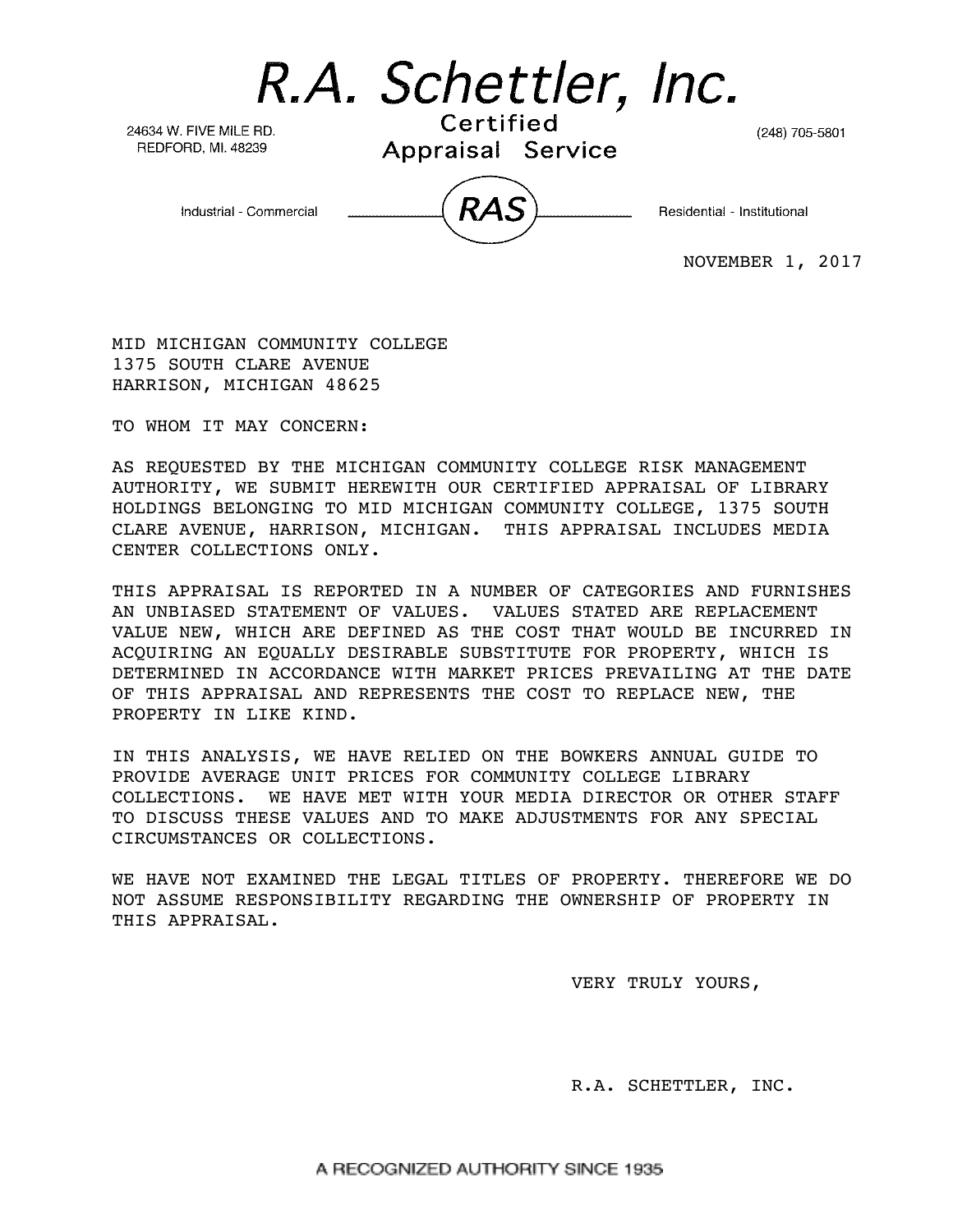# R.A. Schettler, Inc.

24634 W. FIVE MILE RD.
REDFORD, MI. 48239

Certified
Appraisal Service

(248) 705-5801

Industrial - Commercial — RAS — Residential - Institutional

NOVEMBER 1, 2017

MID MICHIGAN COMMUNITY COLLEGE
1375 SOUTH CLARE AVENUE
HARRISON, MICHIGAN 48625

TO WHOM IT MAY CONCERN:

AS REQUESTED BY THE MICHIGAN COMMUNITY COLLEGE RISK MANAGEMENT AUTHORITY, WE SUBMIT HEREWITH OUR CERTIFIED APPRAISAL OF LIBRARY HOLDINGS BELONGING TO MID MICHIGAN COMMUNITY COLLEGE, 1375 SOUTH CLARE AVENUE, HARRISON, MICHIGAN. THIS APPRAISAL INCLUDES MEDIA CENTER COLLECTIONS ONLY.

THIS APPRAISAL IS REPORTED IN A NUMBER OF CATEGORIES AND FURNISHES AN UNBIASED STATEMENT OF VALUES. VALUES STATED ARE REPLACEMENT VALUE NEW, WHICH ARE DEFINED AS THE COST THAT WOULD BE INCURRED IN ACQUIRING AN EQUALLY DESIRABLE SUBSTITUTE FOR PROPERTY, WHICH IS DETERMINED IN ACCORDANCE WITH MARKET PRICES PREVAILING AT THE DATE OF THIS APPRAISAL AND REPRESENTS THE COST TO REPLACE NEW, THE PROPERTY IN LIKE KIND.

IN THIS ANALYSIS, WE HAVE RELIED ON THE BOWKERS ANNUAL GUIDE TO PROVIDE AVERAGE UNIT PRICES FOR COMMUNITY COLLEGE LIBRARY COLLECTIONS. WE HAVE MET WITH YOUR MEDIA DIRECTOR OR OTHER STAFF TO DISCUSS THESE VALUES AND TO MAKE ADJUSTMENTS FOR ANY SPECIAL CIRCUMSTANCES OR COLLECTIONS.

WE HAVE NOT EXAMINED THE LEGAL TITLES OF PROPERTY. THEREFORE WE DO NOT ASSUME RESPONSIBILITY REGARDING THE OWNERSHIP OF PROPERTY IN THIS APPRAISAL.

VERY TRULY YOURS,

R.A. SCHETTLER, INC.

A RECOGNIZED AUTHORITY SINCE 1935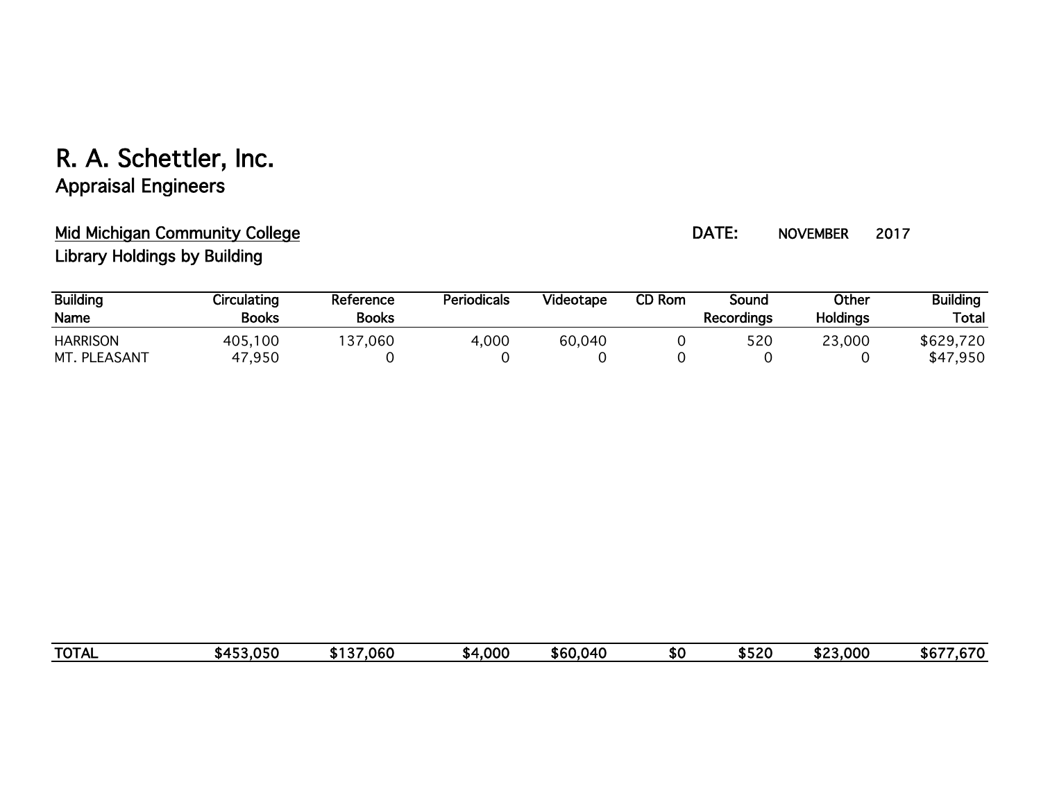# R. A. Schettler, Inc.

## Appraisal Engineers

Mid Michigan Community College

Library Holdings by Building

DATE: NOVEMBER 2017

| Building Name | Circulating Books | Reference Books | Periodicals | Videotape | CD Rom | Sound Recordings | Other Holdings | Building Total |
|---|---|---|---|---|---|---|---|---|
| HARRISON | 405,100 | 137,060 | 4,000 | 60,040 | 0 | 520 | 23,000 | $629,720 |
| MT. PLEASANT | 47,950 | 0 | 0 | 0 | 0 | 0 | 0 | $47,950 |
| TOTAL | $453,050 | $137,060 | $4,000 | $60,040 | $0 | $520 | $23,000 | $677,670 |